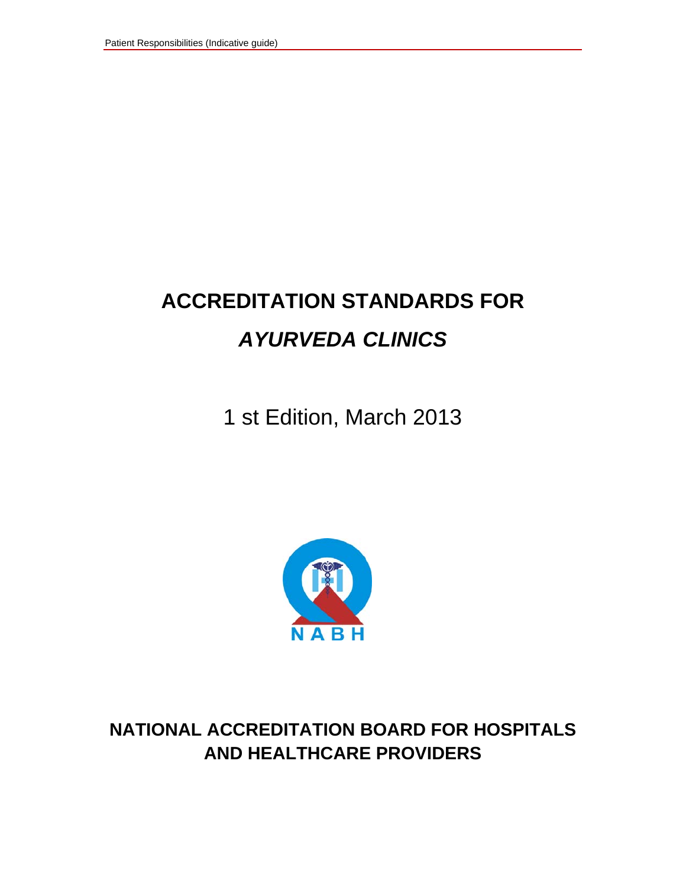# ACCREDITATION STANDARDS FOR

# *AYURVEDA CLINICS*

1 st Edition, March 2013

NABH

**NATIONAL ACCREDITATION BOARD FOR HOSPITALS AND HEALTHCARE PROVIDERS**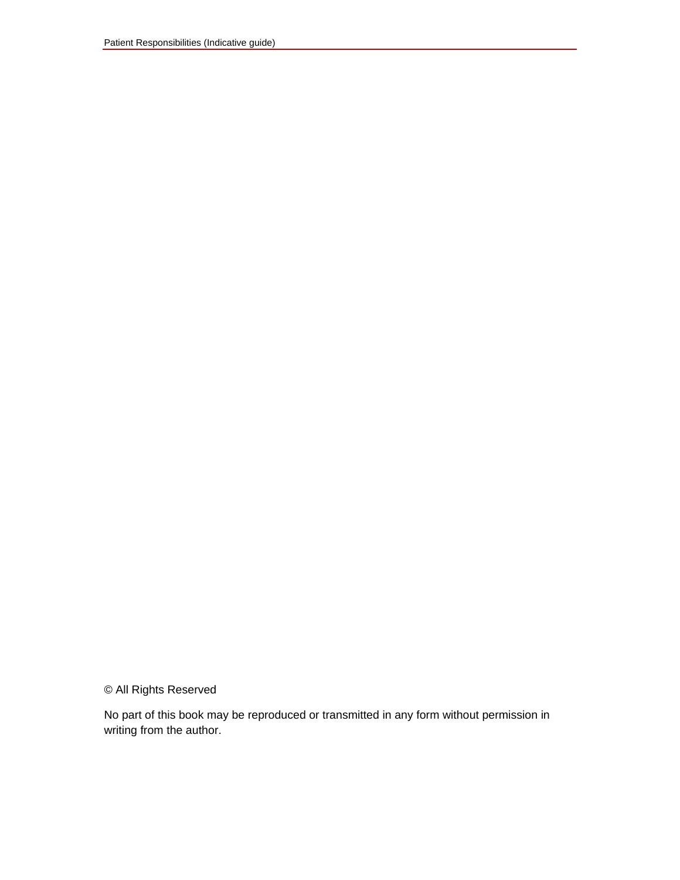© All Rights Reserved

No part of this book may be reproduced or transmitted in any form without permission in writing from the author.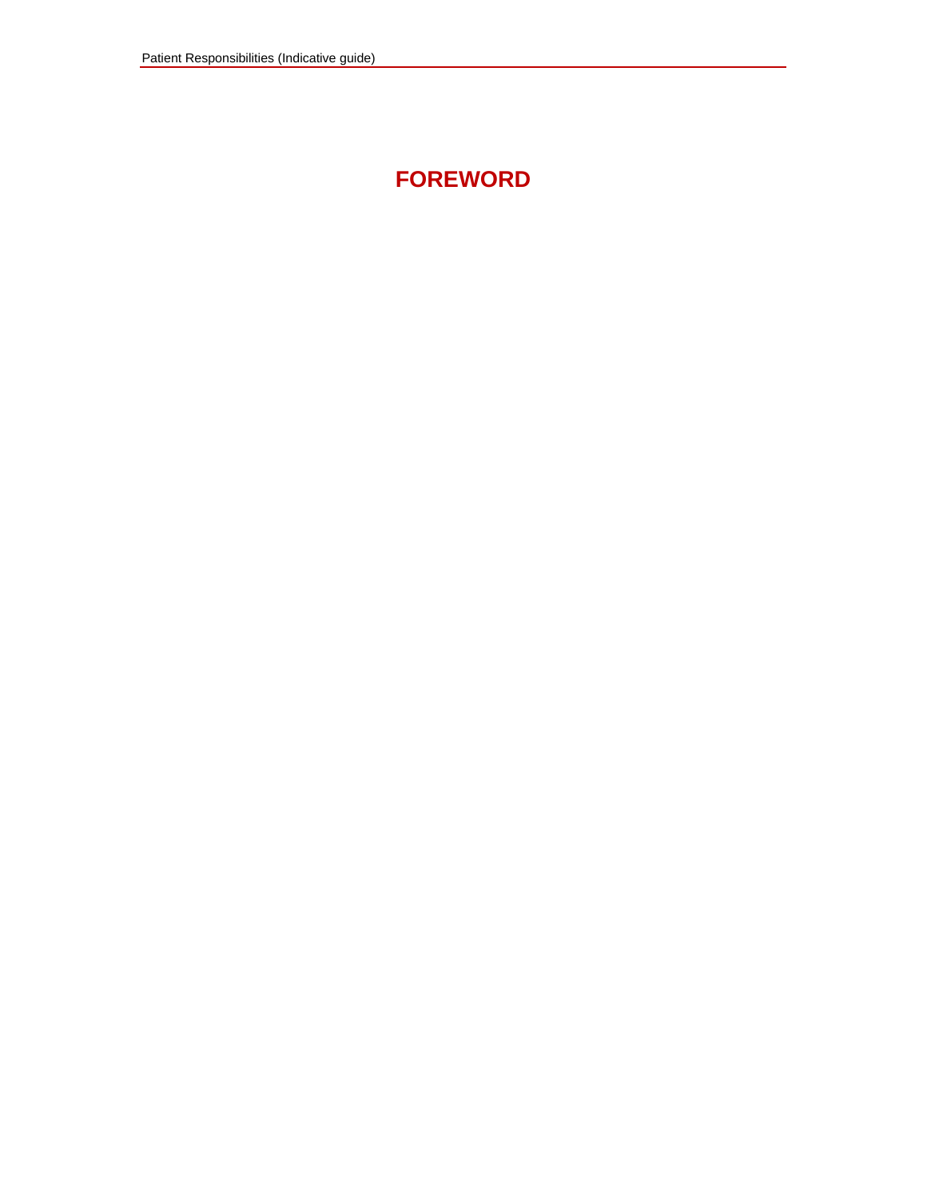# FOREWORD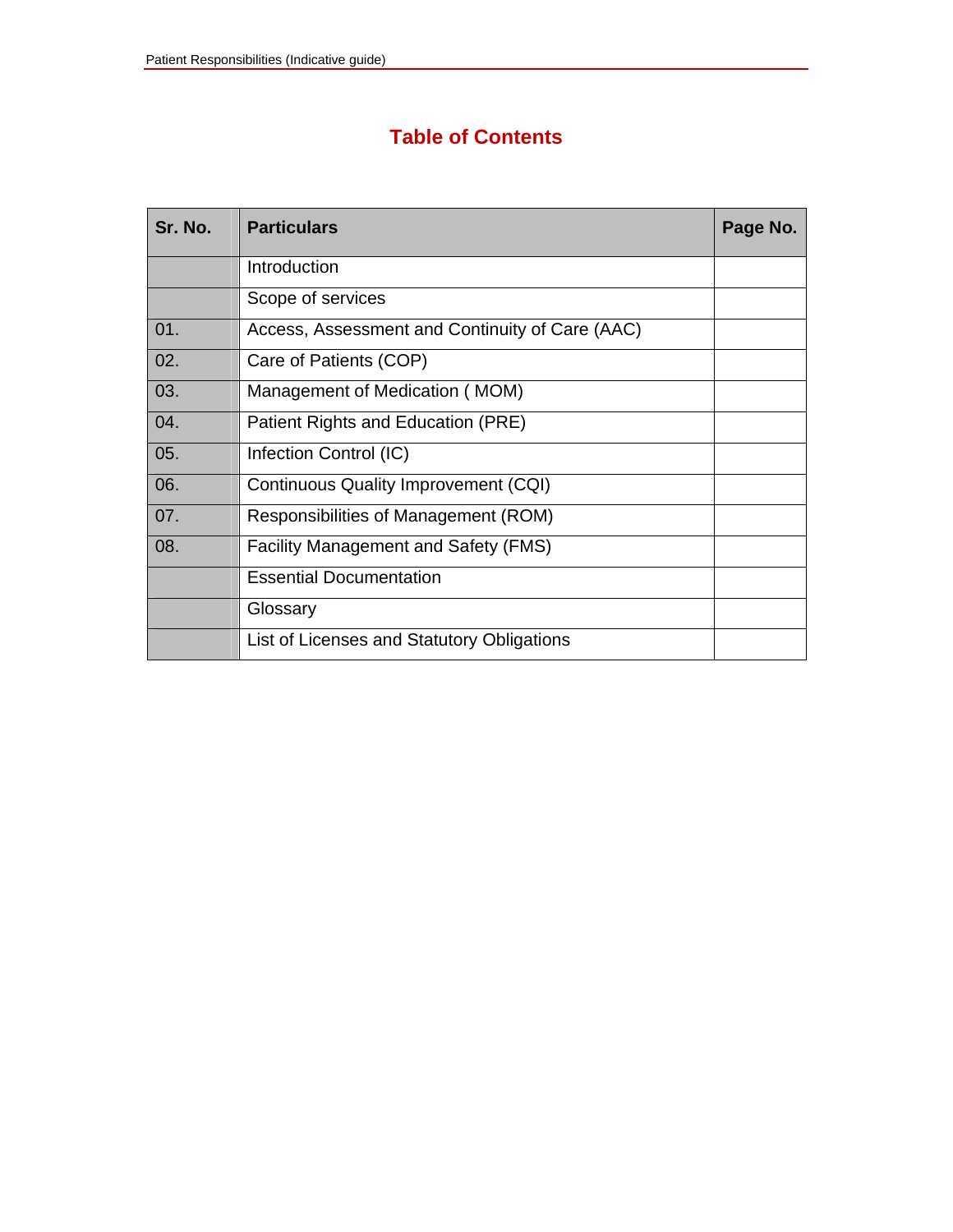# Table of Contents

| Sr. No. | Particulars | Page No. |
|---|---|---|
| | Introduction | |
| | Scope of services | |
| 01. | Access, Assessment and Continuity of Care (AAC) | |
| 02. | Care of Patients (COP) | |
| 03. | Management of Medication ( MOM) | |
| 04. | Patient Rights and Education (PRE) | |
| 05. | Infection Control (IC) | |
| 06. | Continuous Quality Improvement (CQI) | |
| 07. | Responsibilities of Management (ROM) | |
| 08. | Facility Management and Safety (FMS) | |
| | Essential Documentation | |
| | Glossary | |
| | List of Licenses and Statutory Obligations | |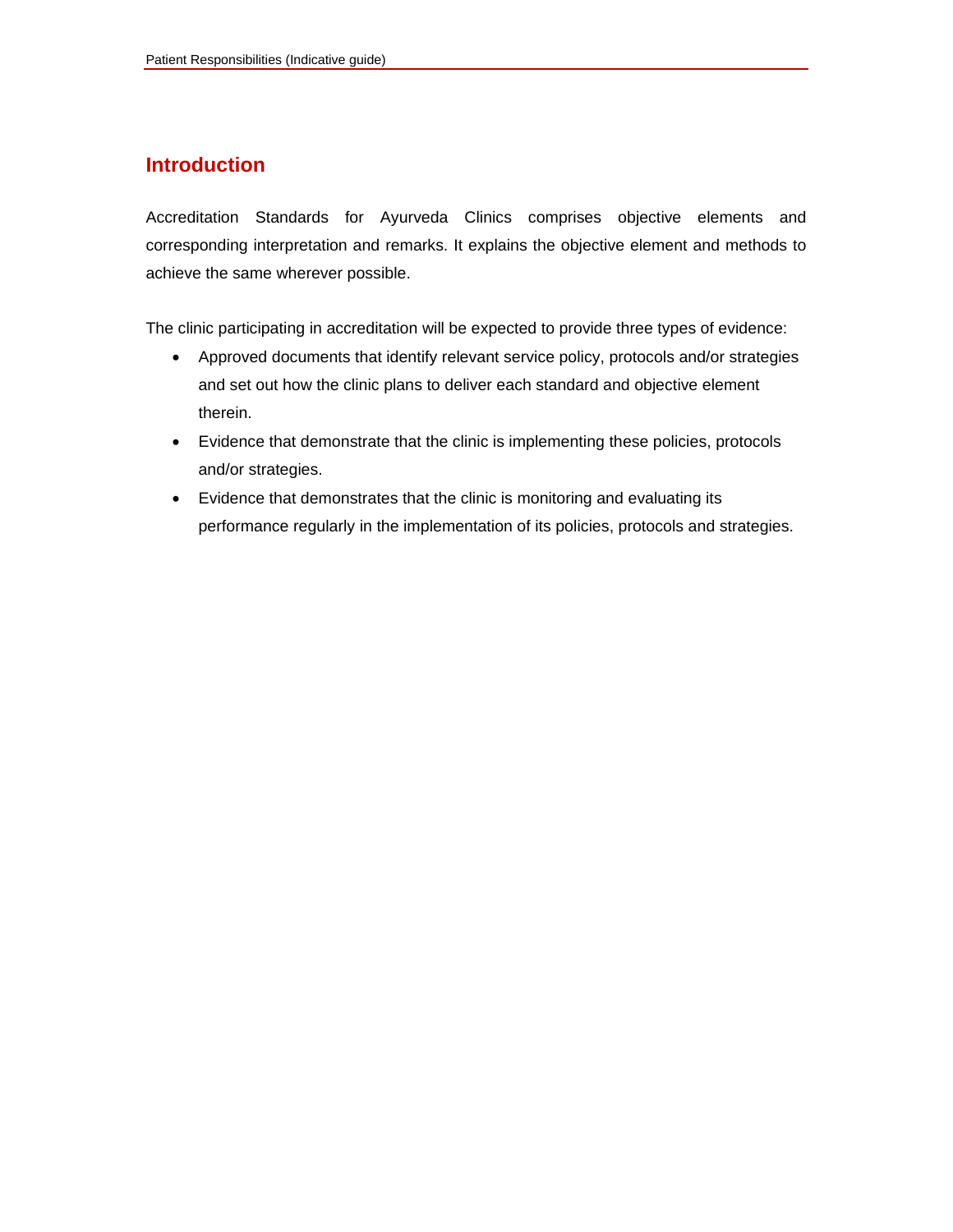## Introduction

Accreditation Standards for Ayurveda Clinics comprises objective elements and corresponding interpretation and remarks. It explains the objective element and methods to achieve the same wherever possible.

The clinic participating in accreditation will be expected to provide three types of evidence:

- Approved documents that identify relevant service policy, protocols and/or strategies and set out how the clinic plans to deliver each standard and objective element therein.
- Evidence that demonstrate that the clinic is implementing these policies, protocols and/or strategies.
- Evidence that demonstrates that the clinic is monitoring and evaluating its performance regularly in the implementation of its policies, protocols and strategies.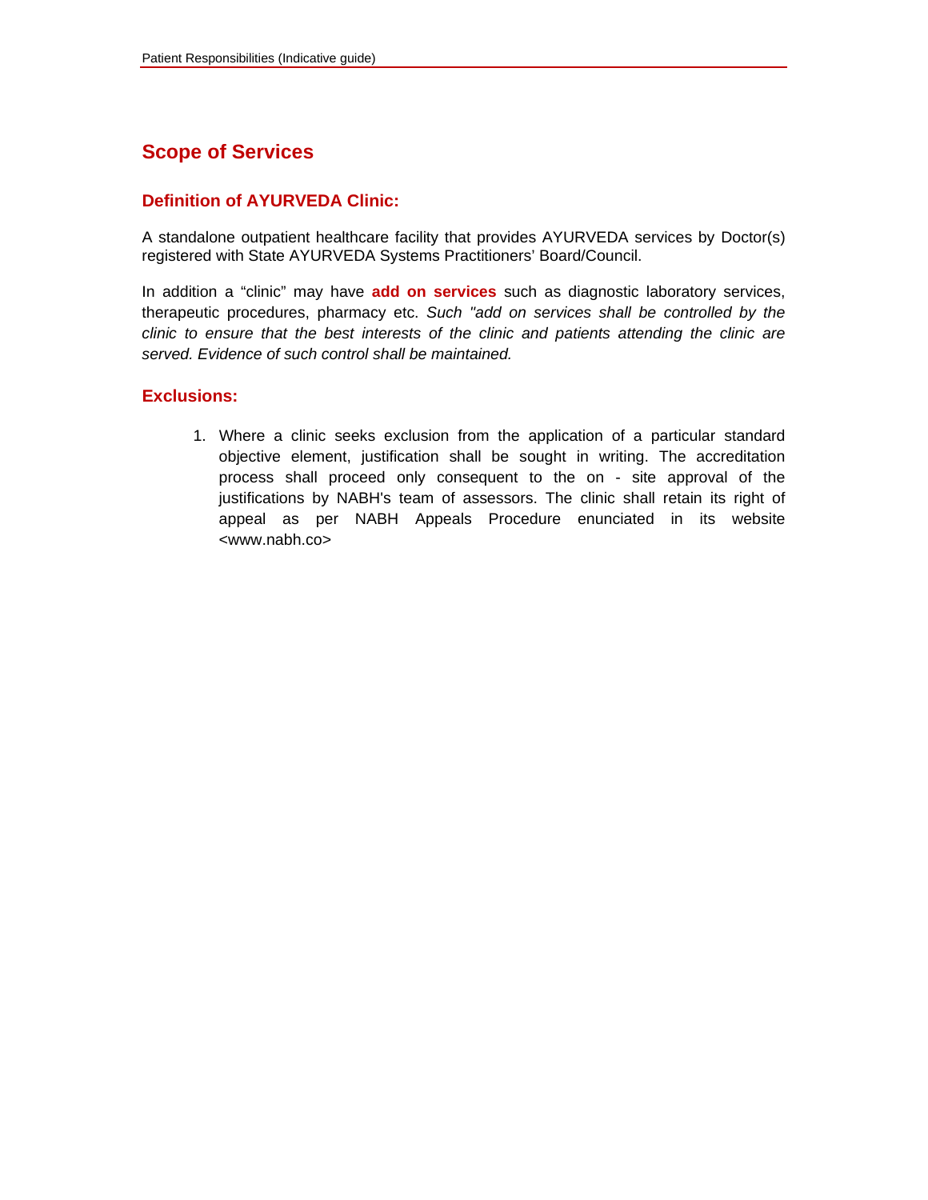## Scope of Services

### Definition of AYURVEDA Clinic:

A standalone outpatient healthcare facility that provides AYURVEDA services by Doctor(s) registered with State AYURVEDA Systems Practitioners' Board/Council.

In addition a "clinic" may have **add on services** such as diagnostic laboratory services, therapeutic procedures, pharmacy etc. *Such "add on services shall be controlled by the clinic to ensure that the best interests of the clinic and patients attending the clinic are served. Evidence of such control shall be maintained.*

### Exclusions:

1. Where a clinic seeks exclusion from the application of a particular standard objective element, justification shall be sought in writing. The accreditation process shall proceed only consequent to the on - site approval of the justifications by NABH's team of assessors. The clinic shall retain its right of appeal as per NABH Appeals Procedure enunciated in its website <www.nabh.co>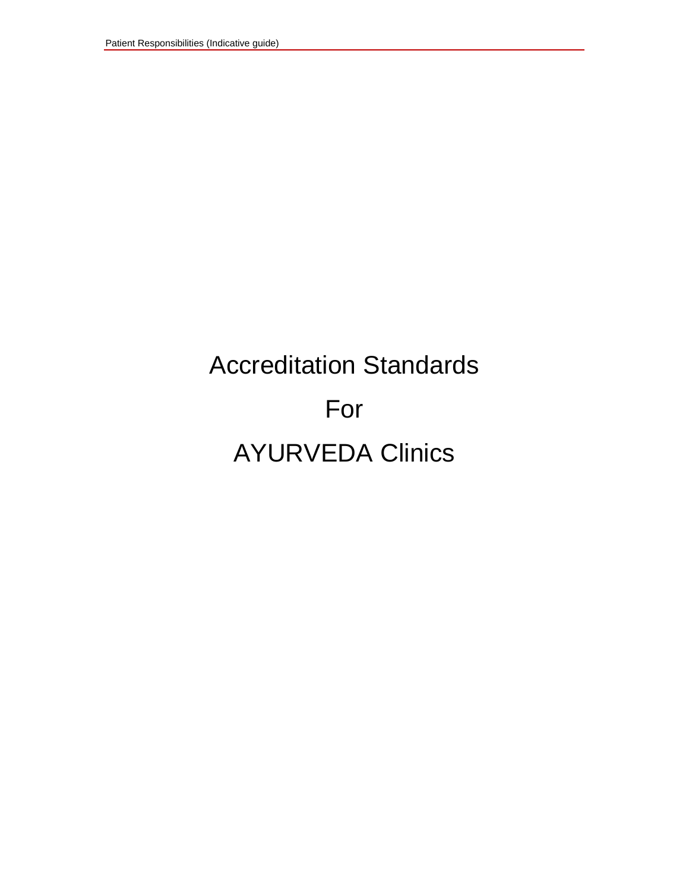# Accreditation Standards

# For

# AYURVEDA Clinics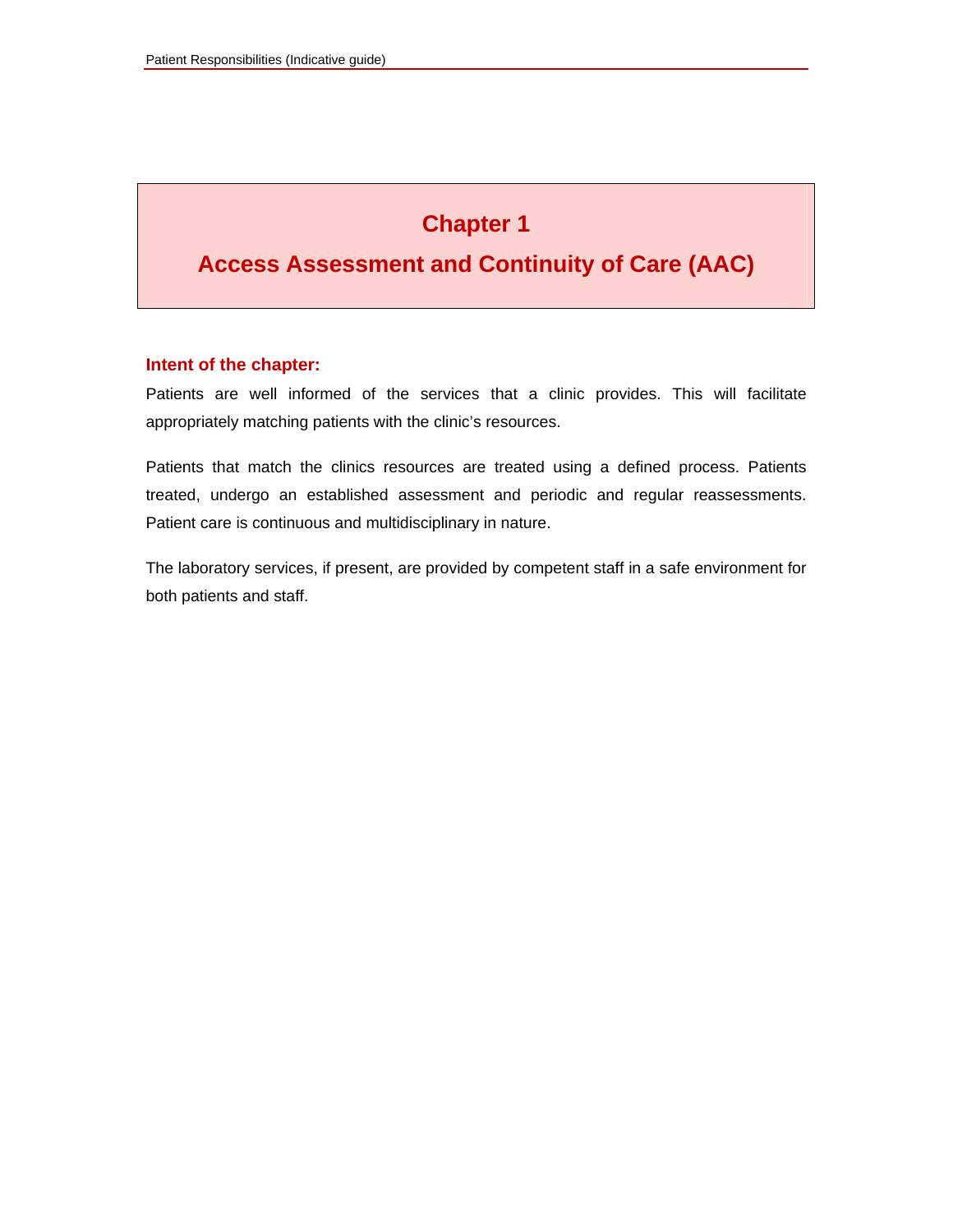# Chapter 1

# Access Assessment and Continuity of Care (AAC)

## Intent of the chapter:

Patients are well informed of the services that a clinic provides. This will facilitate appropriately matching patients with the clinic's resources.

Patients that match the clinics resources are treated using a defined process. Patients treated, undergo an established assessment and periodic and regular reassessments. Patient care is continuous and multidisciplinary in nature.

The laboratory services, if present, are provided by competent staff in a safe environment for both patients and staff.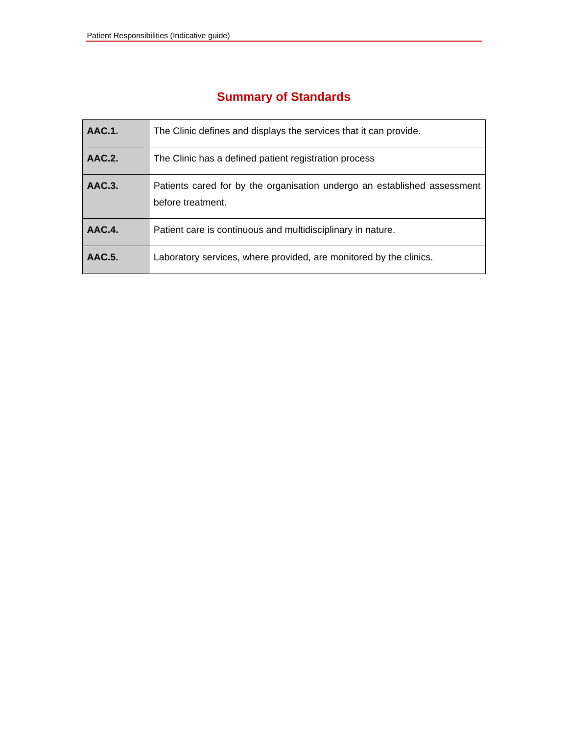## Summary of Standards

| | |
|---|---|
| **AAC.1.** | The Clinic defines and displays the services that it can provide. |
| **AAC.2.** | The Clinic has a defined patient registration process |
| **AAC.3.** | Patients cared for by the organisation undergo an established assessment before treatment. |
| **AAC.4.** | Patient care is continuous and multidisciplinary in nature. |
| **AAC.5.** | Laboratory services, where provided, are monitored by the clinics. |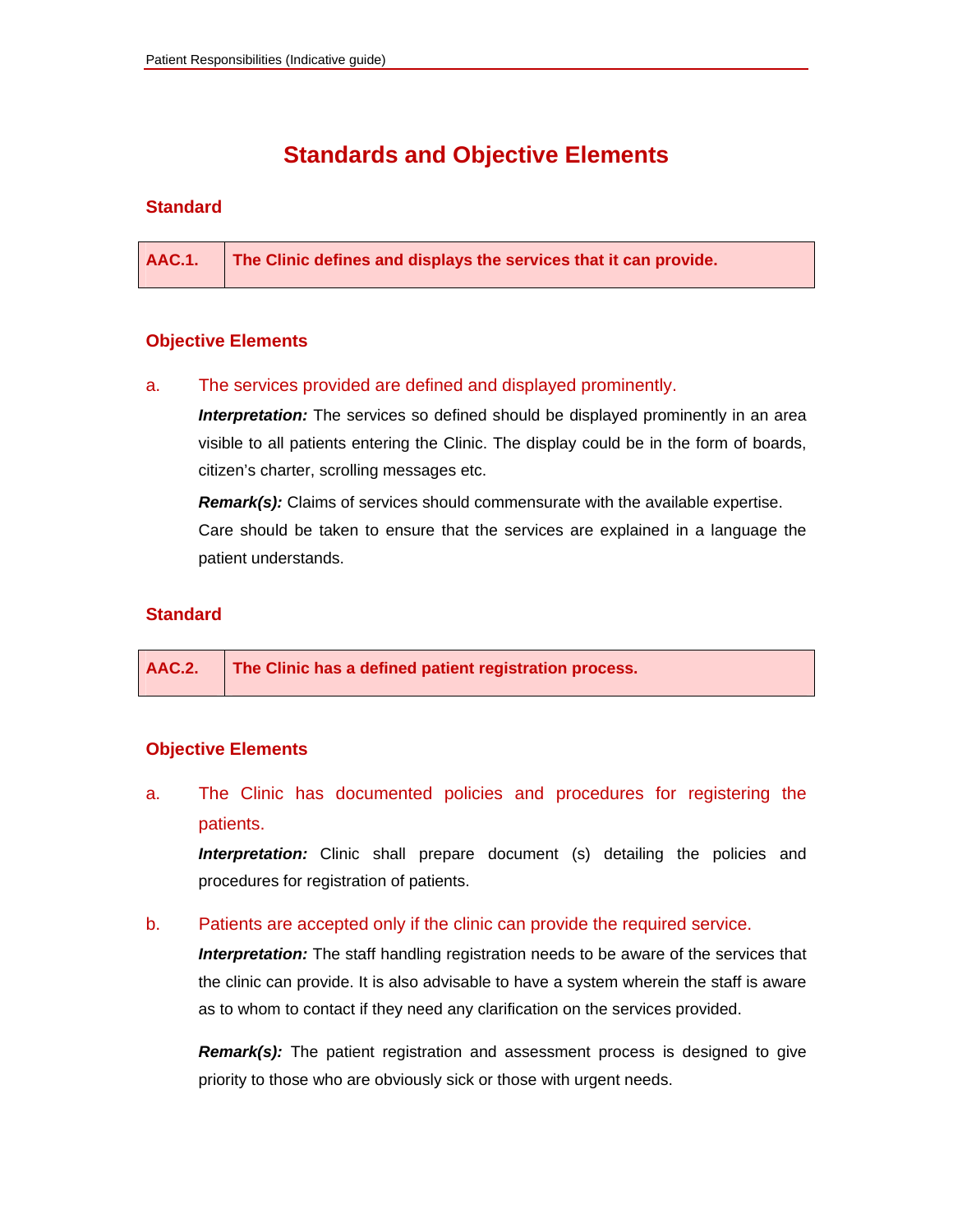# Standards and Objective Elements

## Standard

| AAC.1. | The Clinic defines and displays the services that it can provide. |
|---|---|

### Objective Elements

a. The services provided are defined and displayed prominently.

***Interpretation:*** The services so defined should be displayed prominently in an area visible to all patients entering the Clinic. The display could be in the form of boards, citizen's charter, scrolling messages etc.

***Remark(s):*** Claims of services should commensurate with the available expertise. Care should be taken to ensure that the services are explained in a language the patient understands.

## Standard

| AAC.2. | The Clinic has a defined patient registration process. |
|---|---|

### Objective Elements

a. The Clinic has documented policies and procedures for registering the patients.

***Interpretation:*** Clinic shall prepare document (s) detailing the policies and procedures for registration of patients.

b. Patients are accepted only if the clinic can provide the required service.

***Interpretation:*** The staff handling registration needs to be aware of the services that the clinic can provide. It is also advisable to have a system wherein the staff is aware as to whom to contact if they need any clarification on the services provided.

***Remark(s):*** The patient registration and assessment process is designed to give priority to those who are obviously sick or those with urgent needs.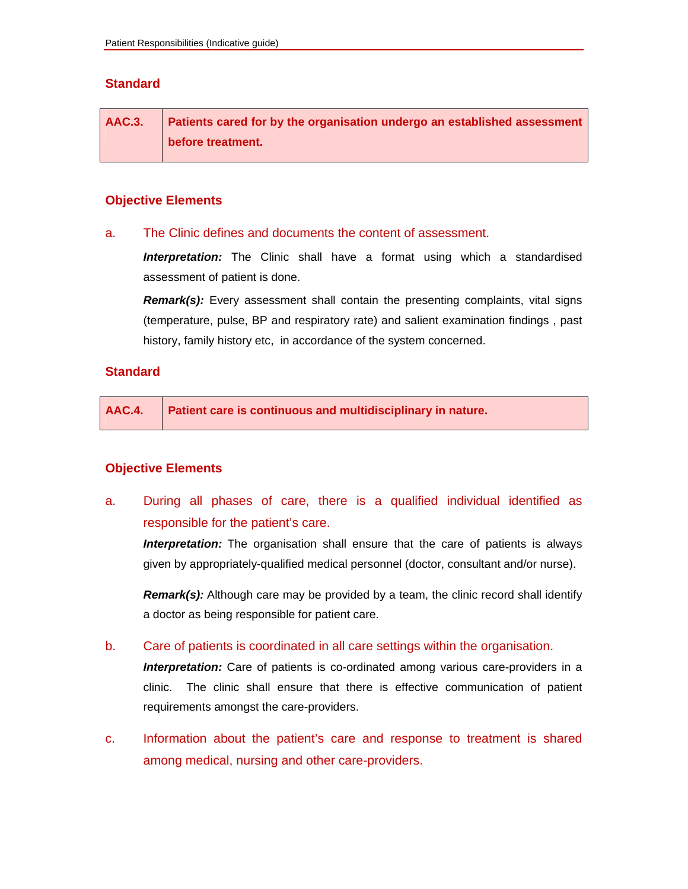## Standard

| AAC.3. | Patients cared for by the organisation undergo an established assessment before treatment. |
|---|---|

## Objective Elements

a. The Clinic defines and documents the content of assessment.

***Interpretation:*** The Clinic shall have a format using which a standardised assessment of patient is done.

***Remark(s):*** Every assessment shall contain the presenting complaints, vital signs (temperature, pulse, BP and respiratory rate) and salient examination findings , past history, family history etc, in accordance of the system concerned.

## Standard

| AAC.4. | Patient care is continuous and multidisciplinary in nature. |
|---|---|

## Objective Elements

a. During all phases of care, there is a qualified individual identified as responsible for the patient's care.

***Interpretation:*** The organisation shall ensure that the care of patients is always given by appropriately-qualified medical personnel (doctor, consultant and/or nurse).

***Remark(s):*** Although care may be provided by a team, the clinic record shall identify a doctor as being responsible for patient care.

b. Care of patients is coordinated in all care settings within the organisation.

***Interpretation:*** Care of patients is co-ordinated among various care-providers in a clinic. The clinic shall ensure that there is effective communication of patient requirements amongst the care-providers.

c. Information about the patient's care and response to treatment is shared among medical, nursing and other care-providers.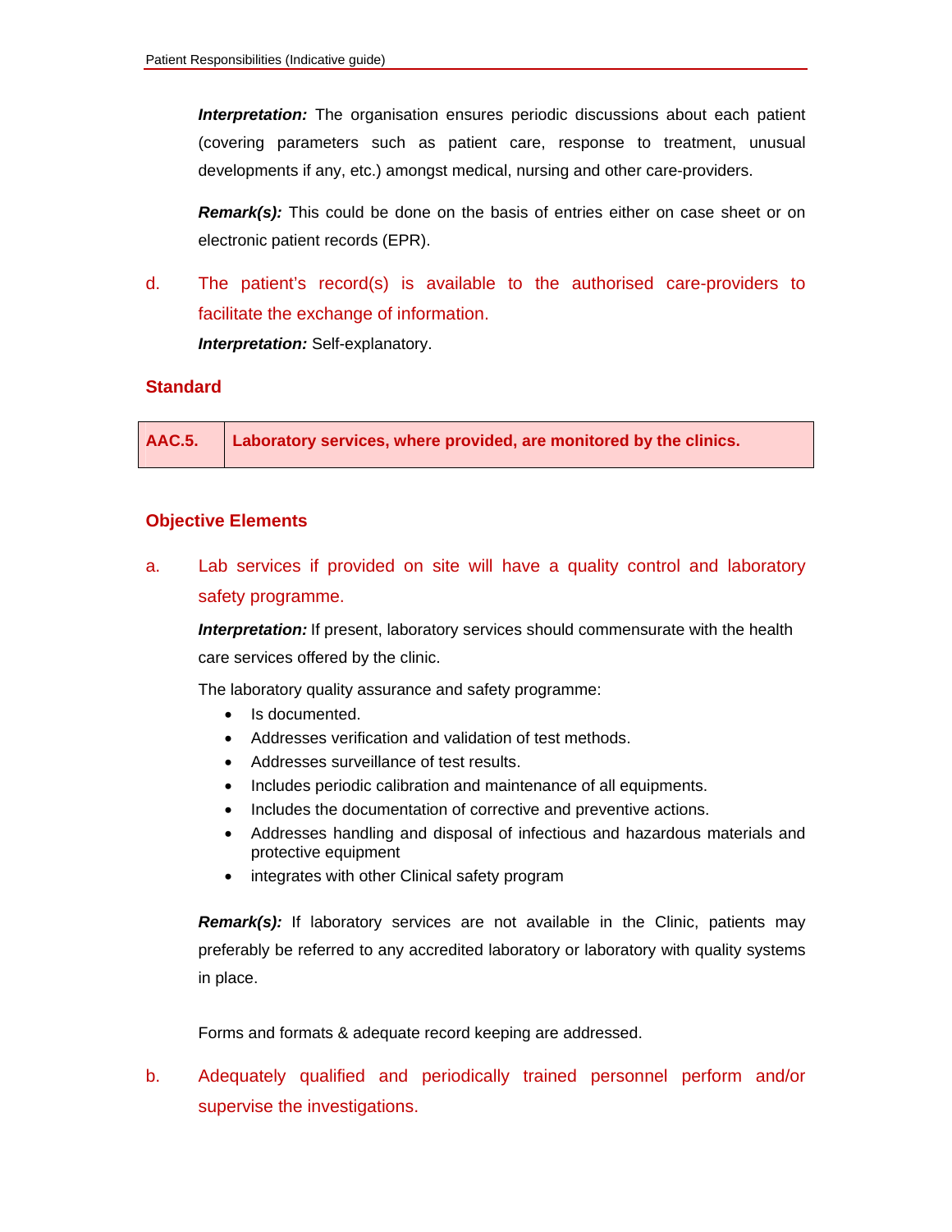***Interpretation:*** The organisation ensures periodic discussions about each patient (covering parameters such as patient care, response to treatment, unusual developments if any, etc.) amongst medical, nursing and other care-providers.

***Remark(s):*** This could be done on the basis of entries either on case sheet or on electronic patient records (EPR).

d. The patient's record(s) is available to the authorised care-providers to facilitate the exchange of information.

***Interpretation:*** Self-explanatory.

### Standard

| AAC.5. | Laboratory services, where provided, are monitored by the clinics. |
|---|---|

### Objective Elements

a. Lab services if provided on site will have a quality control and laboratory safety programme.

***Interpretation:*** If present, laboratory services should commensurate with the health care services offered by the clinic.

The laboratory quality assurance and safety programme:

- Is documented.
- Addresses verification and validation of test methods.
- Addresses surveillance of test results.
- Includes periodic calibration and maintenance of all equipments.
- Includes the documentation of corrective and preventive actions.
- Addresses handling and disposal of infectious and hazardous materials and protective equipment
- integrates with other Clinical safety program

***Remark(s):*** If laboratory services are not available in the Clinic, patients may preferably be referred to any accredited laboratory or laboratory with quality systems in place.

Forms and formats & adequate record keeping are addressed.

b. Adequately qualified and periodically trained personnel perform and/or supervise the investigations.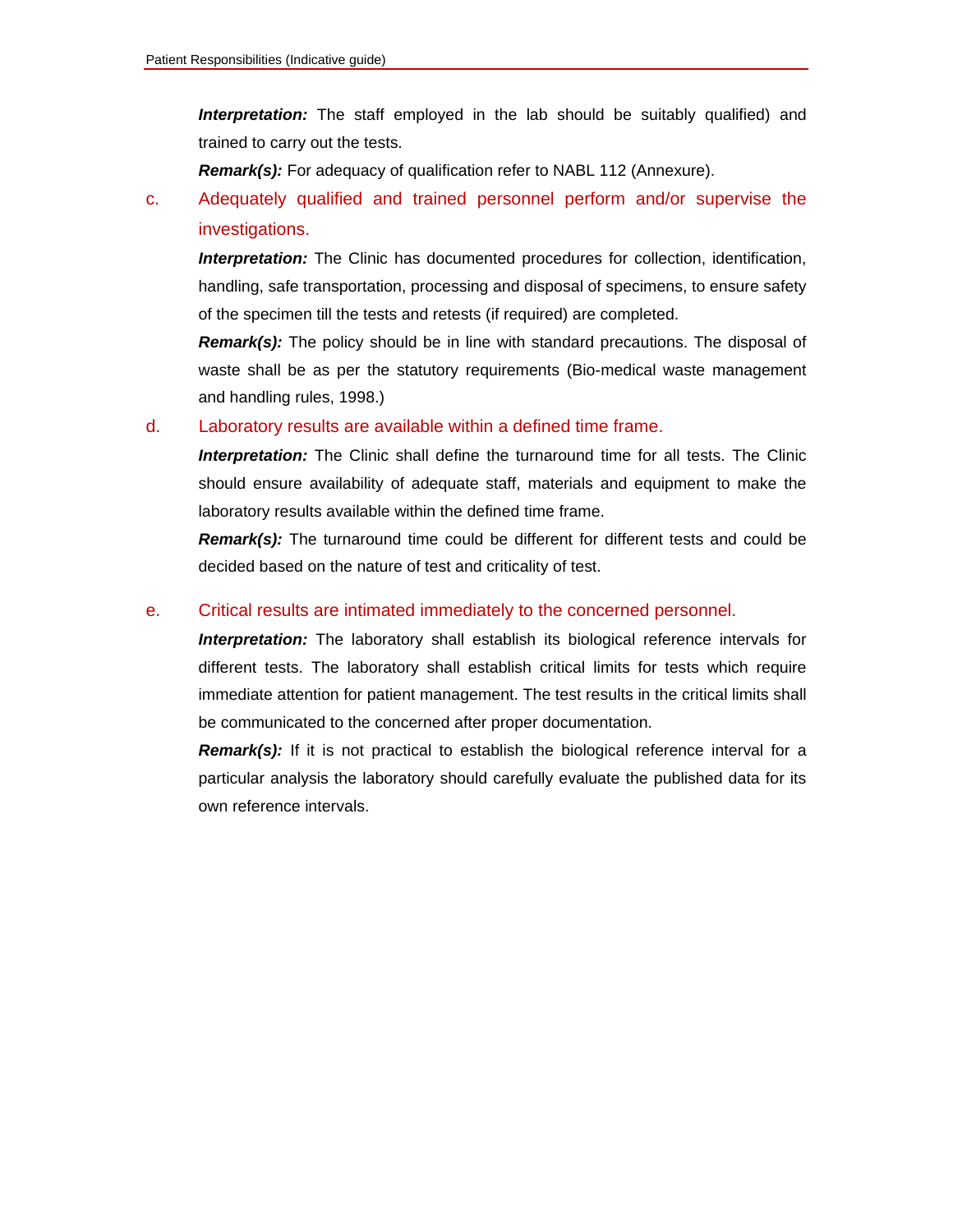***Interpretation:*** The staff employed in the lab should be suitably qualified) and trained to carry out the tests.

***Remark(s):*** For adequacy of qualification refer to NABL 112 (Annexure).

c. Adequately qualified and trained personnel perform and/or supervise the investigations.

***Interpretation:*** The Clinic has documented procedures for collection, identification, handling, safe transportation, processing and disposal of specimens, to ensure safety of the specimen till the tests and retests (if required) are completed.

***Remark(s):*** The policy should be in line with standard precautions. The disposal of waste shall be as per the statutory requirements (Bio-medical waste management and handling rules, 1998.)

d. Laboratory results are available within a defined time frame.

***Interpretation:*** The Clinic shall define the turnaround time for all tests. The Clinic should ensure availability of adequate staff, materials and equipment to make the laboratory results available within the defined time frame.

***Remark(s):*** The turnaround time could be different for different tests and could be decided based on the nature of test and criticality of test.

e. Critical results are intimated immediately to the concerned personnel.

***Interpretation:*** The laboratory shall establish its biological reference intervals for different tests. The laboratory shall establish critical limits for tests which require immediate attention for patient management. The test results in the critical limits shall be communicated to the concerned after proper documentation.

***Remark(s):*** If it is not practical to establish the biological reference interval for a particular analysis the laboratory should carefully evaluate the published data for its own reference intervals.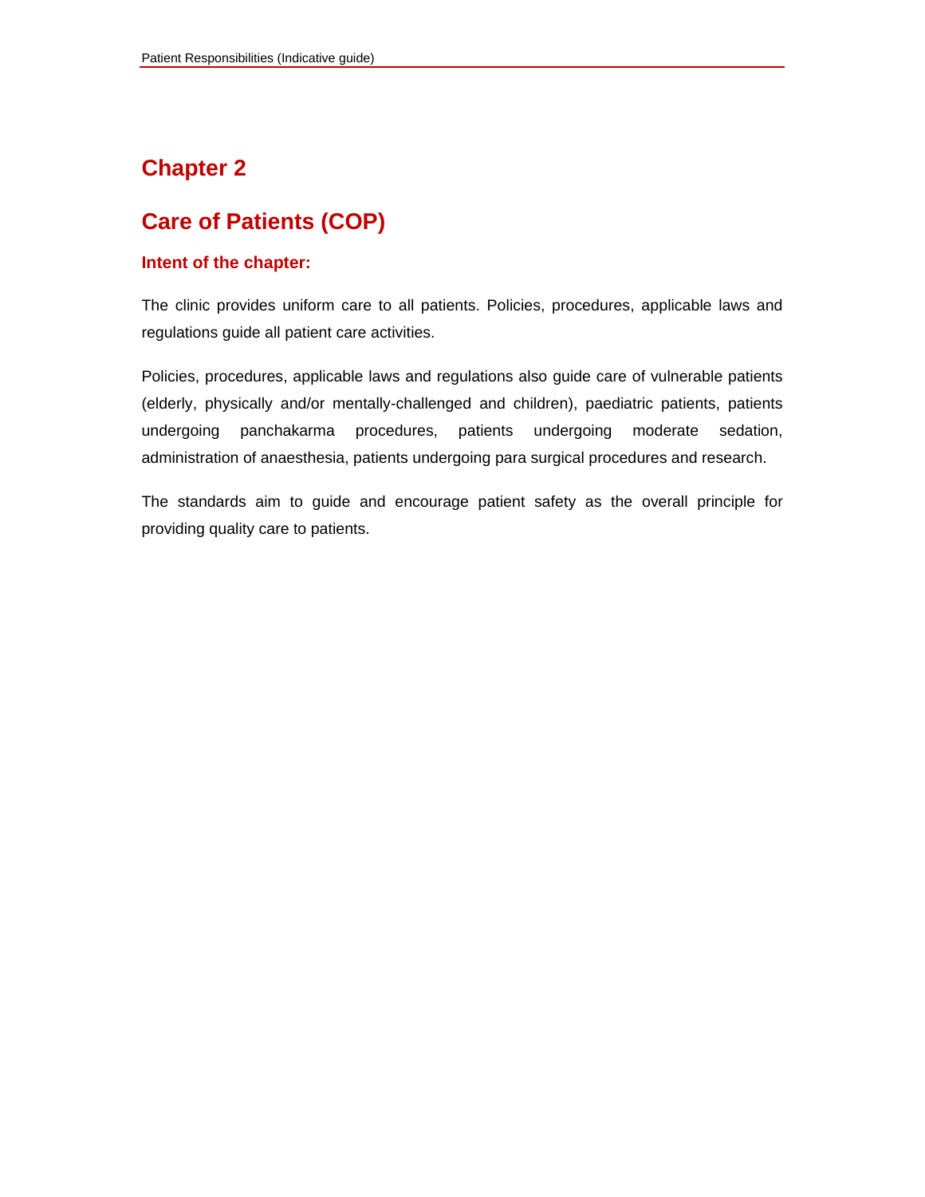# Chapter 2

# Care of Patients (COP)

### Intent of the chapter:

The clinic provides uniform care to all patients. Policies, procedures, applicable laws and regulations guide all patient care activities.

Policies, procedures, applicable laws and regulations also guide care of vulnerable patients (elderly, physically and/or mentally-challenged and children), paediatric patients, patients undergoing panchakarma procedures, patients undergoing moderate sedation, administration of anaesthesia, patients undergoing para surgical procedures and research.

The standards aim to guide and encourage patient safety as the overall principle for providing quality care to patients.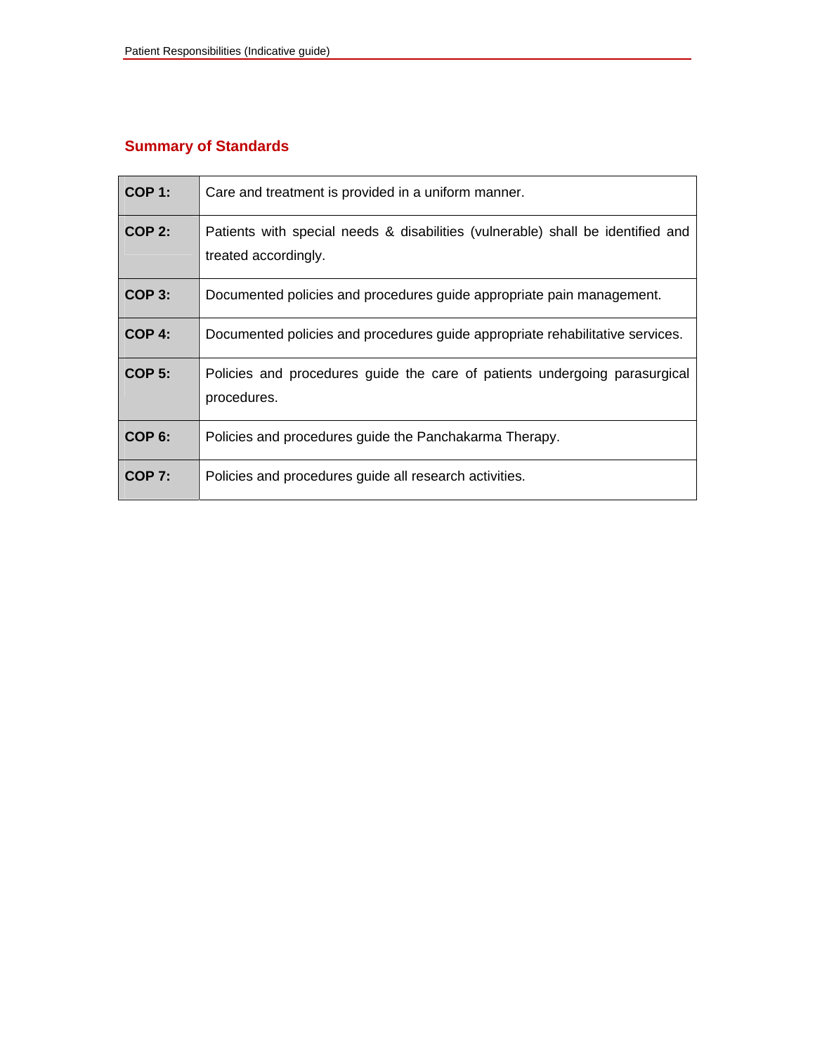## Summary of Standards

| | |
|---|---|
| **COP 1:** | Care and treatment is provided in a uniform manner. |
| **COP 2:** | Patients with special needs & disabilities (vulnerable) shall be identified and treated accordingly. |
| **COP 3:** | Documented policies and procedures guide appropriate pain management. |
| **COP 4:** | Documented policies and procedures guide appropriate rehabilitative services. |
| **COP 5:** | Policies and procedures guide the care of patients undergoing parasurgical procedures. |
| **COP 6:** | Policies and procedures guide the Panchakarma Therapy. |
| **COP 7:** | Policies and procedures guide all research activities. |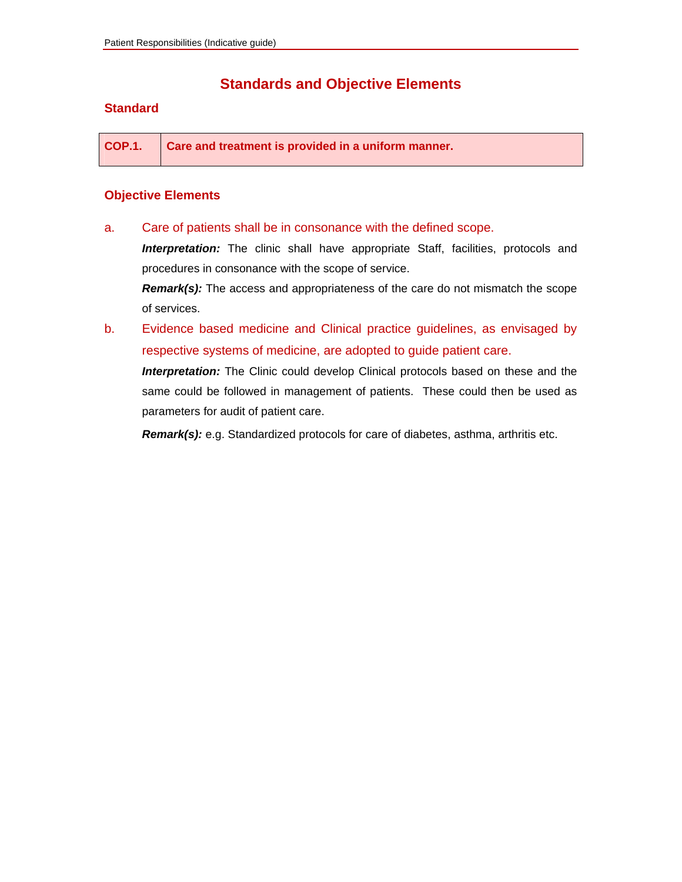## Standards and Objective Elements

### Standard

| COP.1. | Care and treatment is provided in a uniform manner. |
|---|---|

### Objective Elements

a. Care of patients shall be in consonance with the defined scope.

***Interpretation:*** The clinic shall have appropriate Staff, facilities, protocols and procedures in consonance with the scope of service.

***Remark(s):*** The access and appropriateness of the care do not mismatch the scope of services.

b. Evidence based medicine and Clinical practice guidelines, as envisaged by respective systems of medicine, are adopted to guide patient care.

***Interpretation:*** The Clinic could develop Clinical protocols based on these and the same could be followed in management of patients. These could then be used as parameters for audit of patient care.

***Remark(s):*** e.g. Standardized protocols for care of diabetes, asthma, arthritis etc.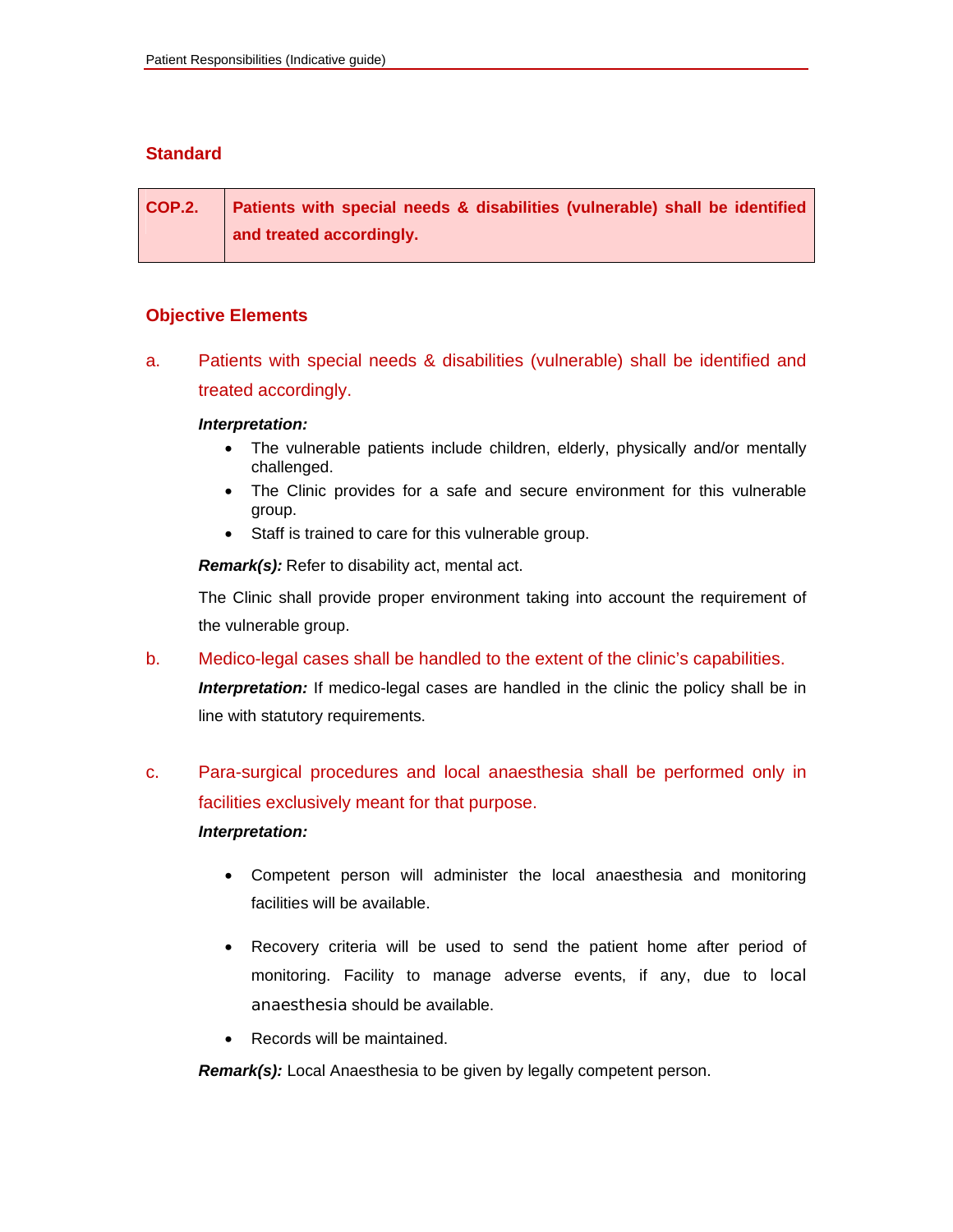## Standard

| COP.2. | **Patients with special needs & disabilities (vulnerable) shall be identified and treated accordingly.** |
|---|---|

## Objective Elements

a. Patients with special needs & disabilities (vulnerable) shall be identified and treated accordingly.

***Interpretation:***

- The vulnerable patients include children, elderly, physically and/or mentally challenged.
- The Clinic provides for a safe and secure environment for this vulnerable group.
- Staff is trained to care for this vulnerable group.

***Remark(s):*** Refer to disability act, mental act.

The Clinic shall provide proper environment taking into account the requirement of the vulnerable group.

b. Medico-legal cases shall be handled to the extent of the clinic's capabilities.

***Interpretation:*** If medico-legal cases are handled in the clinic the policy shall be in line with statutory requirements.

c. Para-surgical procedures and local anaesthesia shall be performed only in facilities exclusively meant for that purpose.

***Interpretation:***

- Competent person will administer the local anaesthesia and monitoring facilities will be available.
- Recovery criteria will be used to send the patient home after period of monitoring. Facility to manage adverse events, if any, due to local anaesthesia should be available.
- Records will be maintained.

***Remark(s):*** Local Anaesthesia to be given by legally competent person.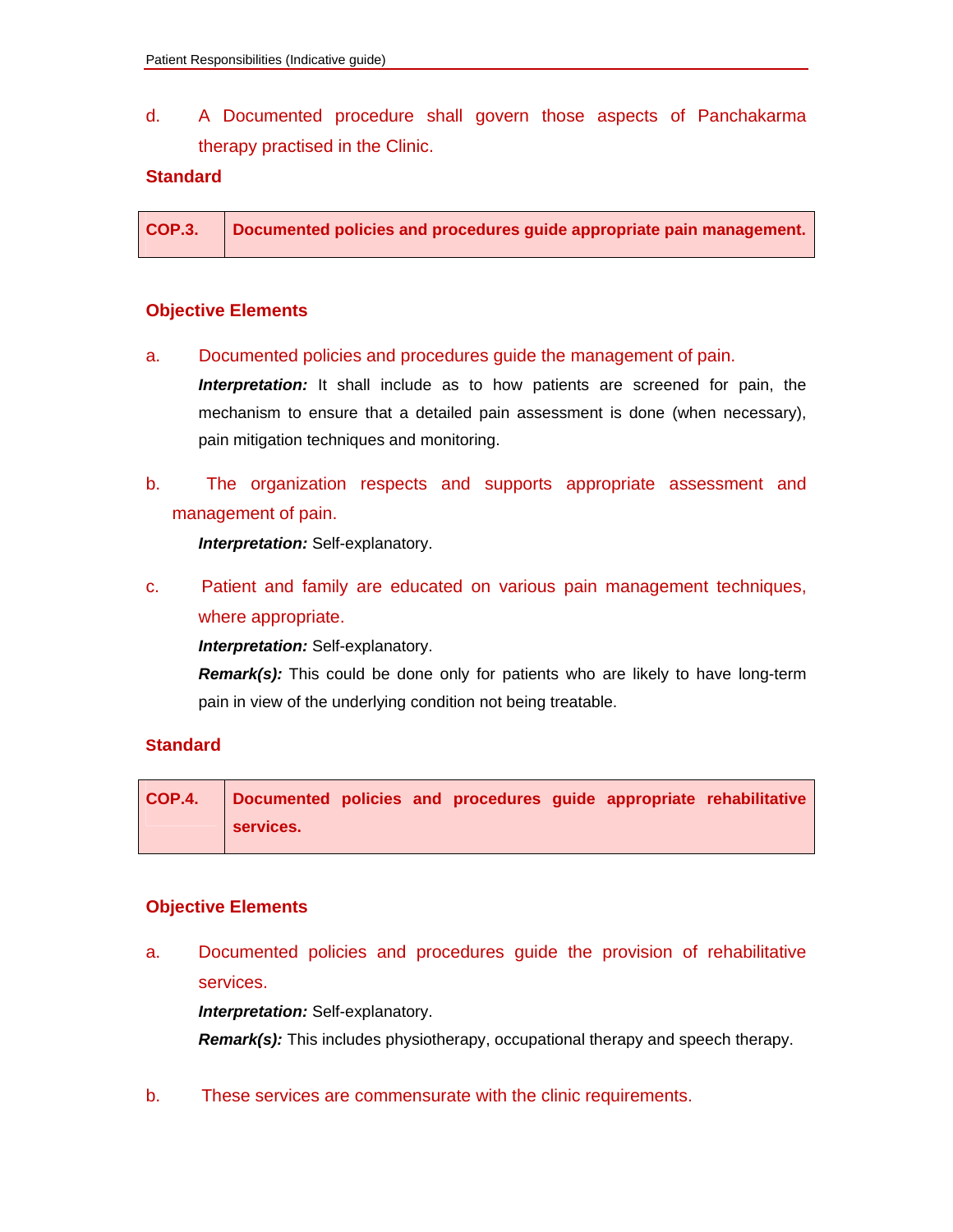d. A Documented procedure shall govern those aspects of Panchakarma therapy practised in the Clinic.

**Standard**

| COP.3. | Documented policies and procedures guide appropriate pain management. |
|---|---|

**Objective Elements**

a. Documented policies and procedures guide the management of pain.

***Interpretation:*** It shall include as to how patients are screened for pain, the mechanism to ensure that a detailed pain assessment is done (when necessary), pain mitigation techniques and monitoring.

b. The organization respects and supports appropriate assessment and management of pain.

***Interpretation:*** Self-explanatory.

c. Patient and family are educated on various pain management techniques, where appropriate.

***Interpretation:*** Self-explanatory.

***Remark(s):*** This could be done only for patients who are likely to have long-term pain in view of the underlying condition not being treatable.

**Standard**

| COP.4. | Documented policies and procedures guide appropriate rehabilitative services. |
|---|---|

**Objective Elements**

a. Documented policies and procedures guide the provision of rehabilitative services.

***Interpretation:*** Self-explanatory.

***Remark(s):*** This includes physiotherapy, occupational therapy and speech therapy.

b. These services are commensurate with the clinic requirements.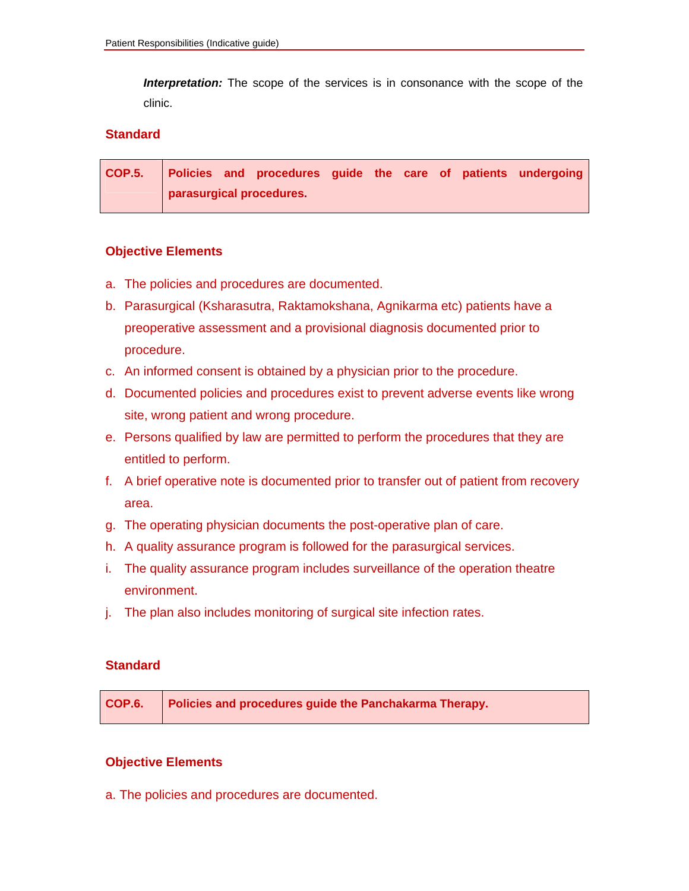***Interpretation:*** The scope of the services is in consonance with the scope of the clinic.

### Standard

| COP.5. | Policies and procedures guide the care of patients undergoing parasurgical procedures. |
|---|---|

### Objective Elements

a. The policies and procedures are documented.
b. Parasurgical (Ksharasutra, Raktamokshana, Agnikarma etc) patients have a preoperative assessment and a provisional diagnosis documented prior to procedure.
c. An informed consent is obtained by a physician prior to the procedure.
d. Documented policies and procedures exist to prevent adverse events like wrong site, wrong patient and wrong procedure.
e. Persons qualified by law are permitted to perform the procedures that they are entitled to perform.
f. A brief operative note is documented prior to transfer out of patient from recovery area.
g. The operating physician documents the post-operative plan of care.
h. A quality assurance program is followed for the parasurgical services.
i. The quality assurance program includes surveillance of the operation theatre environment.
j. The plan also includes monitoring of surgical site infection rates.

### Standard

| COP.6. | Policies and procedures guide the Panchakarma Therapy. |
|---|---|

### Objective Elements

a. The policies and procedures are documented.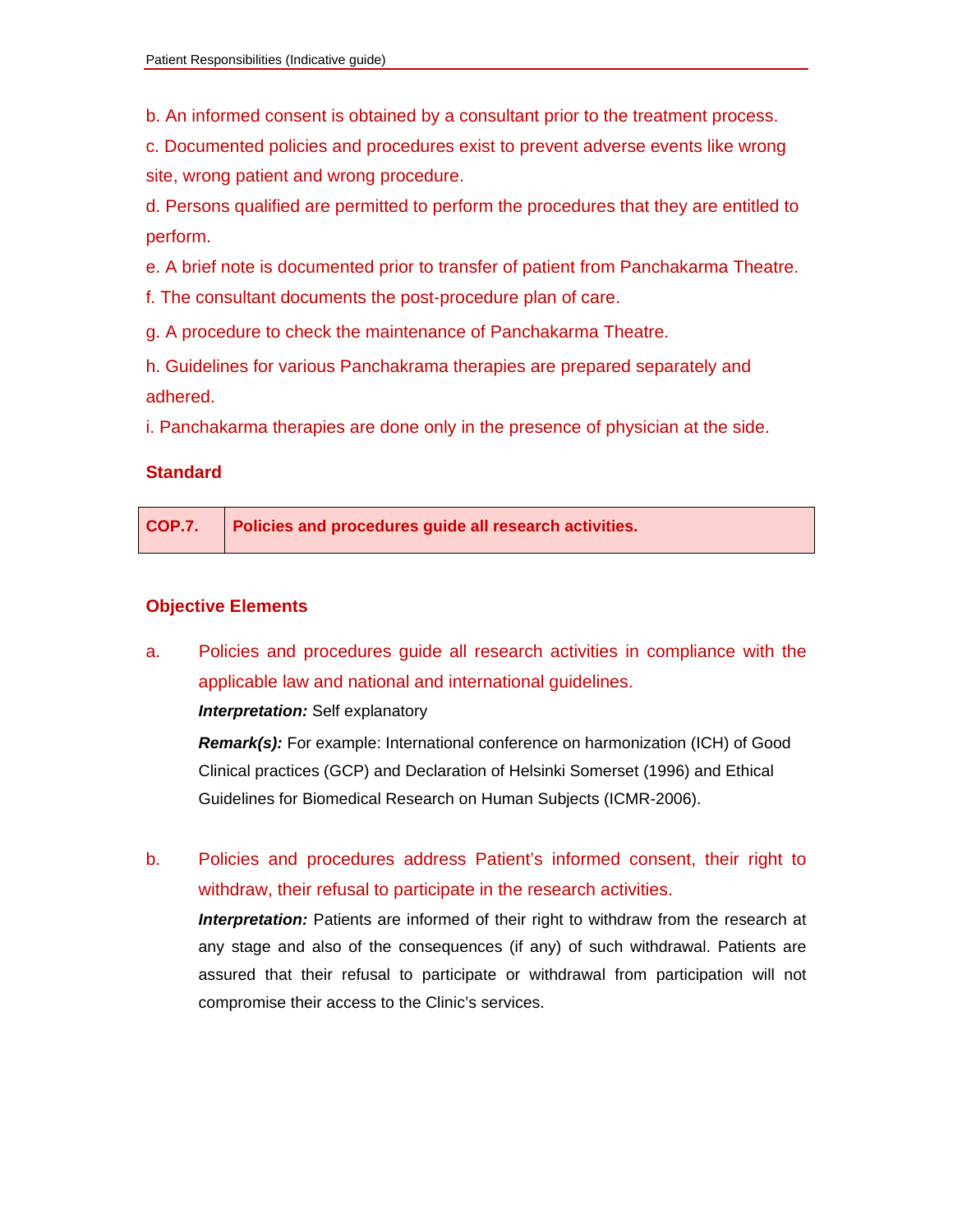b. An informed consent is obtained by a consultant prior to the treatment process.

c. Documented policies and procedures exist to prevent adverse events like wrong site, wrong patient and wrong procedure.

d. Persons qualified are permitted to perform the procedures that they are entitled to perform.

e. A brief note is documented prior to transfer of patient from Panchakarma Theatre.

f. The consultant documents the post-procedure plan of care.

g. A procedure to check the maintenance of Panchakarma Theatre.

h. Guidelines for various Panchakrama therapies are prepared separately and adhered.

i. Panchakarma therapies are done only in the presence of physician at the side.

### Standard

| COP.7. | Policies and procedures guide all research activities. |
|---|---|

### Objective Elements

a. Policies and procedures guide all research activities in compliance with the applicable law and national and international guidelines.

***Interpretation:*** Self explanatory

***Remark(s):*** For example: International conference on harmonization (ICH) of Good Clinical practices (GCP) and Declaration of Helsinki Somerset (1996) and Ethical Guidelines for Biomedical Research on Human Subjects (ICMR-2006).

b. Policies and procedures address Patient's informed consent, their right to withdraw, their refusal to participate in the research activities.

***Interpretation:*** Patients are informed of their right to withdraw from the research at any stage and also of the consequences (if any) of such withdrawal. Patients are assured that their refusal to participate or withdrawal from participation will not compromise their access to the Clinic's services.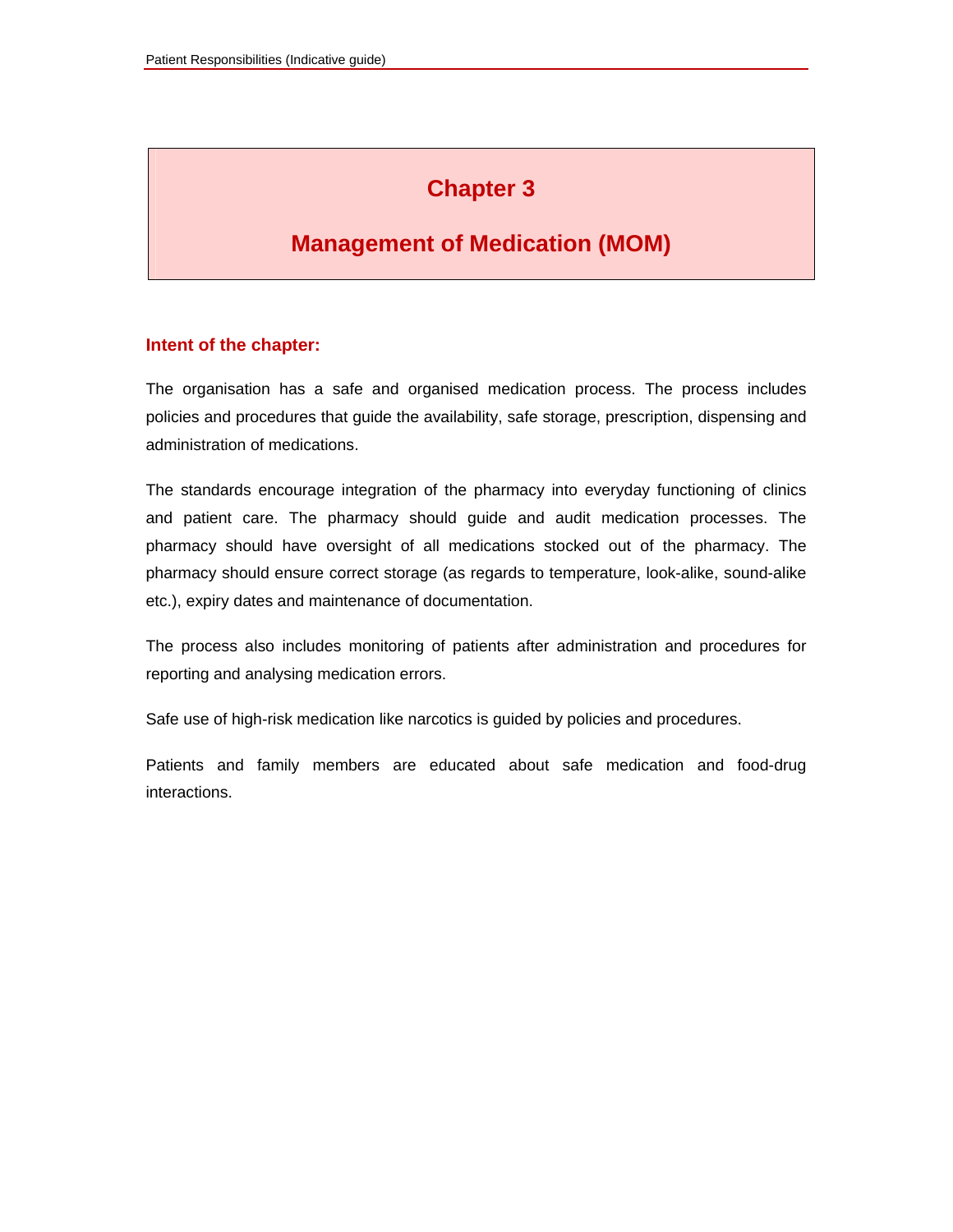# Chapter 3

# Management of Medication (MOM)

### Intent of the chapter:

The organisation has a safe and organised medication process. The process includes policies and procedures that guide the availability, safe storage, prescription, dispensing and administration of medications.

The standards encourage integration of the pharmacy into everyday functioning of clinics and patient care. The pharmacy should guide and audit medication processes. The pharmacy should have oversight of all medications stocked out of the pharmacy. The pharmacy should ensure correct storage (as regards to temperature, look-alike, sound-alike etc.), expiry dates and maintenance of documentation.

The process also includes monitoring of patients after administration and procedures for reporting and analysing medication errors.

Safe use of high-risk medication like narcotics is guided by policies and procedures.

Patients and family members are educated about safe medication and food-drug interactions.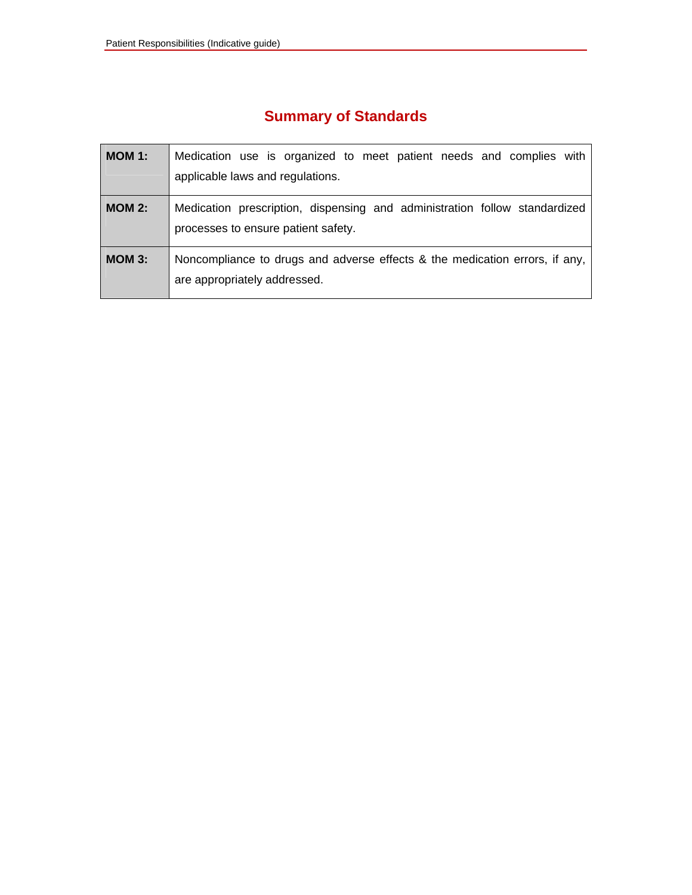## Summary of Standards

| | |
|---|---|
| **MOM 1:** | Medication use is organized to meet patient needs and complies with applicable laws and regulations. |
| **MOM 2:** | Medication prescription, dispensing and administration follow standardized processes to ensure patient safety. |
| **MOM 3:** | Noncompliance to drugs and adverse effects & the medication errors, if any, are appropriately addressed. |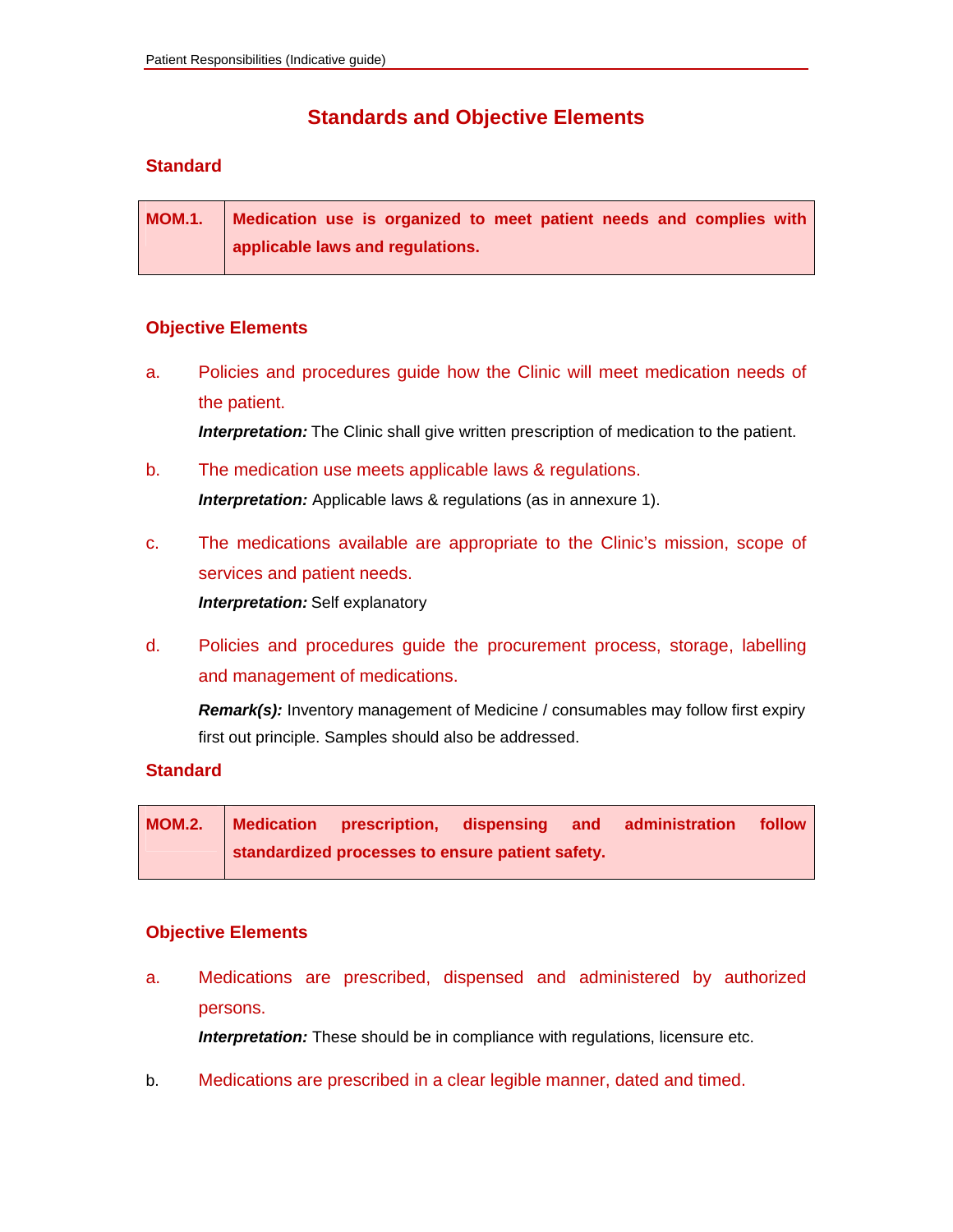# Standards and Objective Elements

## Standard

| MOM.1. | Medication use is organized to meet patient needs and complies with applicable laws and regulations. |
|---|---|

## Objective Elements

a. Policies and procedures guide how the Clinic will meet medication needs of the patient.

***Interpretation:*** The Clinic shall give written prescription of medication to the patient.

b. The medication use meets applicable laws & regulations.

***Interpretation:*** Applicable laws & regulations (as in annexure 1).

c. The medications available are appropriate to the Clinic's mission, scope of services and patient needs.

***Interpretation:*** Self explanatory

d. Policies and procedures guide the procurement process, storage, labelling and management of medications.

***Remark(s):*** Inventory management of Medicine / consumables may follow first expiry first out principle. Samples should also be addressed.

## Standard

| MOM.2. | Medication prescription, dispensing and administration follow standardized processes to ensure patient safety. |
|---|---|

## Objective Elements

a. Medications are prescribed, dispensed and administered by authorized persons.

***Interpretation:*** These should be in compliance with regulations, licensure etc.

b. Medications are prescribed in a clear legible manner, dated and timed.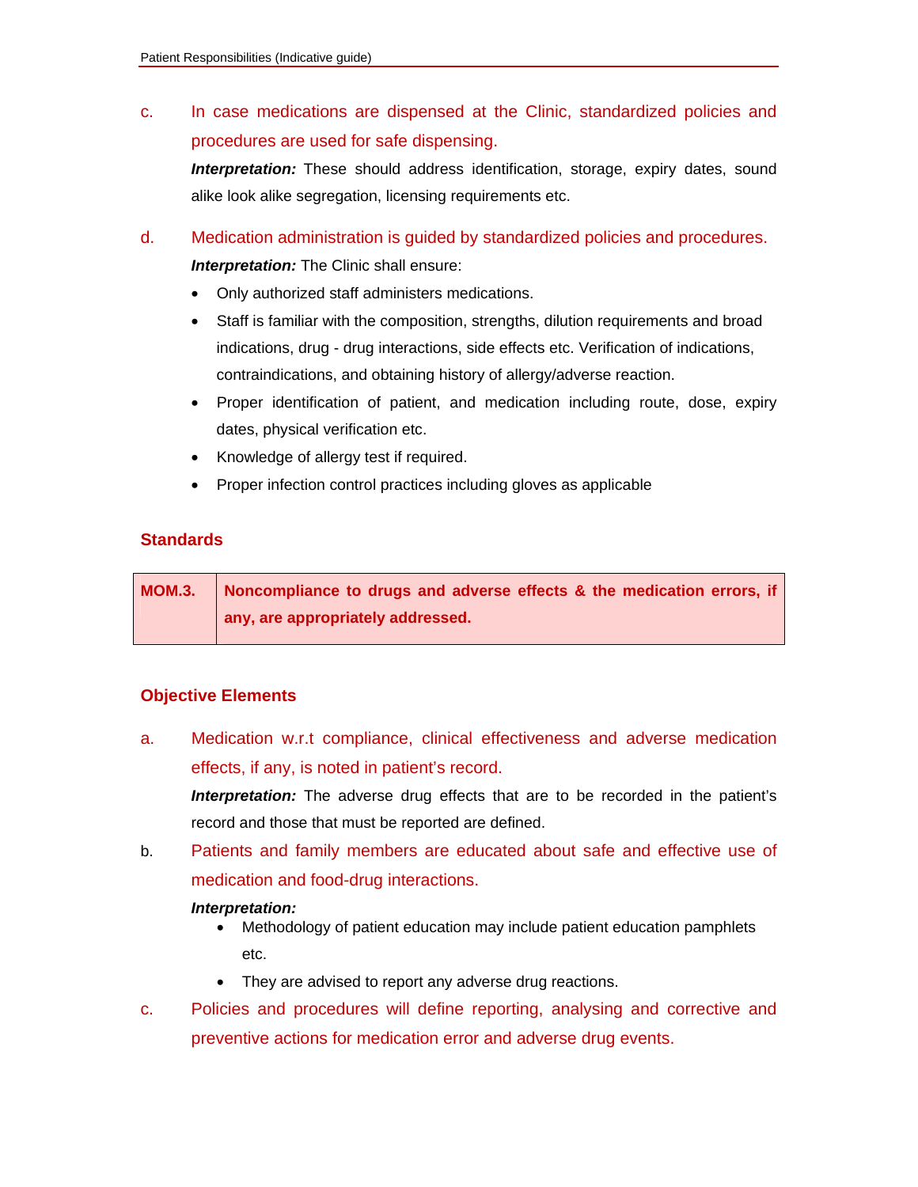c. In case medications are dispensed at the Clinic, standardized policies and procedures are used for safe dispensing.

***Interpretation:*** These should address identification, storage, expiry dates, sound alike look alike segregation, licensing requirements etc.

d. Medication administration is guided by standardized policies and procedures.

***Interpretation:*** The Clinic shall ensure:

- Only authorized staff administers medications.
- Staff is familiar with the composition, strengths, dilution requirements and broad indications, drug - drug interactions, side effects etc. Verification of indications, contraindications, and obtaining history of allergy/adverse reaction.
- Proper identification of patient, and medication including route, dose, expiry dates, physical verification etc.
- Knowledge of allergy test if required.
- Proper infection control practices including gloves as applicable

### Standards

| MOM.3. | Noncompliance to drugs and adverse effects & the medication errors, if any, are appropriately addressed. |
|---|---|

### Objective Elements

a. Medication w.r.t compliance, clinical effectiveness and adverse medication effects, if any, is noted in patient's record.

***Interpretation:*** The adverse drug effects that are to be recorded in the patient's record and those that must be reported are defined.

b. Patients and family members are educated about safe and effective use of medication and food-drug interactions.

***Interpretation:***

- Methodology of patient education may include patient education pamphlets etc.
- They are advised to report any adverse drug reactions.

c. Policies and procedures will define reporting, analysing and corrective and preventive actions for medication error and adverse drug events.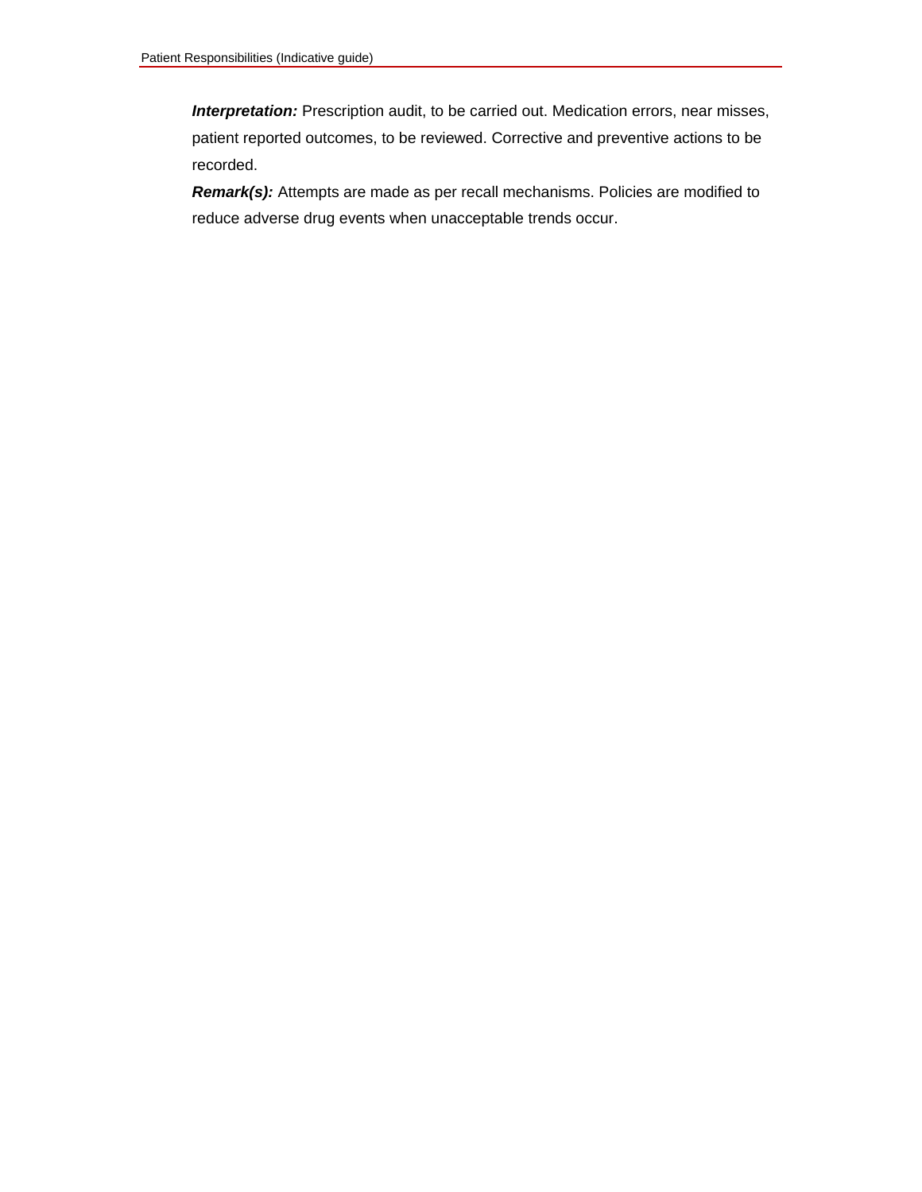***Interpretation:*** Prescription audit, to be carried out. Medication errors, near misses, patient reported outcomes, to be reviewed. Corrective and preventive actions to be recorded.

***Remark(s):*** Attempts are made as per recall mechanisms. Policies are modified to reduce adverse drug events when unacceptable trends occur.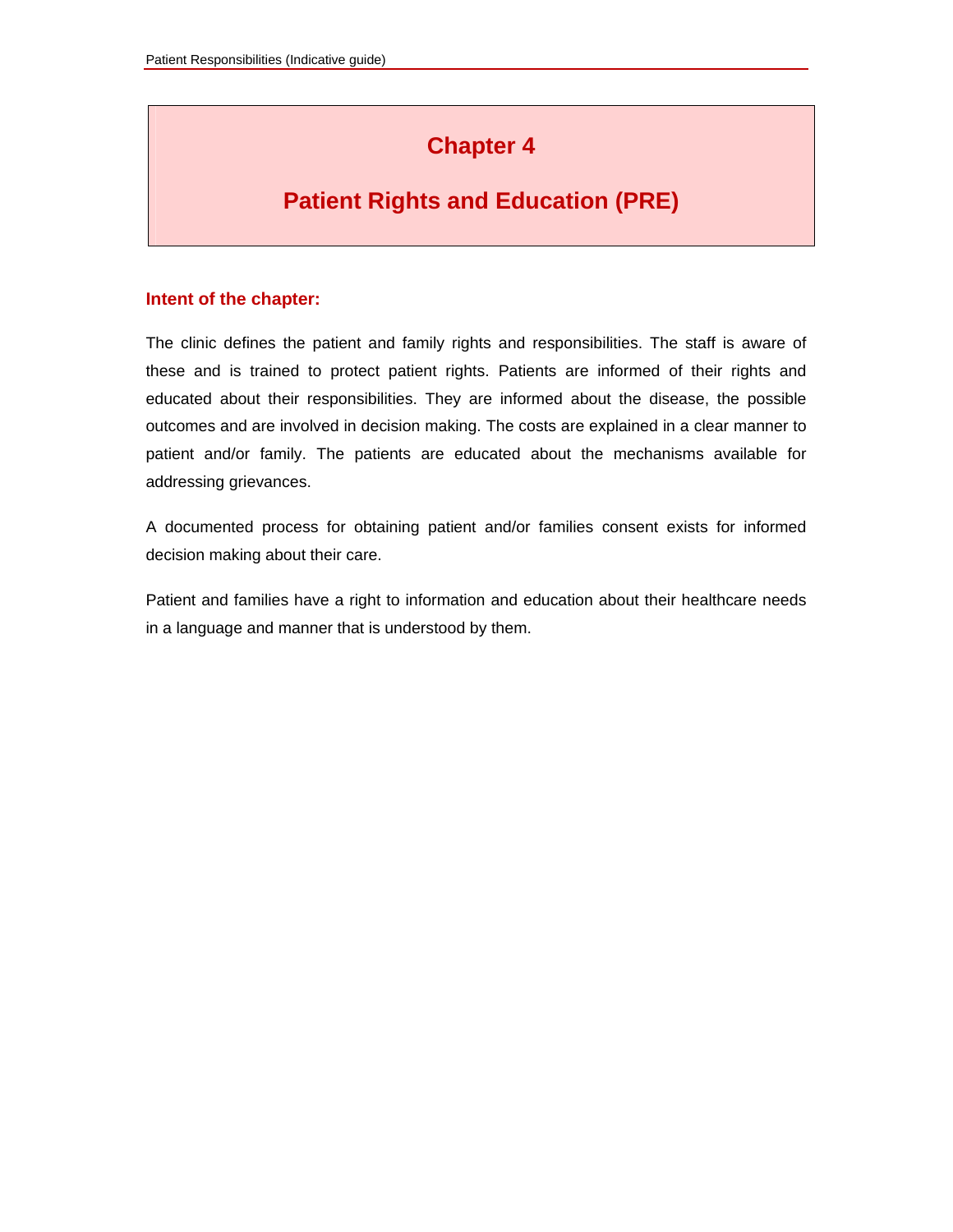# Chapter 4

# Patient Rights and Education (PRE)

## Intent of the chapter:

The clinic defines the patient and family rights and responsibilities. The staff is aware of these and is trained to protect patient rights. Patients are informed of their rights and educated about their responsibilities. They are informed about the disease, the possible outcomes and are involved in decision making. The costs are explained in a clear manner to patient and/or family. The patients are educated about the mechanisms available for addressing grievances.

A documented process for obtaining patient and/or families consent exists for informed decision making about their care.

Patient and families have a right to information and education about their healthcare needs in a language and manner that is understood by them.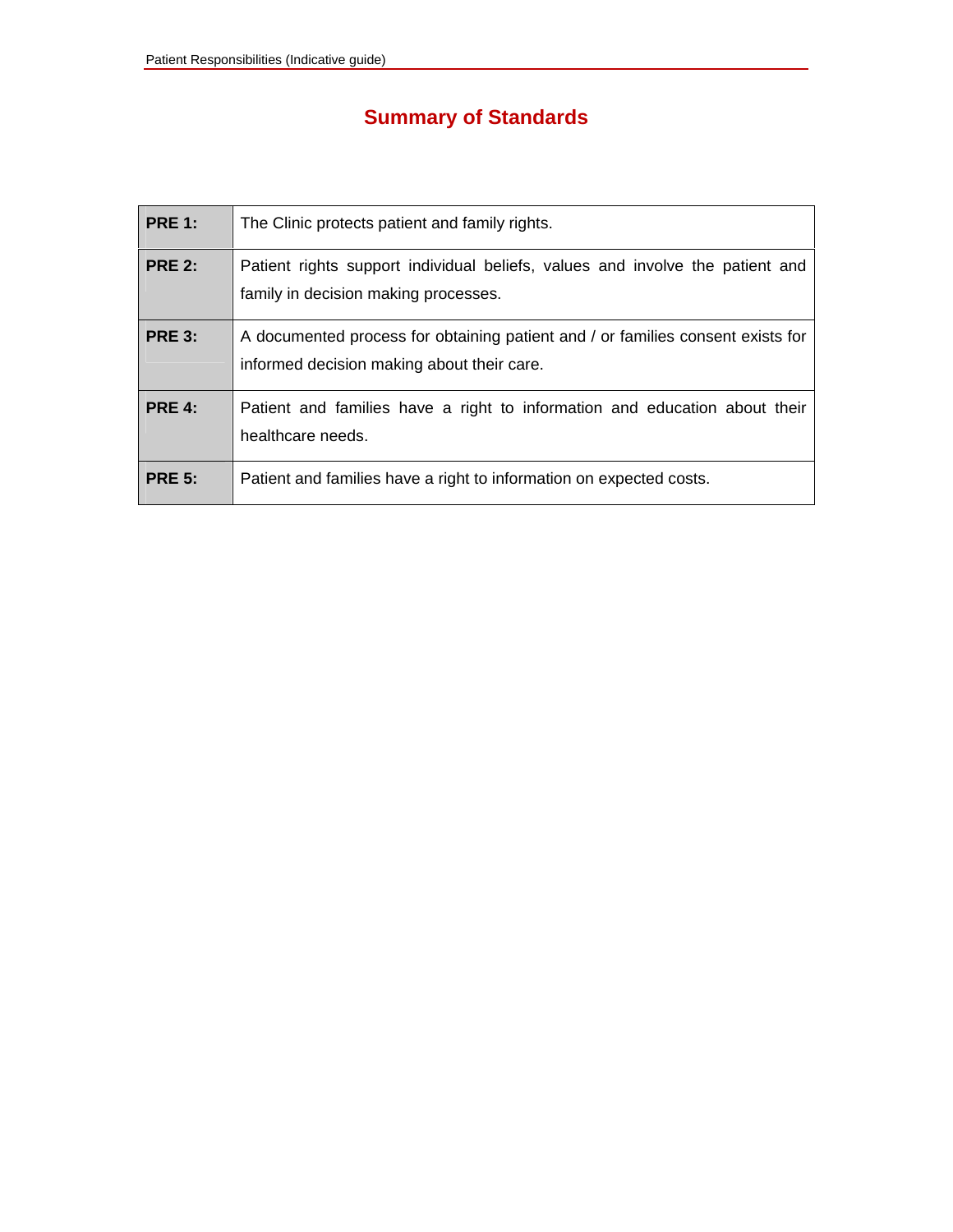# Summary of Standards

| | |
|---|---|
| **PRE 1:** | The Clinic protects patient and family rights. |
| **PRE 2:** | Patient rights support individual beliefs, values and involve the patient and family in decision making processes. |
| **PRE 3:** | A documented process for obtaining patient and / or families consent exists for informed decision making about their care. |
| **PRE 4:** | Patient and families have a right to information and education about their healthcare needs. |
| **PRE 5:** | Patient and families have a right to information on expected costs. |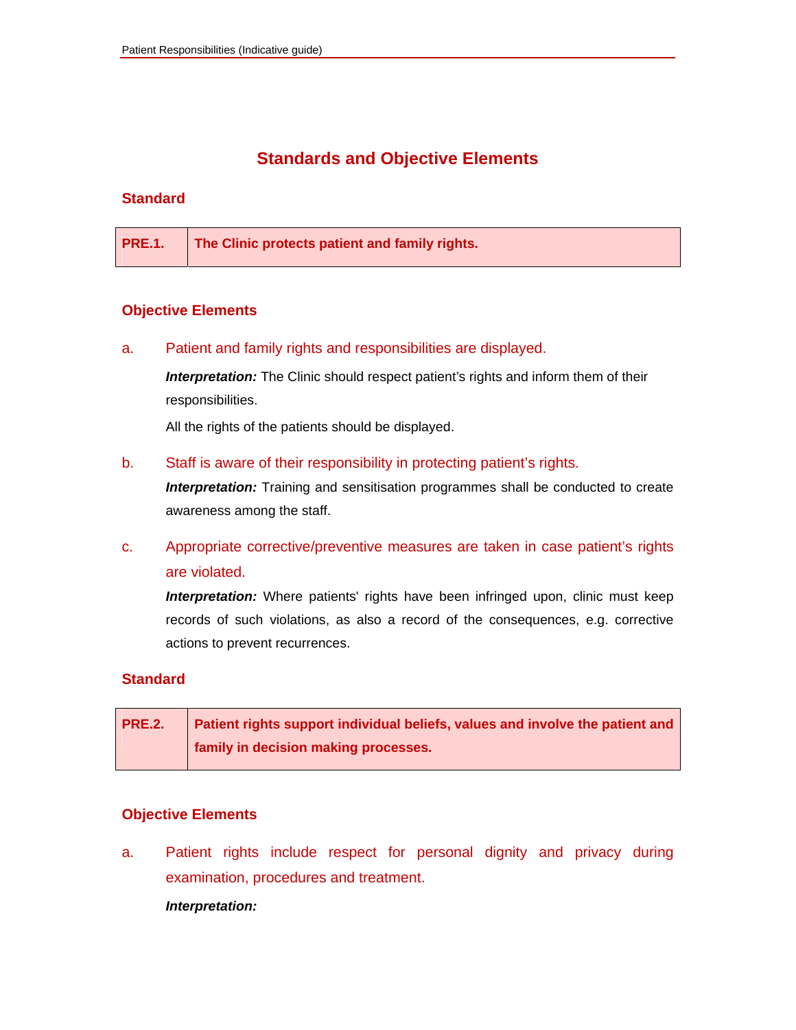## Standards and Objective Elements

### Standard

| PRE.1. | The Clinic protects patient and family rights. |
|---|---|

### Objective Elements

a. Patient and family rights and responsibilities are displayed.

***Interpretation:*** The Clinic should respect patient's rights and inform them of their responsibilities.

All the rights of the patients should be displayed.

b. Staff is aware of their responsibility in protecting patient's rights.

***Interpretation:*** Training and sensitisation programmes shall be conducted to create awareness among the staff.

c. Appropriate corrective/preventive measures are taken in case patient's rights are violated.

***Interpretation:*** Where patients' rights have been infringed upon, clinic must keep records of such violations, as also a record of the consequences, e.g. corrective actions to prevent recurrences.

### Standard

| PRE.2. | Patient rights support individual beliefs, values and involve the patient and family in decision making processes. |
|---|---|

### Objective Elements

a. Patient rights include respect for personal dignity and privacy during examination, procedures and treatment.

***Interpretation:***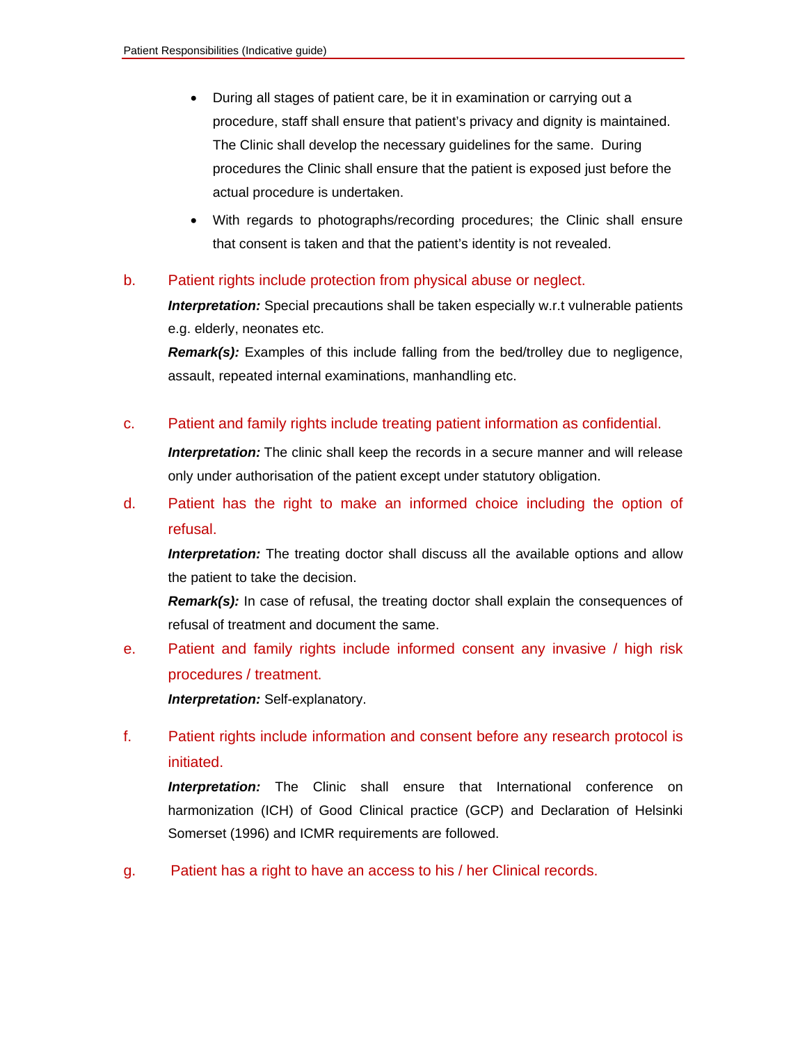- During all stages of patient care, be it in examination or carrying out a procedure, staff shall ensure that patient's privacy and dignity is maintained. The Clinic shall develop the necessary guidelines for the same. During procedures the Clinic shall ensure that the patient is exposed just before the actual procedure is undertaken.
- With regards to photographs/recording procedures; the Clinic shall ensure that consent is taken and that the patient's identity is not revealed.

b. Patient rights include protection from physical abuse or neglect.

***Interpretation:*** Special precautions shall be taken especially w.r.t vulnerable patients e.g. elderly, neonates etc.

***Remark(s):*** Examples of this include falling from the bed/trolley due to negligence, assault, repeated internal examinations, manhandling etc.

c. Patient and family rights include treating patient information as confidential.

***Interpretation:*** The clinic shall keep the records in a secure manner and will release only under authorisation of the patient except under statutory obligation.

d. Patient has the right to make an informed choice including the option of refusal.

***Interpretation:*** The treating doctor shall discuss all the available options and allow the patient to take the decision.

***Remark(s):*** In case of refusal, the treating doctor shall explain the consequences of refusal of treatment and document the same.

e. Patient and family rights include informed consent any invasive / high risk procedures / treatment.

***Interpretation:*** Self-explanatory.

f. Patient rights include information and consent before any research protocol is initiated.

***Interpretation:*** The Clinic shall ensure that International conference on harmonization (ICH) of Good Clinical practice (GCP) and Declaration of Helsinki Somerset (1996) and ICMR requirements are followed.

g. Patient has a right to have an access to his / her Clinical records.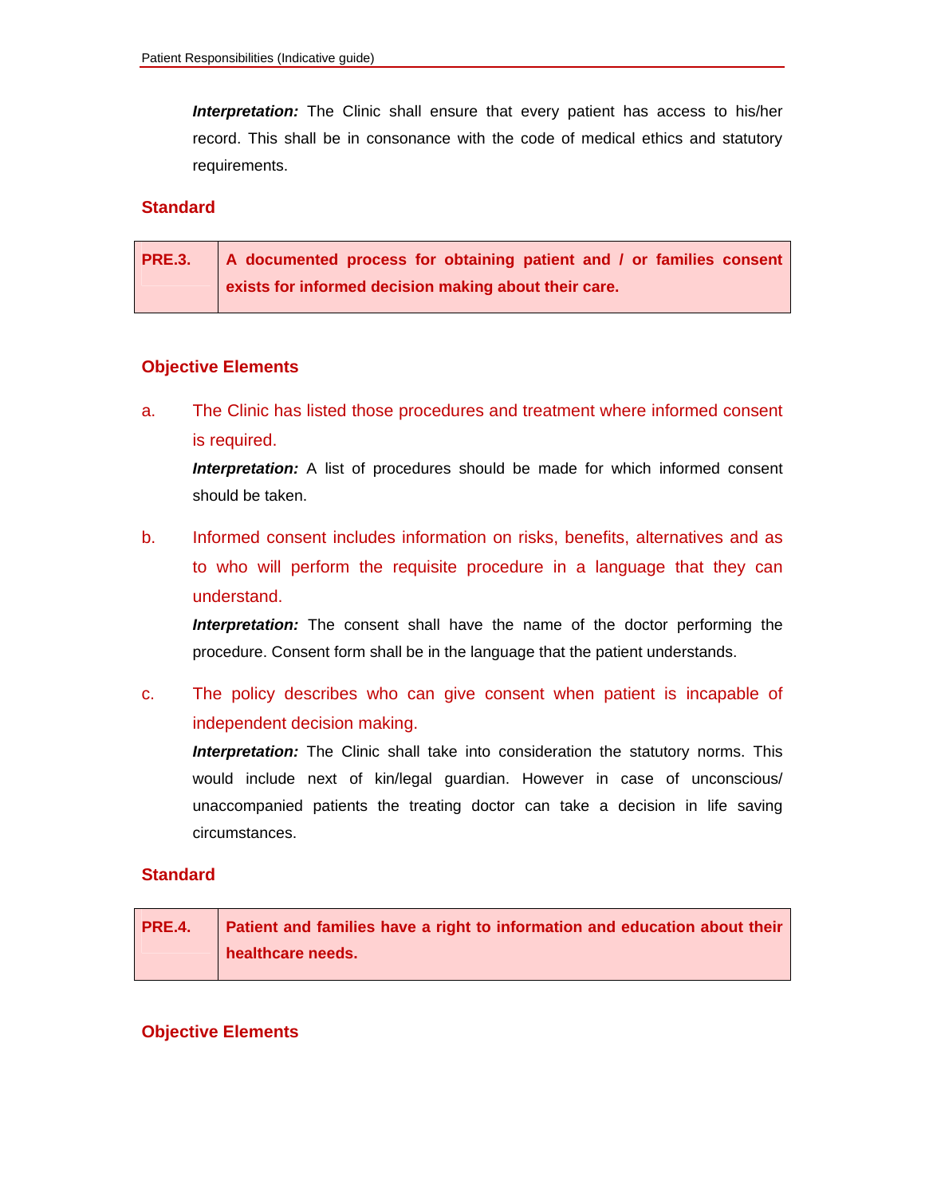***Interpretation:*** The Clinic shall ensure that every patient has access to his/her record. This shall be in consonance with the code of medical ethics and statutory requirements.

### Standard

| PRE.3. | A documented process for obtaining patient and / or families consent exists for informed decision making about their care. |
|---|---|

### Objective Elements

a. The Clinic has listed those procedures and treatment where informed consent is required.

***Interpretation:*** A list of procedures should be made for which informed consent should be taken.

b. Informed consent includes information on risks, benefits, alternatives and as to who will perform the requisite procedure in a language that they can understand.

***Interpretation:*** The consent shall have the name of the doctor performing the procedure. Consent form shall be in the language that the patient understands.

c. The policy describes who can give consent when patient is incapable of independent decision making.

***Interpretation:*** The Clinic shall take into consideration the statutory norms. This would include next of kin/legal guardian. However in case of unconscious/ unaccompanied patients the treating doctor can take a decision in life saving circumstances.

### Standard

| PRE.4. | Patient and families have a right to information and education about their healthcare needs. |
|---|---|

### Objective Elements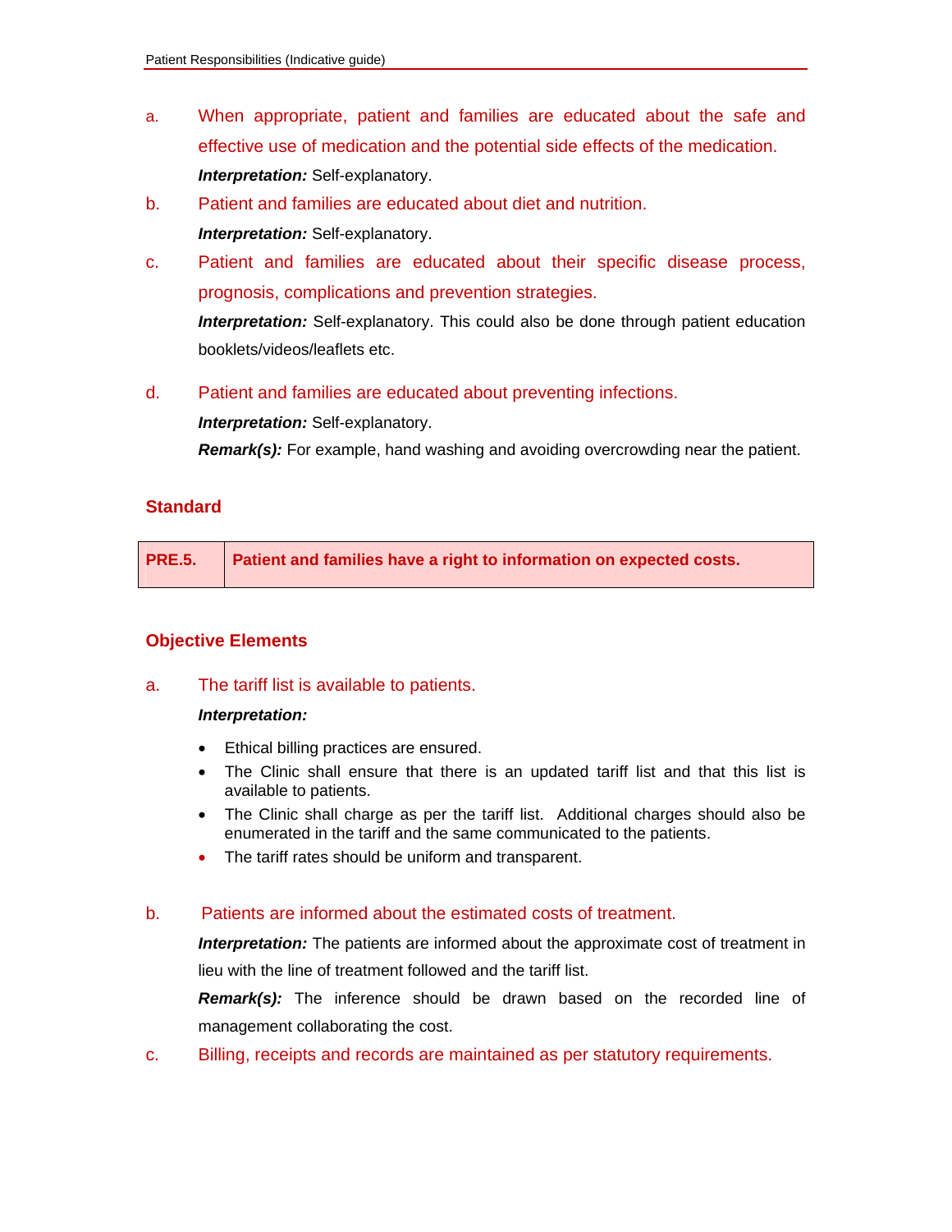a. When appropriate, patient and families are educated about the safe and effective use of medication and the potential side effects of the medication.

   ***Interpretation:*** Self-explanatory.

b. Patient and families are educated about diet and nutrition.

   ***Interpretation:*** Self-explanatory.

c. Patient and families are educated about their specific disease process, prognosis, complications and prevention strategies.

   ***Interpretation:*** Self-explanatory. This could also be done through patient education booklets/videos/leaflets etc.

d. Patient and families are educated about preventing infections.

   ***Interpretation:*** Self-explanatory.

   ***Remark(s):*** For example, hand washing and avoiding overcrowding near the patient.

## Standard

| PRE.5. | Patient and families have a right to information on expected costs. |
|---|---|

## Objective Elements

a. The tariff list is available to patients.

   ***Interpretation:***

   - Ethical billing practices are ensured.
   - The Clinic shall ensure that there is an updated tariff list and that this list is available to patients.
   - The Clinic shall charge as per the tariff list. Additional charges should also be enumerated in the tariff and the same communicated to the patients.
   - The tariff rates should be uniform and transparent.

b. Patients are informed about the estimated costs of treatment.

   ***Interpretation:*** The patients are informed about the approximate cost of treatment in lieu with the line of treatment followed and the tariff list.

   ***Remark(s):*** The inference should be drawn based on the recorded line of management collaborating the cost.

c. Billing, receipts and records are maintained as per statutory requirements.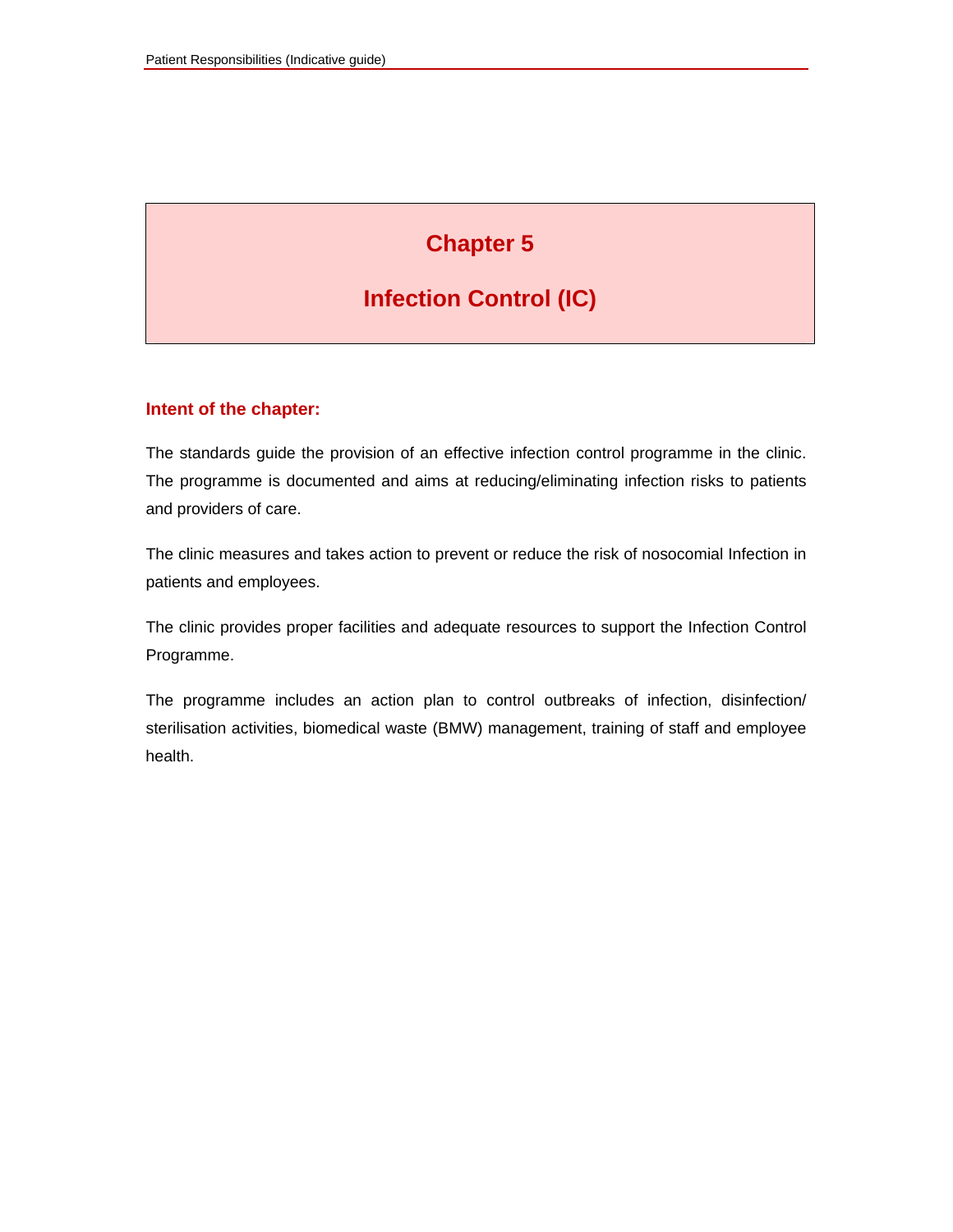# Chapter 5

# Infection Control (IC)

## Intent of the chapter:

The standards guide the provision of an effective infection control programme in the clinic. The programme is documented and aims at reducing/eliminating infection risks to patients and providers of care.

The clinic measures and takes action to prevent or reduce the risk of nosocomial Infection in patients and employees.

The clinic provides proper facilities and adequate resources to support the Infection Control Programme.

The programme includes an action plan to control outbreaks of infection, disinfection/ sterilisation activities, biomedical waste (BMW) management, training of staff and employee health.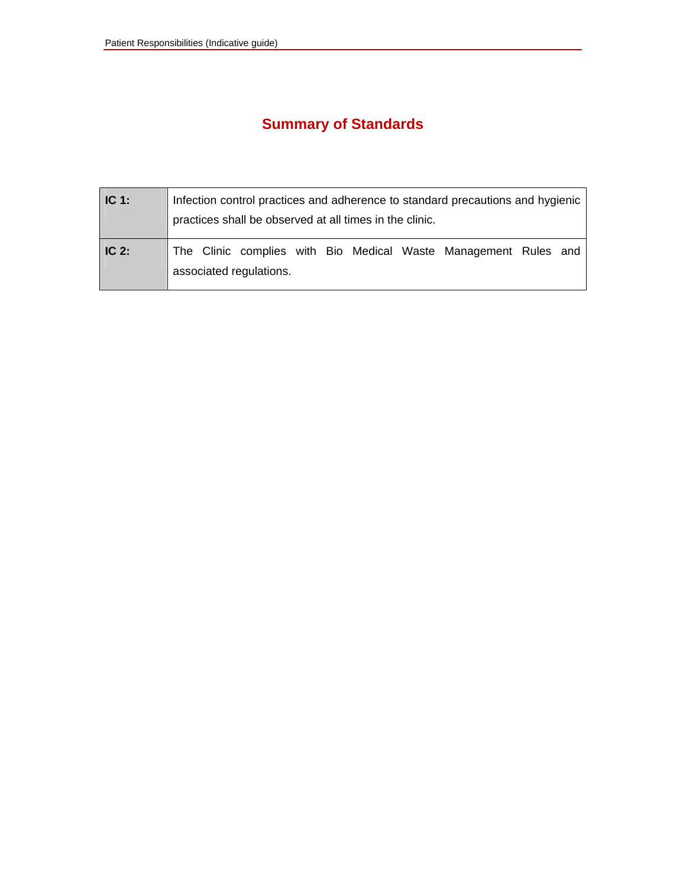# Summary of Standards

| | |
|---|---|
| **IC 1:** | Infection control practices and adherence to standard precautions and hygienic practices shall be observed at all times in the clinic. |
| **IC 2:** | The Clinic complies with Bio Medical Waste Management Rules and associated regulations. |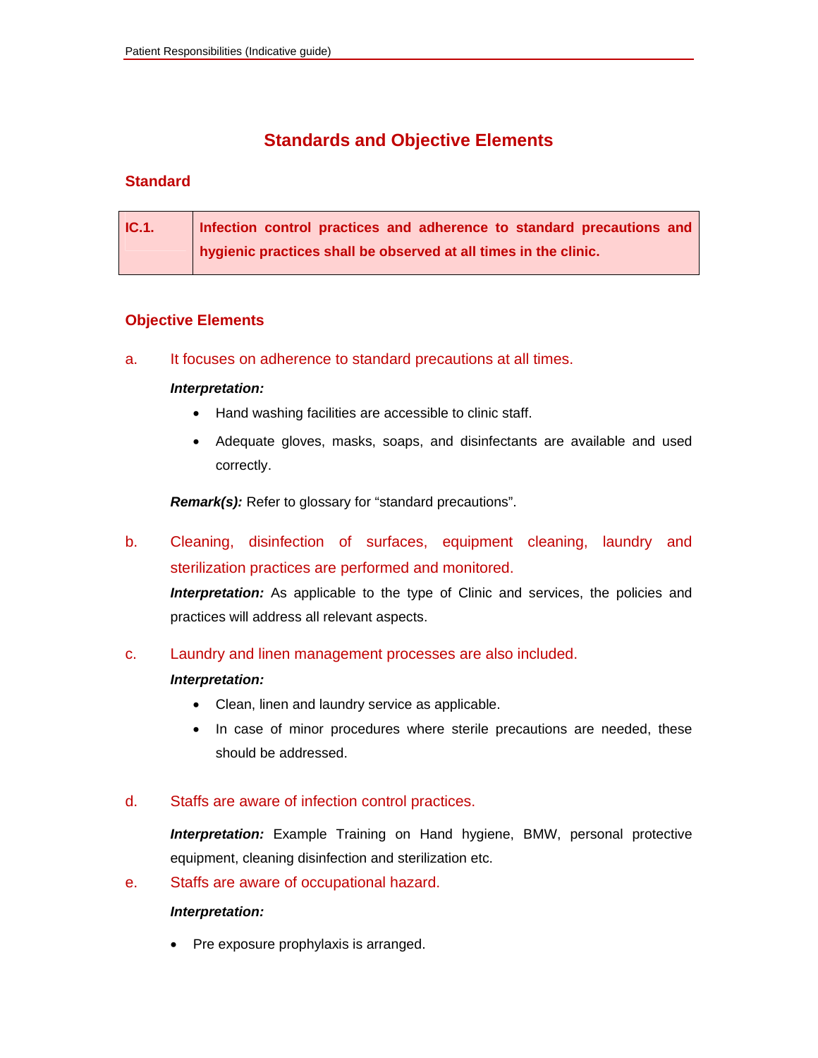# Standards and Objective Elements

## Standard

| IC.1. | **Infection control practices and adherence to standard precautions and hygienic practices shall be observed at all times in the clinic.** |
|---|---|

## Objective Elements

a. It focuses on adherence to standard precautions at all times.

***Interpretation:***

- Hand washing facilities are accessible to clinic staff.
- Adequate gloves, masks, soaps, and disinfectants are available and used correctly.

***Remark(s):*** Refer to glossary for "standard precautions".

b. Cleaning, disinfection of surfaces, equipment cleaning, laundry and sterilization practices are performed and monitored.

***Interpretation:*** As applicable to the type of Clinic and services, the policies and practices will address all relevant aspects.

c. Laundry and linen management processes are also included.

***Interpretation:***

- Clean, linen and laundry service as applicable.
- In case of minor procedures where sterile precautions are needed, these should be addressed.

d. Staffs are aware of infection control practices.

***Interpretation:*** Example Training on Hand hygiene, BMW, personal protective equipment, cleaning disinfection and sterilization etc.

e. Staffs are aware of occupational hazard.

***Interpretation:***

- Pre exposure prophylaxis is arranged.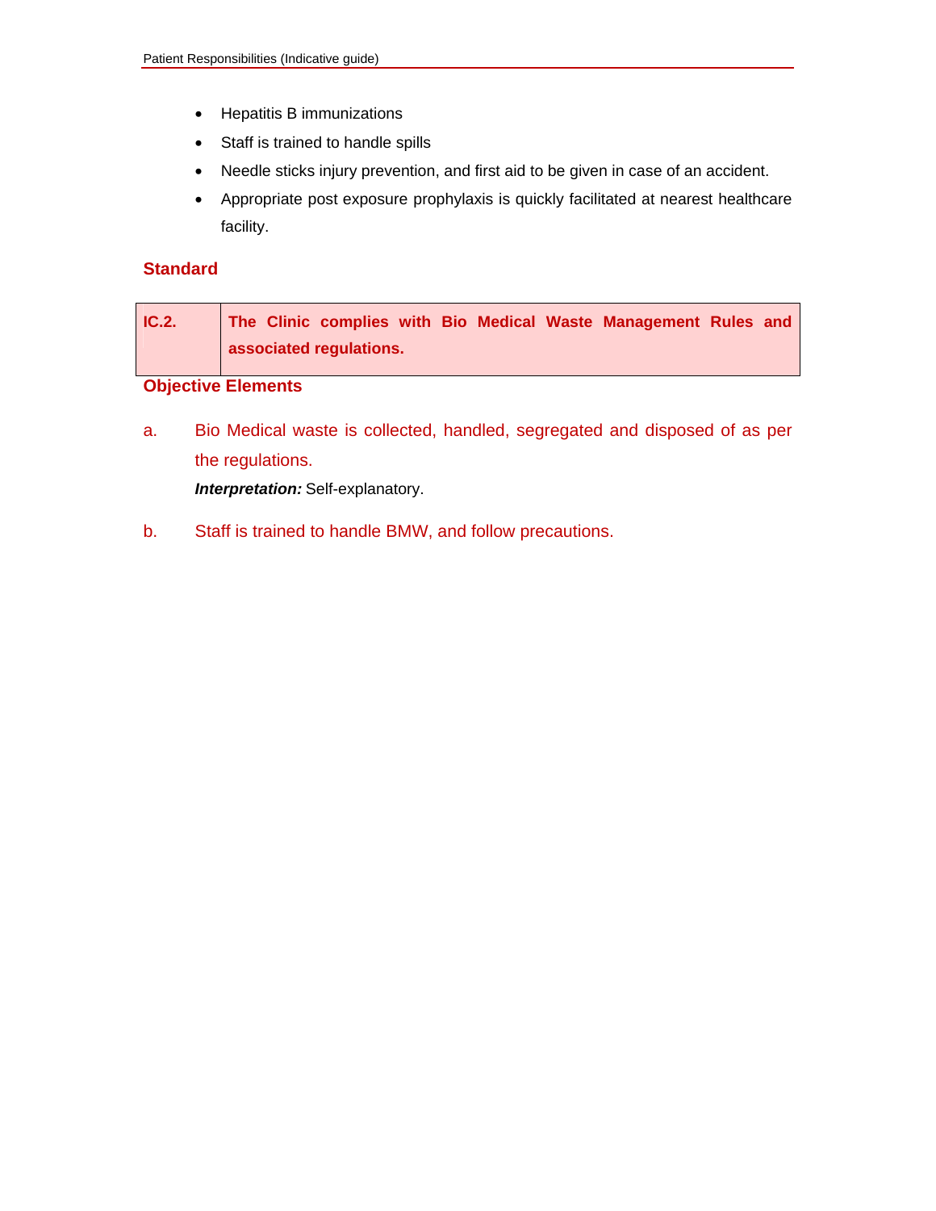- Hepatitis B immunizations
- Staff is trained to handle spills
- Needle sticks injury prevention, and first aid to be given in case of an accident.
- Appropriate post exposure prophylaxis is quickly facilitated at nearest healthcare facility.

### Standard

| IC.2. | The Clinic complies with Bio Medical Waste Management Rules and associated regulations. |
|---|---|

### Objective Elements

a. Bio Medical waste is collected, handled, segregated and disposed of as per the regulations.

***Interpretation:*** Self-explanatory.

b. Staff is trained to handle BMW, and follow precautions.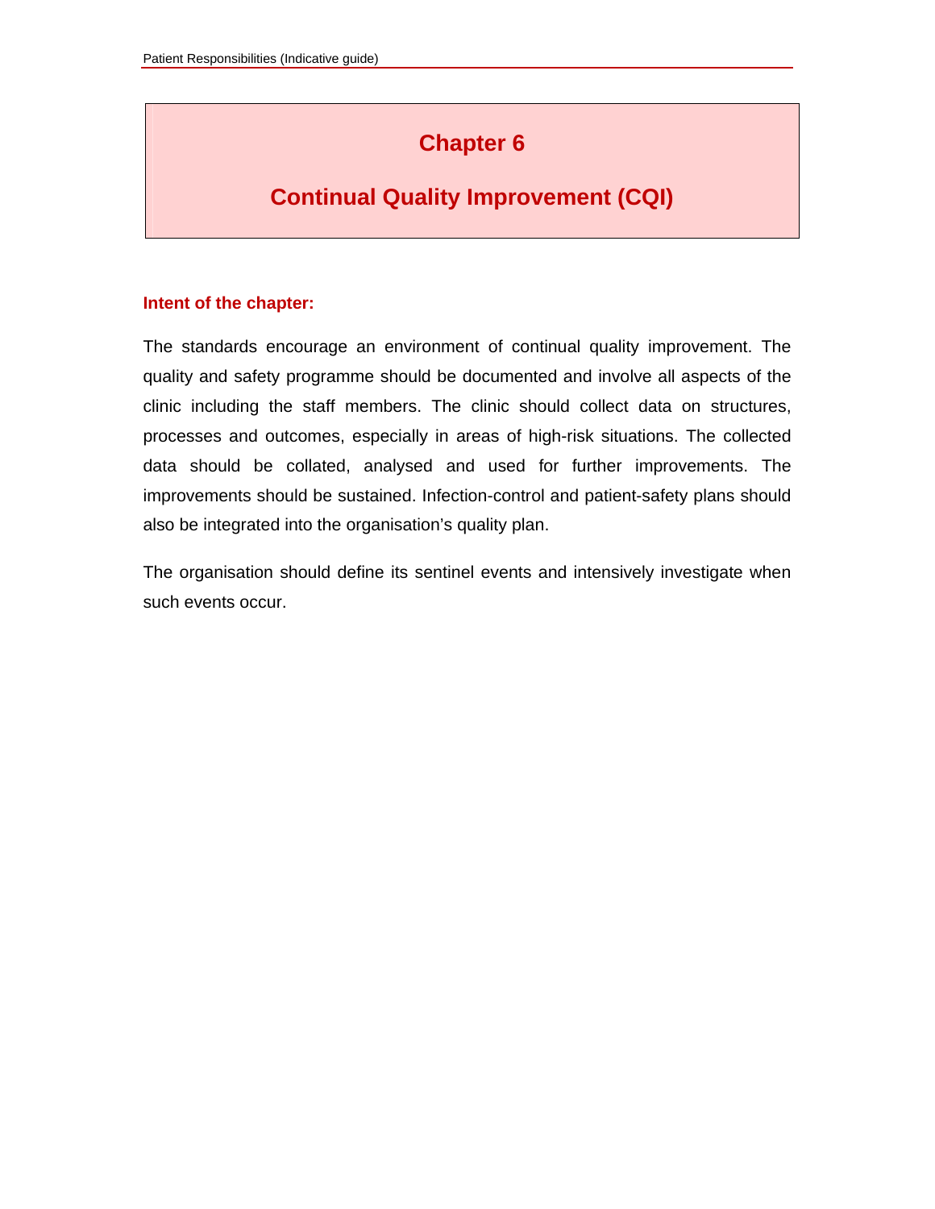# Chapter 6

# Continual Quality Improvement (CQI)

**Intent of the chapter:**

The standards encourage an environment of continual quality improvement. The quality and safety programme should be documented and involve all aspects of the clinic including the staff members. The clinic should collect data on structures, processes and outcomes, especially in areas of high-risk situations. The collected data should be collated, analysed and used for further improvements. The improvements should be sustained. Infection-control and patient-safety plans should also be integrated into the organisation's quality plan.

The organisation should define its sentinel events and intensively investigate when such events occur.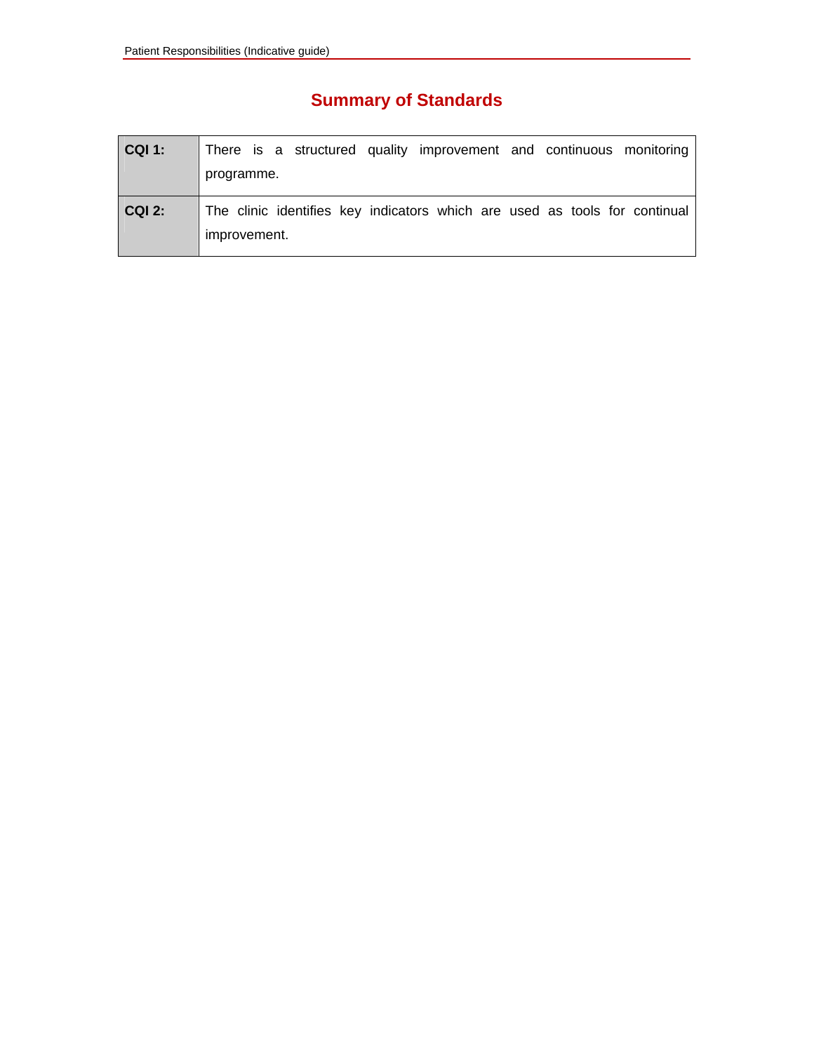# Summary of Standards

| | |
|---|---|
| **CQI 1:** | There is a structured quality improvement and continuous monitoring programme. |
| **CQI 2:** | The clinic identifies key indicators which are used as tools for continual improvement. |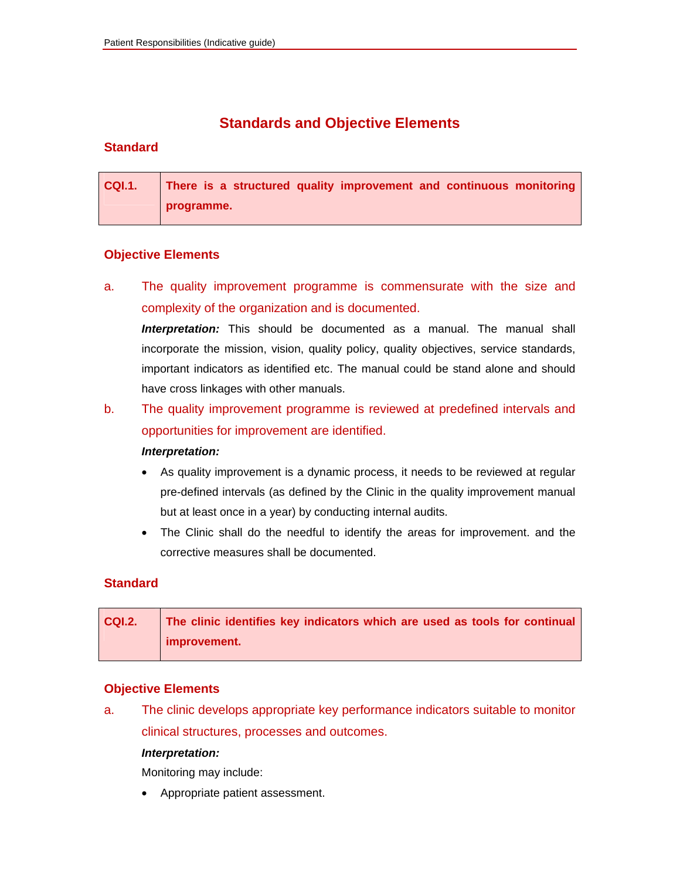## Standards and Objective Elements

### Standard

| CQI.1. | **There is a structured quality improvement and continuous monitoring programme.** |
|---|---|

### Objective Elements

a. The quality improvement programme is commensurate with the size and complexity of the organization and is documented.

   ***Interpretation:*** This should be documented as a manual. The manual shall incorporate the mission, vision, quality policy, quality objectives, service standards, important indicators as identified etc. The manual could be stand alone and should have cross linkages with other manuals.

b. The quality improvement programme is reviewed at predefined intervals and opportunities for improvement are identified.

   ***Interpretation:***

   - As quality improvement is a dynamic process, it needs to be reviewed at regular pre-defined intervals (as defined by the Clinic in the quality improvement manual but at least once in a year) by conducting internal audits.
   - The Clinic shall do the needful to identify the areas for improvement. and the corrective measures shall be documented.

### Standard

| CQI.2. | **The clinic identifies key indicators which are used as tools for continual improvement.** |
|---|---|

### Objective Elements

a. The clinic develops appropriate key performance indicators suitable to monitor clinical structures, processes and outcomes.

   ***Interpretation:***

   Monitoring may include:

   - Appropriate patient assessment.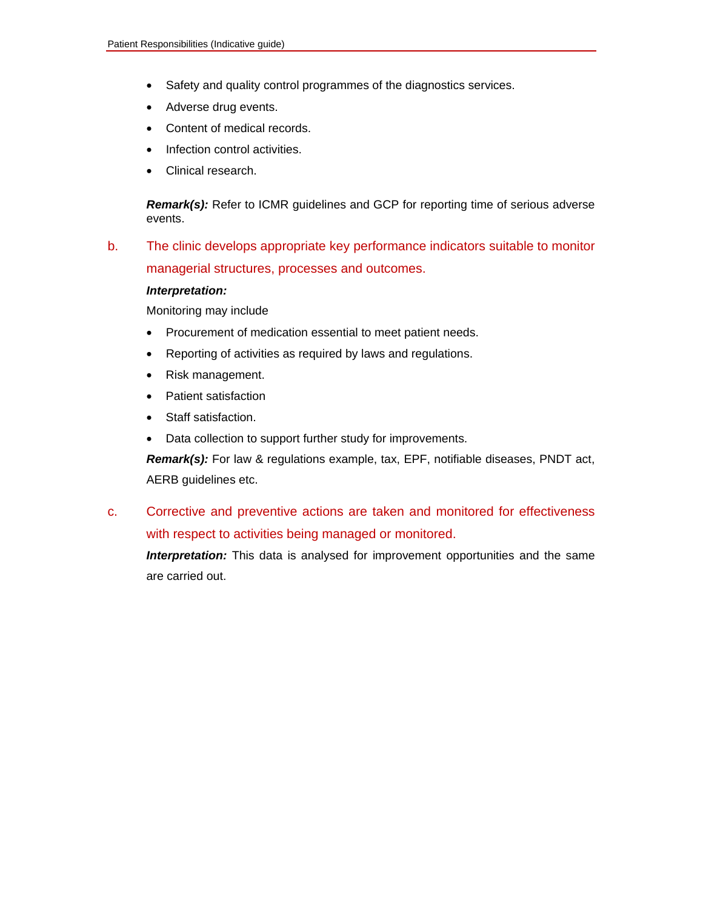- Safety and quality control programmes of the diagnostics services.
- Adverse drug events.
- Content of medical records.
- Infection control activities.
- Clinical research.

***Remark(s):*** Refer to ICMR guidelines and GCP for reporting time of serious adverse events.

b. The clinic develops appropriate key performance indicators suitable to monitor managerial structures, processes and outcomes.

***Interpretation:***

Monitoring may include

- Procurement of medication essential to meet patient needs.
- Reporting of activities as required by laws and regulations.
- Risk management.
- Patient satisfaction
- Staff satisfaction.
- Data collection to support further study for improvements.

***Remark(s):*** For law & regulations example, tax, EPF, notifiable diseases, PNDT act, AERB guidelines etc.

c. Corrective and preventive actions are taken and monitored for effectiveness with respect to activities being managed or monitored.

***Interpretation:*** This data is analysed for improvement opportunities and the same are carried out.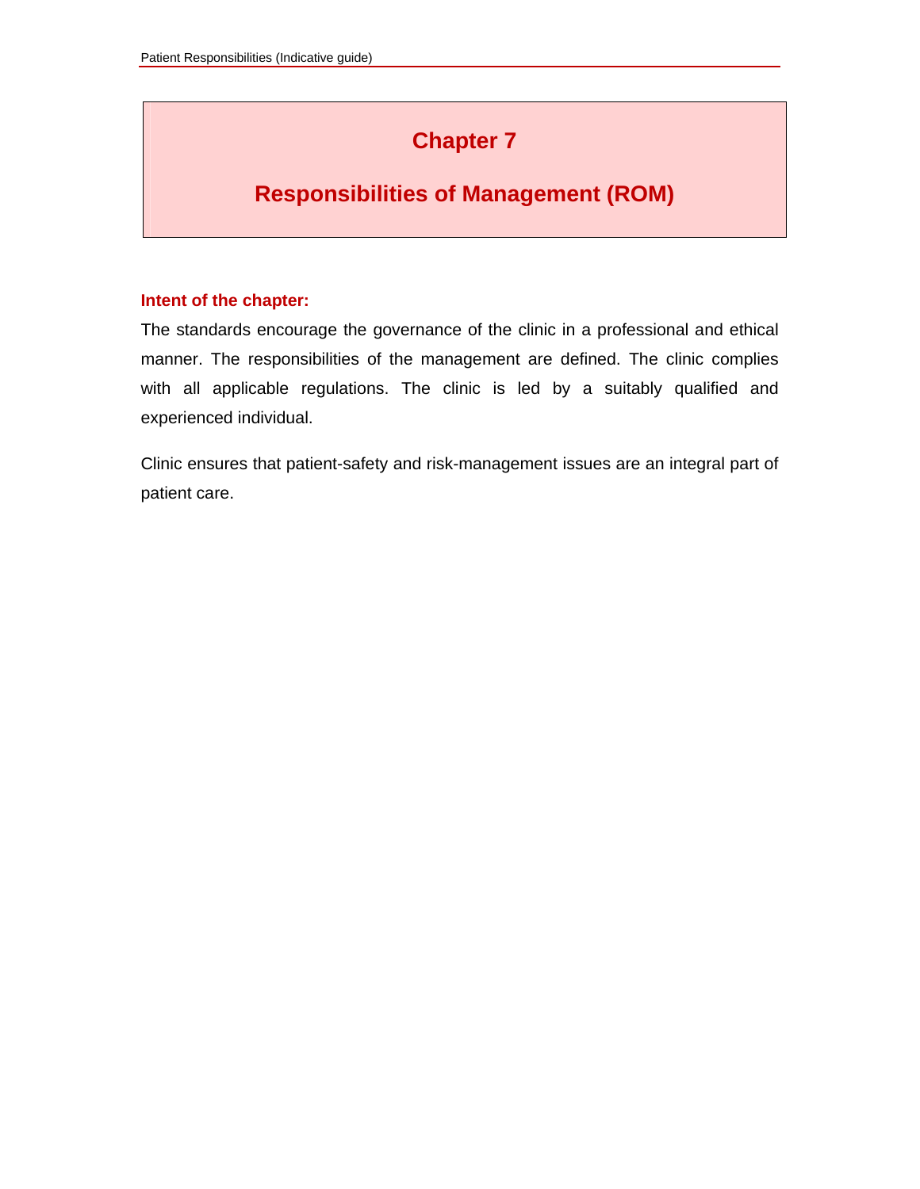# Chapter 7

# Responsibilities of Management (ROM)

**Intent of the chapter:**

The standards encourage the governance of the clinic in a professional and ethical manner. The responsibilities of the management are defined. The clinic complies with all applicable regulations. The clinic is led by a suitably qualified and experienced individual.

Clinic ensures that patient-safety and risk-management issues are an integral part of patient care.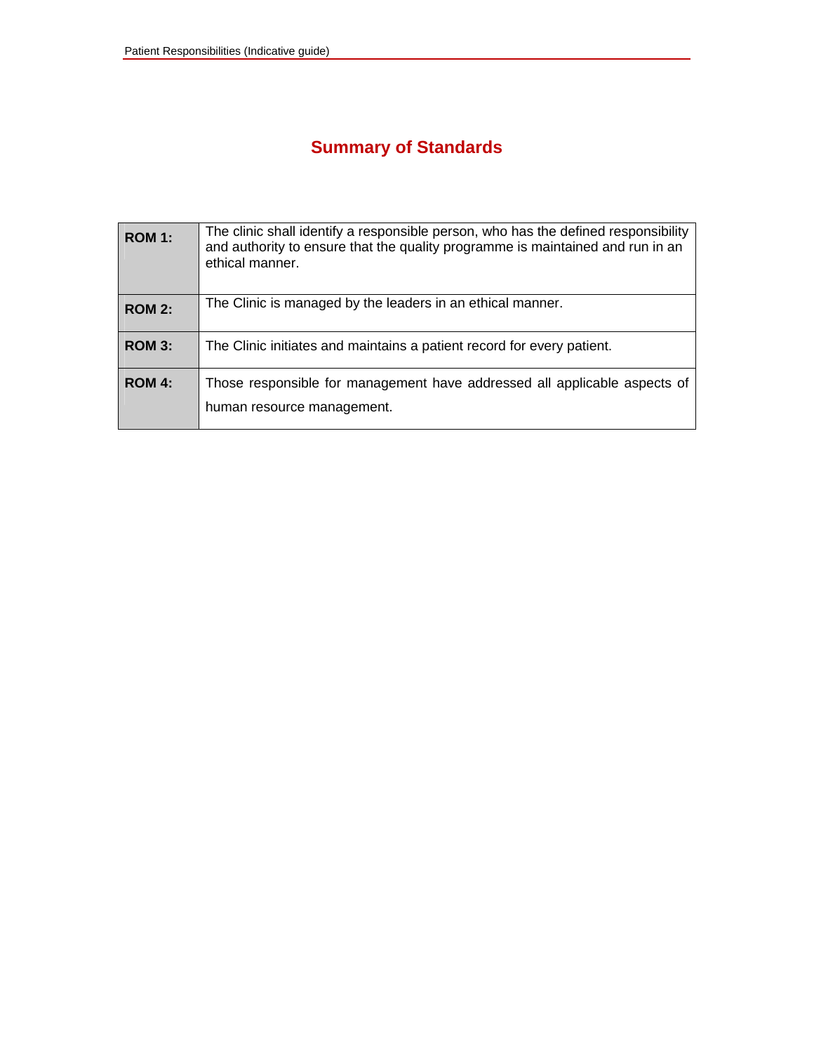# Summary of Standards

| | |
|---|---|
| **ROM 1:** | The clinic shall identify a responsible person, who has the defined responsibility and authority to ensure that the quality programme is maintained and run in an ethical manner. |
| **ROM 2:** | The Clinic is managed by the leaders in an ethical manner. |
| **ROM 3:** | The Clinic initiates and maintains a patient record for every patient. |
| **ROM 4:** | Those responsible for management have addressed all applicable aspects of human resource management. |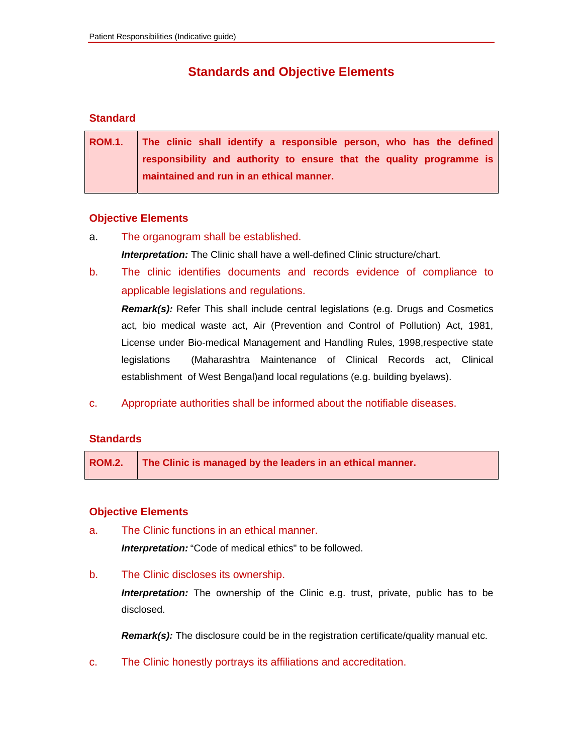## Standards and Objective Elements

### Standard

| ROM.1. | **The clinic shall identify a responsible person, who has the defined responsibility and authority to ensure that the quality programme is maintained and run in an ethical manner.** |
|---|---|

### Objective Elements

a. The organogram shall be established.

***Interpretation:*** The Clinic shall have a well-defined Clinic structure/chart.

b. The clinic identifies documents and records evidence of compliance to applicable legislations and regulations.

***Remark(s):*** Refer This shall include central legislations (e.g. Drugs and Cosmetics act, bio medical waste act, Air (Prevention and Control of Pollution) Act, 1981, License under Bio-medical Management and Handling Rules, 1998,respective state legislations (Maharashtra Maintenance of Clinical Records act, Clinical establishment of West Bengal)and local regulations (e.g. building byelaws).

c. Appropriate authorities shall be informed about the notifiable diseases.

### Standards

| ROM.2. | **The Clinic is managed by the leaders in an ethical manner.** |
|---|---|

### Objective Elements

a. The Clinic functions in an ethical manner.

***Interpretation:*** "Code of medical ethics" to be followed.

b. The Clinic discloses its ownership.

***Interpretation:*** The ownership of the Clinic e.g. trust, private, public has to be disclosed.

***Remark(s):*** The disclosure could be in the registration certificate/quality manual etc.

c. The Clinic honestly portrays its affiliations and accreditation.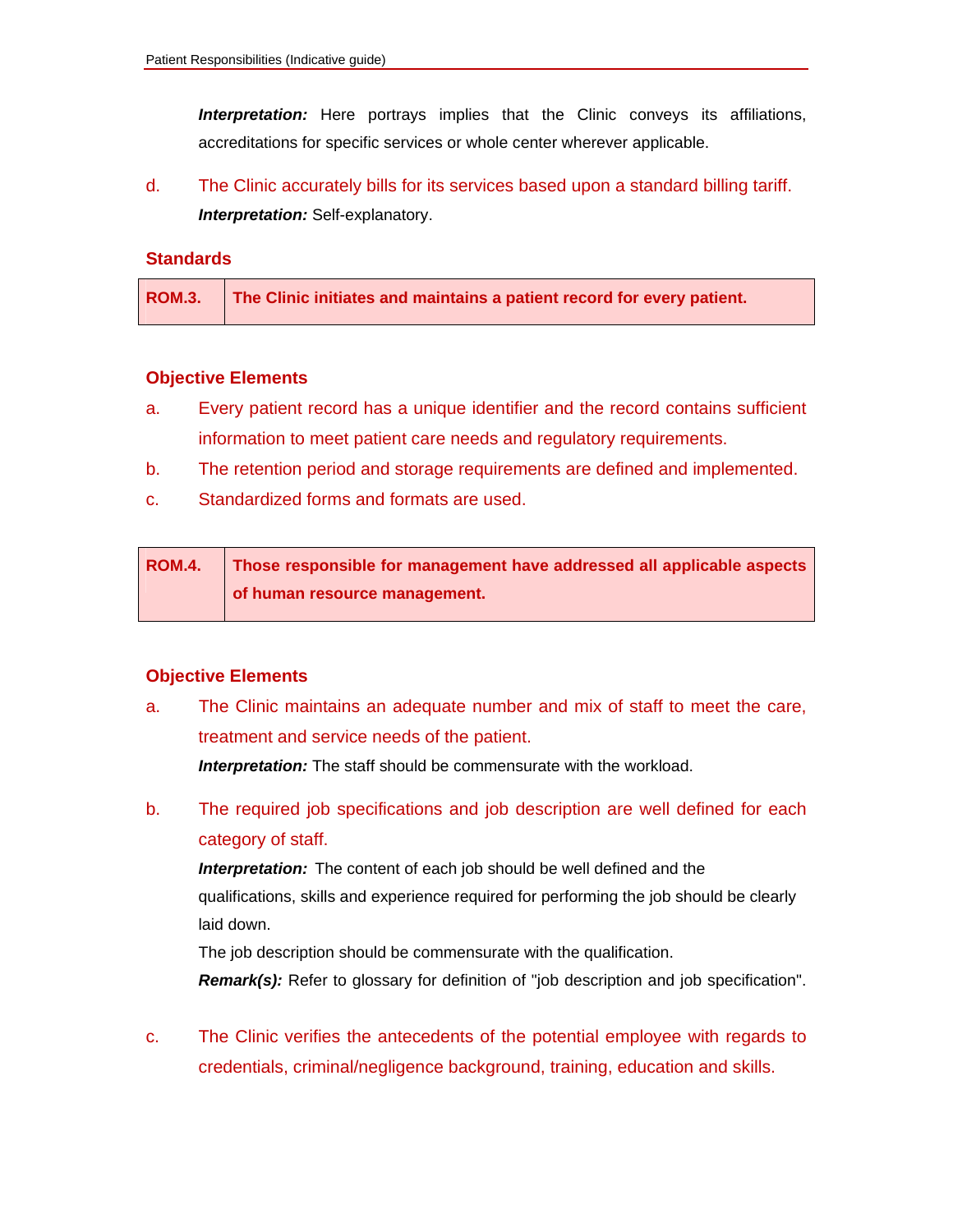***Interpretation:*** Here portrays implies that the Clinic conveys its affiliations, accreditations for specific services or whole center wherever applicable.

d. The Clinic accurately bills for its services based upon a standard billing tariff.

***Interpretation:*** Self-explanatory.

### Standards

| ROM.3. | The Clinic initiates and maintains a patient record for every patient. |
|---|---|

### Objective Elements

a. Every patient record has a unique identifier and the record contains sufficient information to meet patient care needs and regulatory requirements.

b. The retention period and storage requirements are defined and implemented.

c. Standardized forms and formats are used.

| ROM.4. | Those responsible for management have addressed all applicable aspects of human resource management. |
|---|---|

### Objective Elements

a. The Clinic maintains an adequate number and mix of staff to meet the care, treatment and service needs of the patient.

***Interpretation:*** The staff should be commensurate with the workload.

b. The required job specifications and job description are well defined for each category of staff.

***Interpretation:*** The content of each job should be well defined and the qualifications, skills and experience required for performing the job should be clearly laid down.

The job description should be commensurate with the qualification.

***Remark(s):*** Refer to glossary for definition of "job description and job specification".

c. The Clinic verifies the antecedents of the potential employee with regards to credentials, criminal/negligence background, training, education and skills.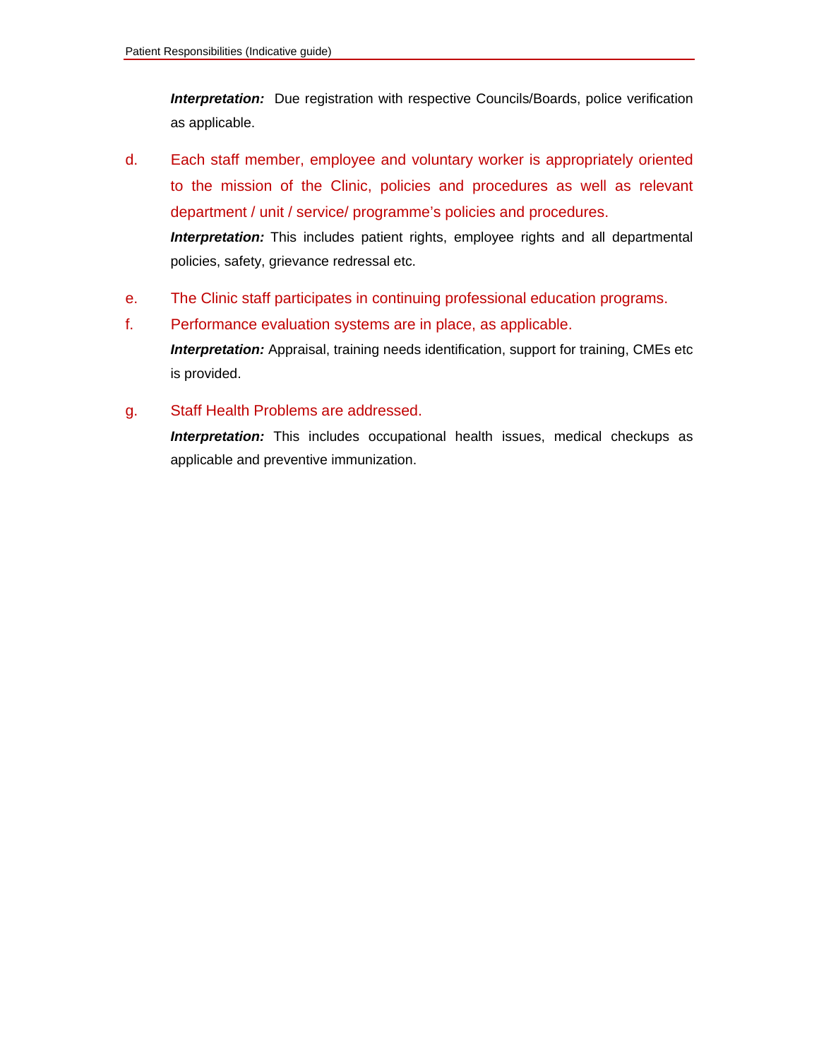***Interpretation:*** Due registration with respective Councils/Boards, police verification as applicable.

d. Each staff member, employee and voluntary worker is appropriately oriented to the mission of the Clinic, policies and procedures as well as relevant department / unit / service/ programme's policies and procedures.

   ***Interpretation:*** This includes patient rights, employee rights and all departmental policies, safety, grievance redressal etc.

e. The Clinic staff participates in continuing professional education programs.

f. Performance evaluation systems are in place, as applicable.

   ***Interpretation:*** Appraisal, training needs identification, support for training, CMEs etc is provided.

g. Staff Health Problems are addressed.

   ***Interpretation:*** This includes occupational health issues, medical checkups as applicable and preventive immunization.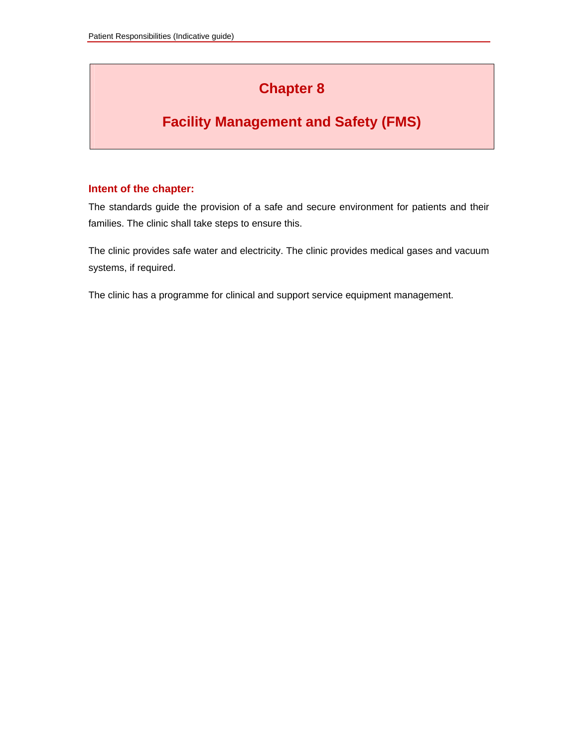# Chapter 8

# Facility Management and Safety (FMS)

## Intent of the chapter:

The standards guide the provision of a safe and secure environment for patients and their families. The clinic shall take steps to ensure this.

The clinic provides safe water and electricity. The clinic provides medical gases and vacuum systems, if required.

The clinic has a programme for clinical and support service equipment management.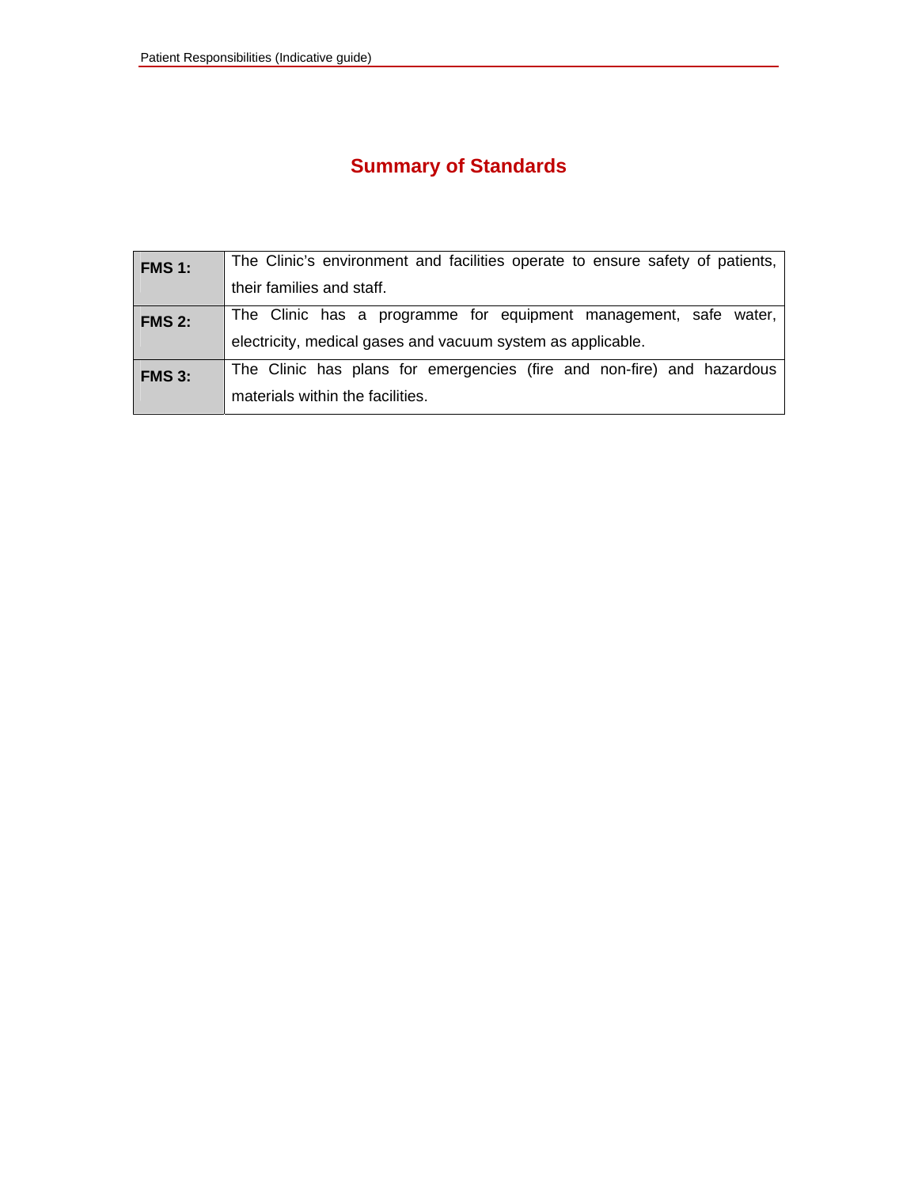## Summary of Standards

| | |
|---|---|
| **FMS 1:** | The Clinic's environment and facilities operate to ensure safety of patients, their families and staff. |
| **FMS 2:** | The Clinic has a programme for equipment management, safe water, electricity, medical gases and vacuum system as applicable. |
| **FMS 3:** | The Clinic has plans for emergencies (fire and non-fire) and hazardous materials within the facilities. |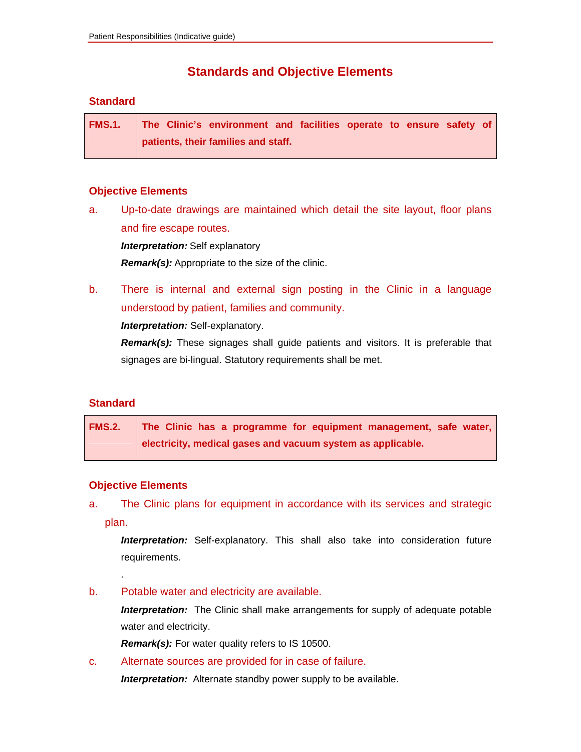## Standards and Objective Elements

### Standard

| FMS.1. | **The Clinic's environment and facilities operate to ensure safety of patients, their families and staff.** |
|---|---|

### Objective Elements

a. Up-to-date drawings are maintained which detail the site layout, floor plans and fire escape routes.

***Interpretation:*** Self explanatory

***Remark(s):*** Appropriate to the size of the clinic.

b. There is internal and external sign posting in the Clinic in a language understood by patient, families and community.

***Interpretation:*** Self-explanatory.

***Remark(s):*** These signages shall guide patients and visitors. It is preferable that signages are bi-lingual. Statutory requirements shall be met.

### Standard

| FMS.2. | **The Clinic has a programme for equipment management, safe water, electricity, medical gases and vacuum system as applicable.** |
|---|---|

### Objective Elements

a. The Clinic plans for equipment in accordance with its services and strategic plan.

***Interpretation:*** Self-explanatory. This shall also take into consideration future requirements.

.

b. Potable water and electricity are available.

***Interpretation:*** The Clinic shall make arrangements for supply of adequate potable water and electricity.

***Remark(s):*** For water quality refers to IS 10500.

c. Alternate sources are provided for in case of failure.

***Interpretation:*** Alternate standby power supply to be available.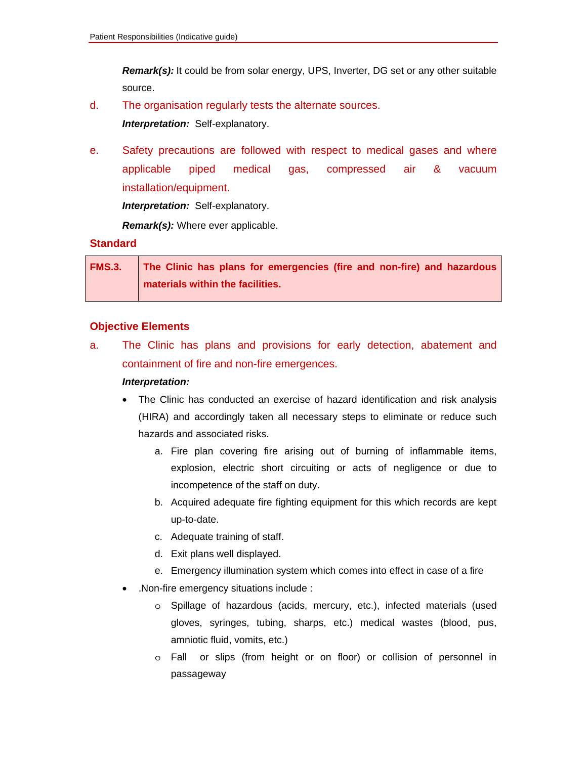***Remark(s):*** It could be from solar energy, UPS, Inverter, DG set or any other suitable source.

d. The organisation regularly tests the alternate sources.

***Interpretation:*** Self-explanatory.

e. Safety precautions are followed with respect to medical gases and where applicable piped medical gas, compressed air & vacuum installation/equipment.

***Interpretation:*** Self-explanatory.

***Remark(s):*** Where ever applicable.

### Standard

| FMS.3. | The Clinic has plans for emergencies (fire and non-fire) and hazardous materials within the facilities. |
|---|---|

### Objective Elements

a. The Clinic has plans and provisions for early detection, abatement and containment of fire and non-fire emergences.

***Interpretation:***

- The Clinic has conducted an exercise of hazard identification and risk analysis (HIRA) and accordingly taken all necessary steps to eliminate or reduce such hazards and associated risks.
  a. Fire plan covering fire arising out of burning of inflammable items, explosion, electric short circuiting or acts of negligence or due to incompetence of the staff on duty.
  b. Acquired adequate fire fighting equipment for this which records are kept up-to-date.
  c. Adequate training of staff.
  d. Exit plans well displayed.
  e. Emergency illumination system which comes into effect in case of a fire
- .Non-fire emergency situations include :
  - Spillage of hazardous (acids, mercury, etc.), infected materials (used gloves, syringes, tubing, sharps, etc.) medical wastes (blood, pus, amniotic fluid, vomits, etc.)
  - Fall or slips (from height or on floor) or collision of personnel in passageway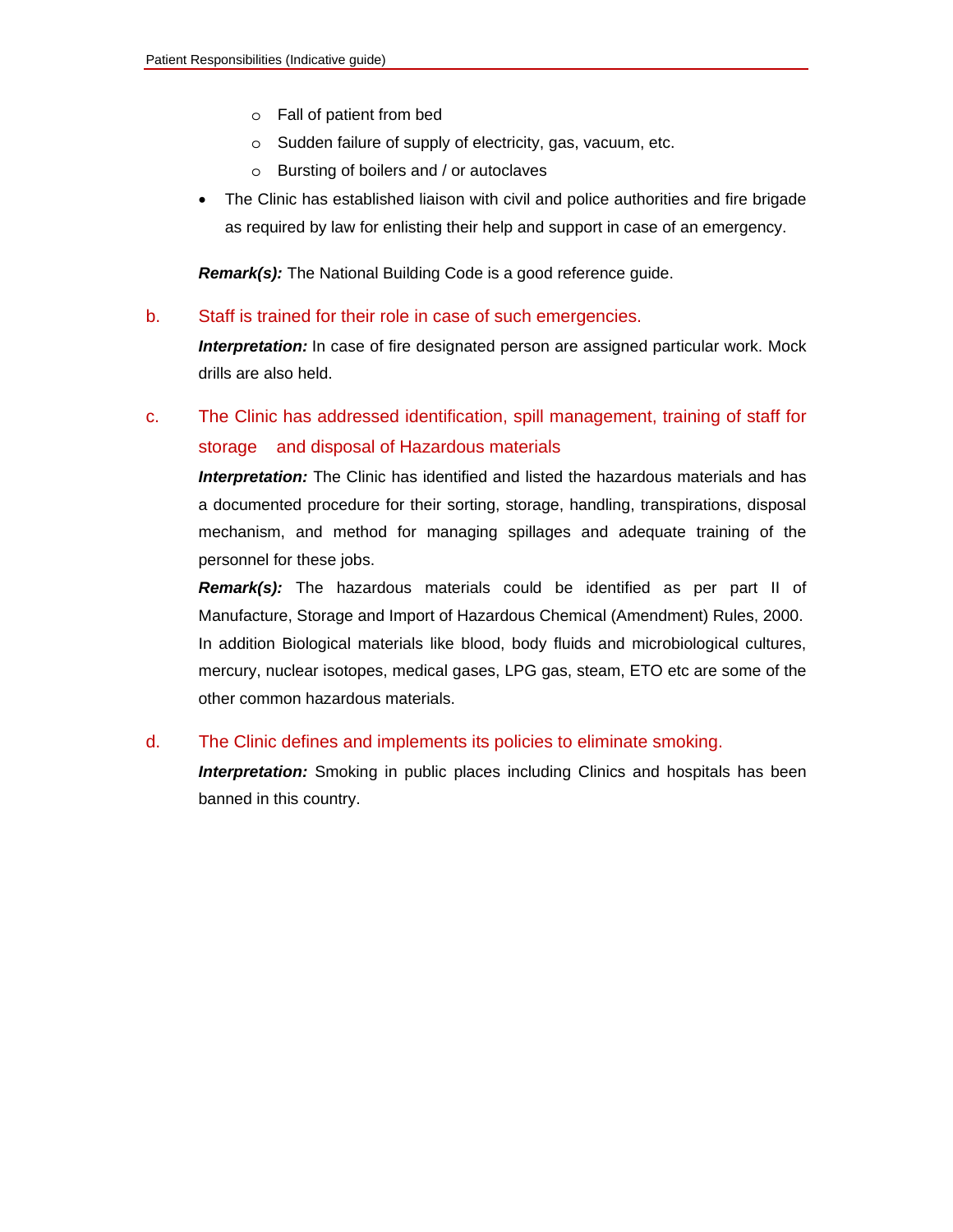- Fall of patient from bed
    - Sudden failure of supply of electricity, gas, vacuum, etc.
    - Bursting of boilers and / or autoclaves
- The Clinic has established liaison with civil and police authorities and fire brigade as required by law for enlisting their help and support in case of an emergency.

***Remark(s):*** The National Building Code is a good reference guide.

b. Staff is trained for their role in case of such emergencies.

***Interpretation:*** In case of fire designated person are assigned particular work. Mock drills are also held.

c. The Clinic has addressed identification, spill management, training of staff for storage and disposal of Hazardous materials

***Interpretation:*** The Clinic has identified and listed the hazardous materials and has a documented procedure for their sorting, storage, handling, transpirations, disposal mechanism, and method for managing spillages and adequate training of the personnel for these jobs.

***Remark(s):*** The hazardous materials could be identified as per part II of Manufacture, Storage and Import of Hazardous Chemical (Amendment) Rules, 2000. In addition Biological materials like blood, body fluids and microbiological cultures, mercury, nuclear isotopes, medical gases, LPG gas, steam, ETO etc are some of the other common hazardous materials.

d. The Clinic defines and implements its policies to eliminate smoking.

***Interpretation:*** Smoking in public places including Clinics and hospitals has been banned in this country.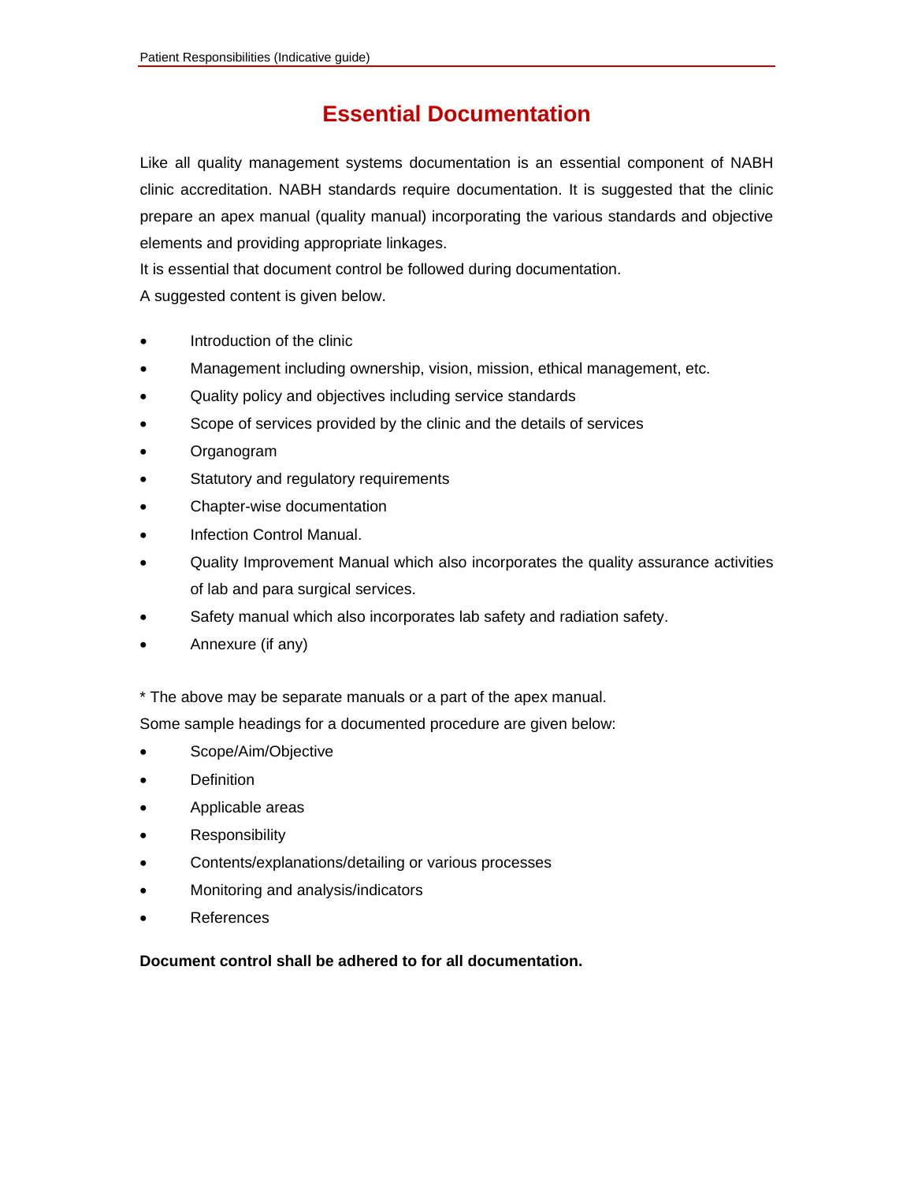# Essential Documentation

Like all quality management systems documentation is an essential component of NABH clinic accreditation. NABH standards require documentation. It is suggested that the clinic prepare an apex manual (quality manual) incorporating the various standards and objective elements and providing appropriate linkages.

It is essential that document control be followed during documentation.

A suggested content is given below.

- Introduction of the clinic
- Management including ownership, vision, mission, ethical management, etc.
- Quality policy and objectives including service standards
- Scope of services provided by the clinic and the details of services
- Organogram
- Statutory and regulatory requirements
- Chapter-wise documentation
- Infection Control Manual.
- Quality Improvement Manual which also incorporates the quality assurance activities of lab and para surgical services.
- Safety manual which also incorporates lab safety and radiation safety.
- Annexure (if any)

* The above may be separate manuals or a part of the apex manual.

Some sample headings for a documented procedure are given below:

- Scope/Aim/Objective
- Definition
- Applicable areas
- Responsibility
- Contents/explanations/detailing or various processes
- Monitoring and analysis/indicators
- References

**Document control shall be adhered to for all documentation.**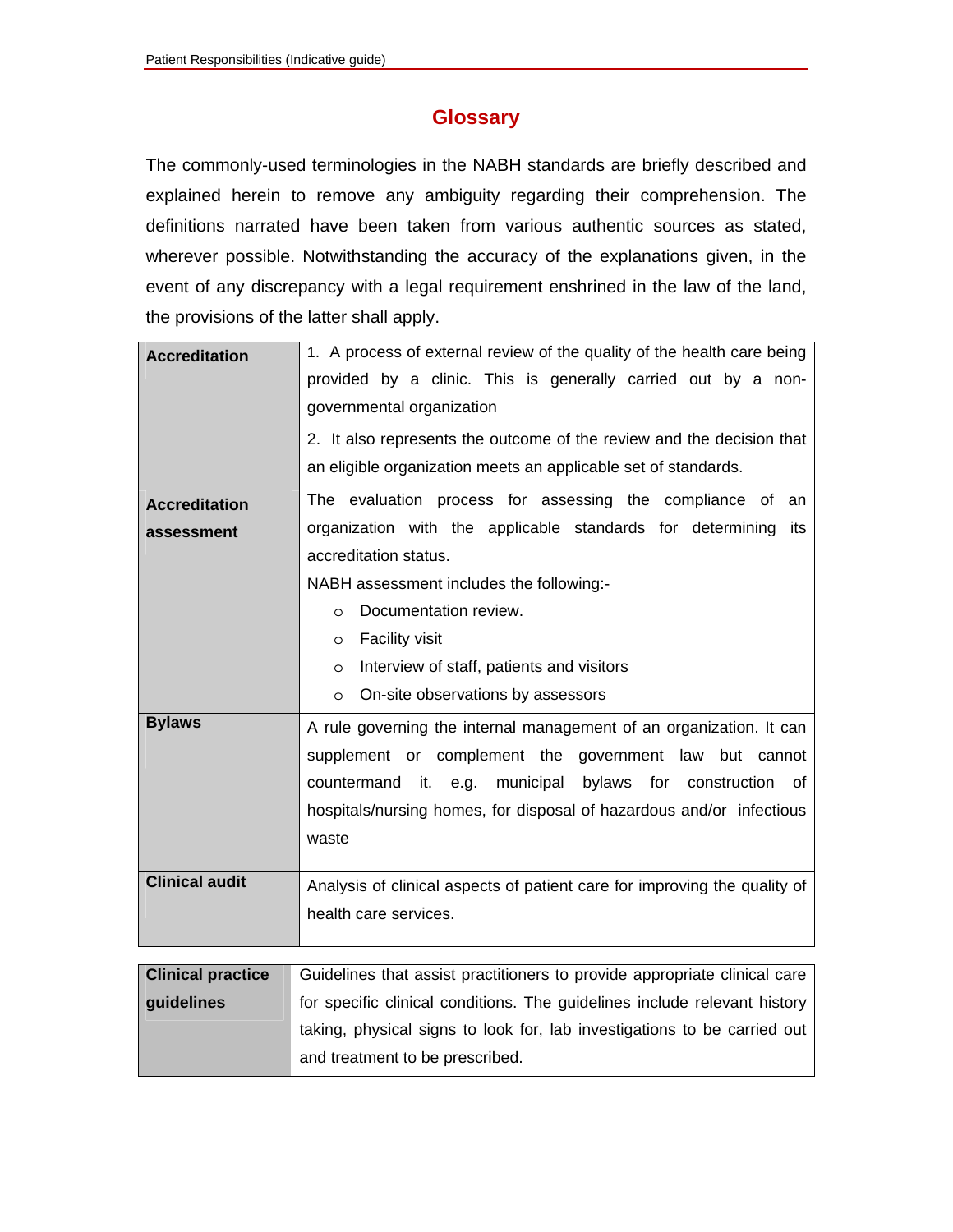# Glossary

The commonly-used terminologies in the NABH standards are briefly described and explained herein to remove any ambiguity regarding their comprehension. The definitions narrated have been taken from various authentic sources as stated, wherever possible. Notwithstanding the accuracy of the explanations given, in the event of any discrepancy with a legal requirement enshrined in the law of the land, the provisions of the latter shall apply.

| Term | Definition |
|---|---|
| **Accreditation** | 1. A process of external review of the quality of the health care being provided by a clinic. This is generally carried out by a non-governmental organization<br><br>2. It also represents the outcome of the review and the decision that an eligible organization meets an applicable set of standards. |
| **Accreditation assessment** | The evaluation process for assessing the compliance of an organization with the applicable standards for determining its accreditation status.<br>NABH assessment includes the following:-<br>○ Documentation review.<br>○ Facility visit<br>○ Interview of staff, patients and visitors<br>○ On-site observations by assessors |
| **Bylaws** | A rule governing the internal management of an organization. It can supplement or complement the government law but cannot countermand it. e.g. municipal bylaws for construction of hospitals/nursing homes, for disposal of hazardous and/or infectious waste |
| **Clinical audit** | Analysis of clinical aspects of patient care for improving the quality of health care services. |
| **Clinical practice guidelines** | Guidelines that assist practitioners to provide appropriate clinical care for specific clinical conditions. The guidelines include relevant history taking, physical signs to look for, lab investigations to be carried out and treatment to be prescribed. |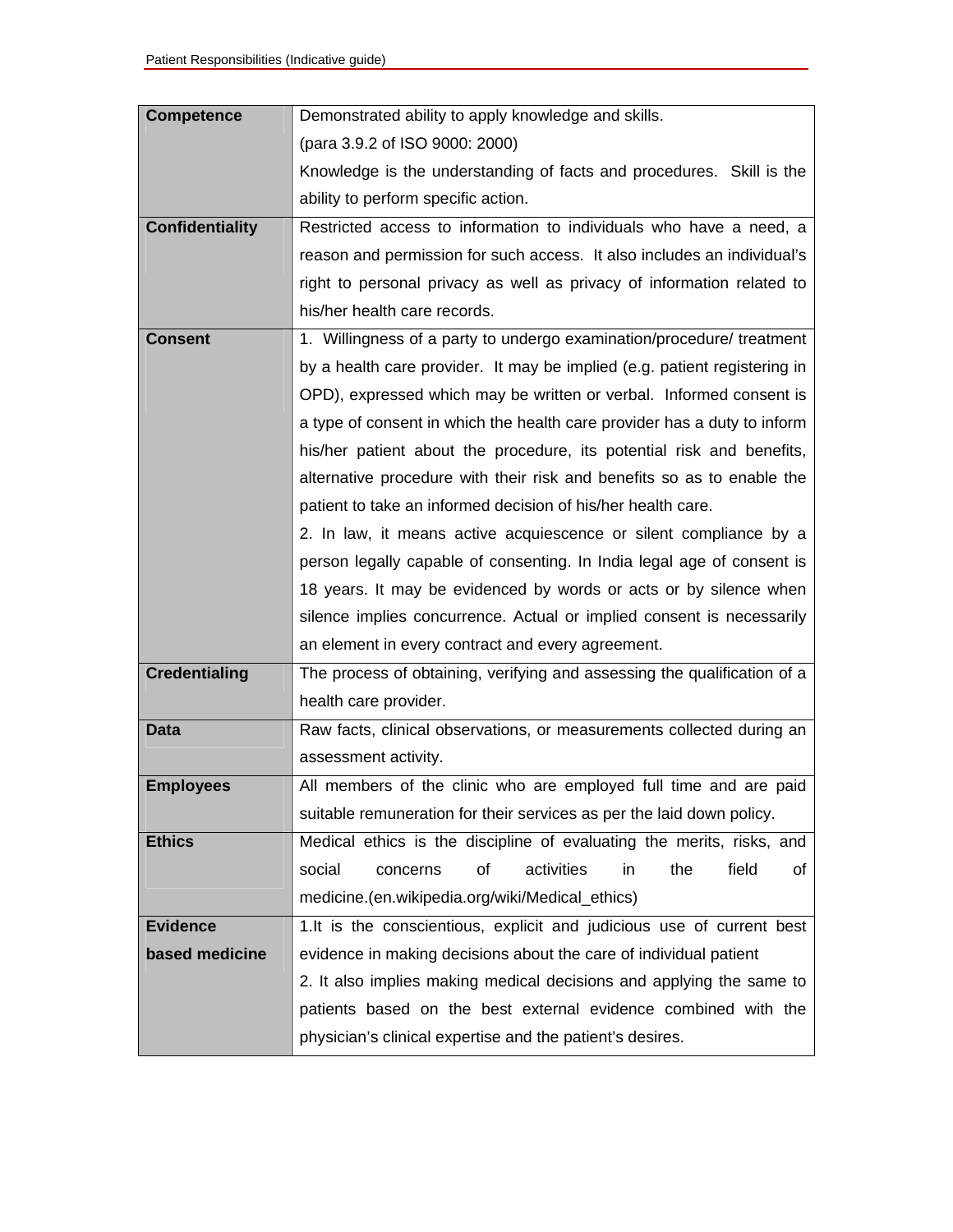| Term | Definition |
|---|---|
| **Competence** | Demonstrated ability to apply knowledge and skills. (para 3.9.2 of ISO 9000: 2000) Knowledge is the understanding of facts and procedures. Skill is the ability to perform specific action. |
| **Confidentiality** | Restricted access to information to individuals who have a need, a reason and permission for such access. It also includes an individual's right to personal privacy as well as privacy of information related to his/her health care records. |
| **Consent** | 1. Willingness of a party to undergo examination/procedure/ treatment by a health care provider. It may be implied (e.g. patient registering in OPD), expressed which may be written or verbal. Informed consent is a type of consent in which the health care provider has a duty to inform his/her patient about the procedure, its potential risk and benefits, alternative procedure with their risk and benefits so as to enable the patient to take an informed decision of his/her health care.<br>2. In law, it means active acquiescence or silent compliance by a person legally capable of consenting. In India legal age of consent is 18 years. It may be evidenced by words or acts or by silence when silence implies concurrence. Actual or implied consent is necessarily an element in every contract and every agreement. |
| **Credentialing** | The process of obtaining, verifying and assessing the qualification of a health care provider. |
| **Data** | Raw facts, clinical observations, or measurements collected during an assessment activity. |
| **Employees** | All members of the clinic who are employed full time and are paid suitable remuneration for their services as per the laid down policy. |
| **Ethics** | Medical ethics is the discipline of evaluating the merits, risks, and social concerns of activities in the field of medicine.(en.wikipedia.org/wiki/Medical_ethics) |
| **Evidence based medicine** | 1.It is the conscientious, explicit and judicious use of current best evidence in making decisions about the care of individual patient<br>2. It also implies making medical decisions and applying the same to patients based on the best external evidence combined with the physician's clinical expertise and the patient's desires. |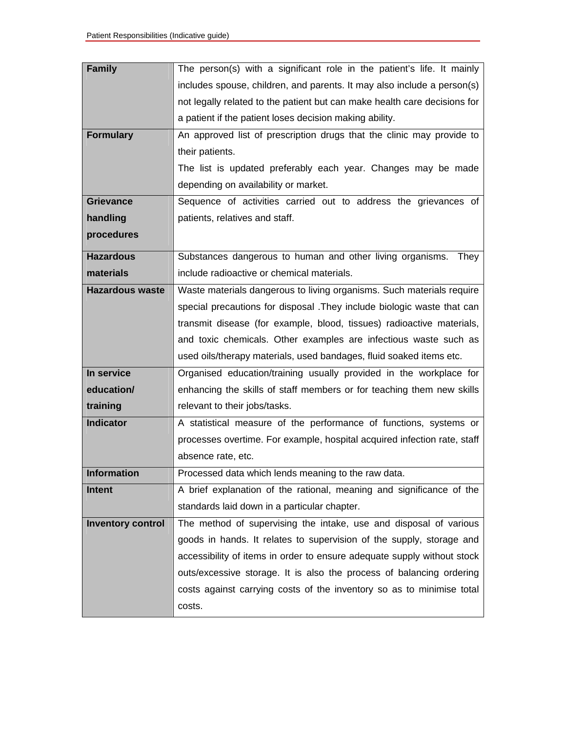| **Family** | The person(s) with a significant role in the patient's life. It mainly includes spouse, children, and parents. It may also include a person(s) not legally related to the patient but can make health care decisions for a patient if the patient loses decision making ability. |
|---|---|
| **Formulary** | An approved list of prescription drugs that the clinic may provide to their patients.<br>The list is updated preferably each year. Changes may be made depending on availability or market. |
| **Grievance handling procedures** | Sequence of activities carried out to address the grievances of patients, relatives and staff. |
| **Hazardous materials** | Substances dangerous to human and other living organisms. They include radioactive or chemical materials. |
| **Hazardous waste** | Waste materials dangerous to living organisms. Such materials require special precautions for disposal .They include biologic waste that can transmit disease (for example, blood, tissues) radioactive materials, and toxic chemicals. Other examples are infectious waste such as used oils/therapy materials, used bandages, fluid soaked items etc. |
| **In service education/ training** | Organised education/training usually provided in the workplace for enhancing the skills of staff members or for teaching them new skills relevant to their jobs/tasks. |
| **Indicator** | A statistical measure of the performance of functions, systems or processes overtime. For example, hospital acquired infection rate, staff absence rate, etc. |
| **Information** | Processed data which lends meaning to the raw data. |
| **Intent** | A brief explanation of the rational, meaning and significance of the standards laid down in a particular chapter. |
| **Inventory control** | The method of supervising the intake, use and disposal of various goods in hands. It relates to supervision of the supply, storage and accessibility of items in order to ensure adequate supply without stock outs/excessive storage. It is also the process of balancing ordering costs against carrying costs of the inventory so as to minimise total costs. |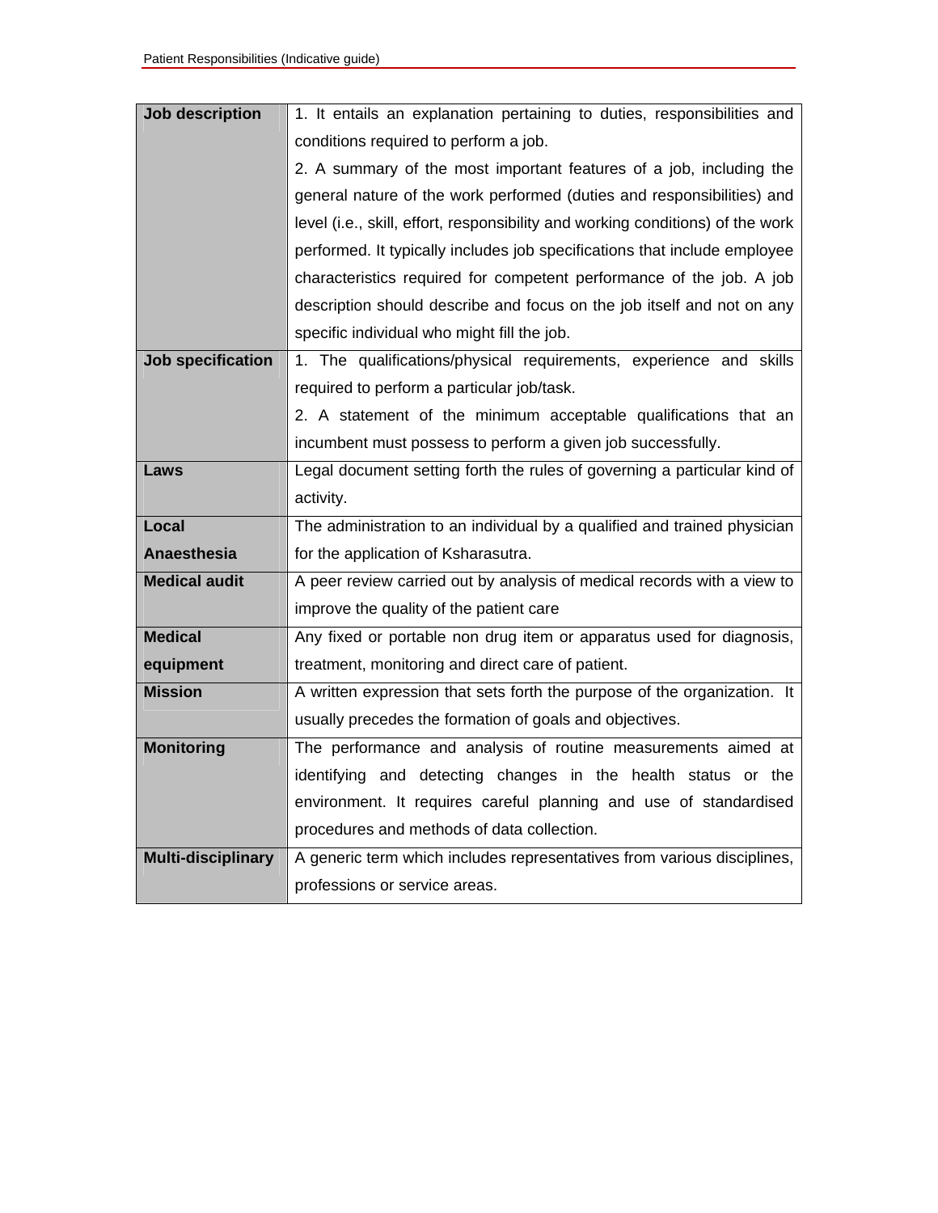| Job description | 1. It entails an explanation pertaining to duties, responsibilities and conditions required to perform a job.<br>2. A summary of the most important features of a job, including the general nature of the work performed (duties and responsibilities) and level (i.e., skill, effort, responsibility and working conditions) of the work performed. It typically includes job specifications that include employee characteristics required for competent performance of the job. A job description should describe and focus on the job itself and not on any specific individual who might fill the job. |
|---|---|
| **Job specification** | 1. The qualifications/physical requirements, experience and skills required to perform a particular job/task.<br>2. A statement of the minimum acceptable qualifications that an incumbent must possess to perform a given job successfully. |
| **Laws** | Legal document setting forth the rules of governing a particular kind of activity. |
| **Local Anaesthesia** | The administration to an individual by a qualified and trained physician for the application of Ksharasutra. |
| **Medical audit** | A peer review carried out by analysis of medical records with a view to improve the quality of the patient care |
| **Medical equipment** | Any fixed or portable non drug item or apparatus used for diagnosis, treatment, monitoring and direct care of patient. |
| **Mission** | A written expression that sets forth the purpose of the organization. It usually precedes the formation of goals and objectives. |
| **Monitoring** | The performance and analysis of routine measurements aimed at identifying and detecting changes in the health status or the environment. It requires careful planning and use of standardised procedures and methods of data collection. |
| **Multi-disciplinary** | A generic term which includes representatives from various disciplines, professions or service areas. |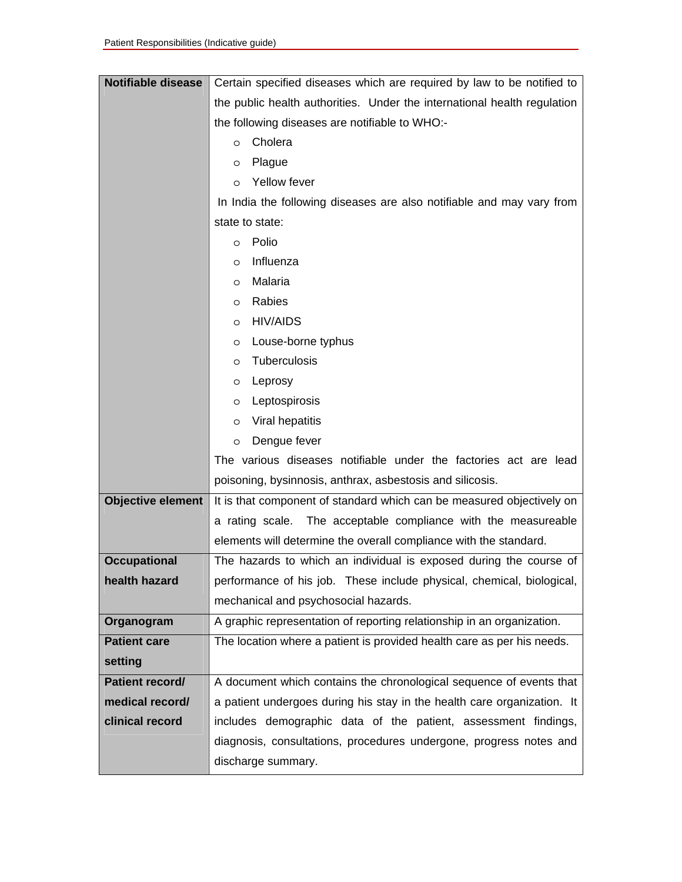| | |
|---|---|
| **Notifiable disease** | Certain specified diseases which are required by law to be notified to the public health authorities. Under the international health regulation the following diseases are notifiable to WHO:-<br>◦ Cholera<br>◦ Plague<br>◦ Yellow fever<br>In India the following diseases are also notifiable and may vary from state to state:<br>◦ Polio<br>◦ Influenza<br>◦ Malaria<br>◦ Rabies<br>◦ HIV/AIDS<br>◦ Louse-borne typhus<br>◦ Tuberculosis<br>◦ Leprosy<br>◦ Leptospirosis<br>◦ Viral hepatitis<br>◦ Dengue fever<br>The various diseases notifiable under the factories act are lead poisoning, bysinnosis, anthrax, asbestosis and silicosis. |
| **Objective element** | It is that component of standard which can be measured objectively on a rating scale. The acceptable compliance with the measureable elements will determine the overall compliance with the standard. |
| **Occupational health hazard** | The hazards to which an individual is exposed during the course of performance of his job. These include physical, chemical, biological, mechanical and psychosocial hazards. |
| **Organogram** | A graphic representation of reporting relationship in an organization. |
| **Patient care setting** | The location where a patient is provided health care as per his needs. |
| **Patient record/ medical record/ clinical record** | A document which contains the chronological sequence of events that a patient undergoes during his stay in the health care organization. It includes demographic data of the patient, assessment findings, diagnosis, consultations, procedures undergone, progress notes and discharge summary. |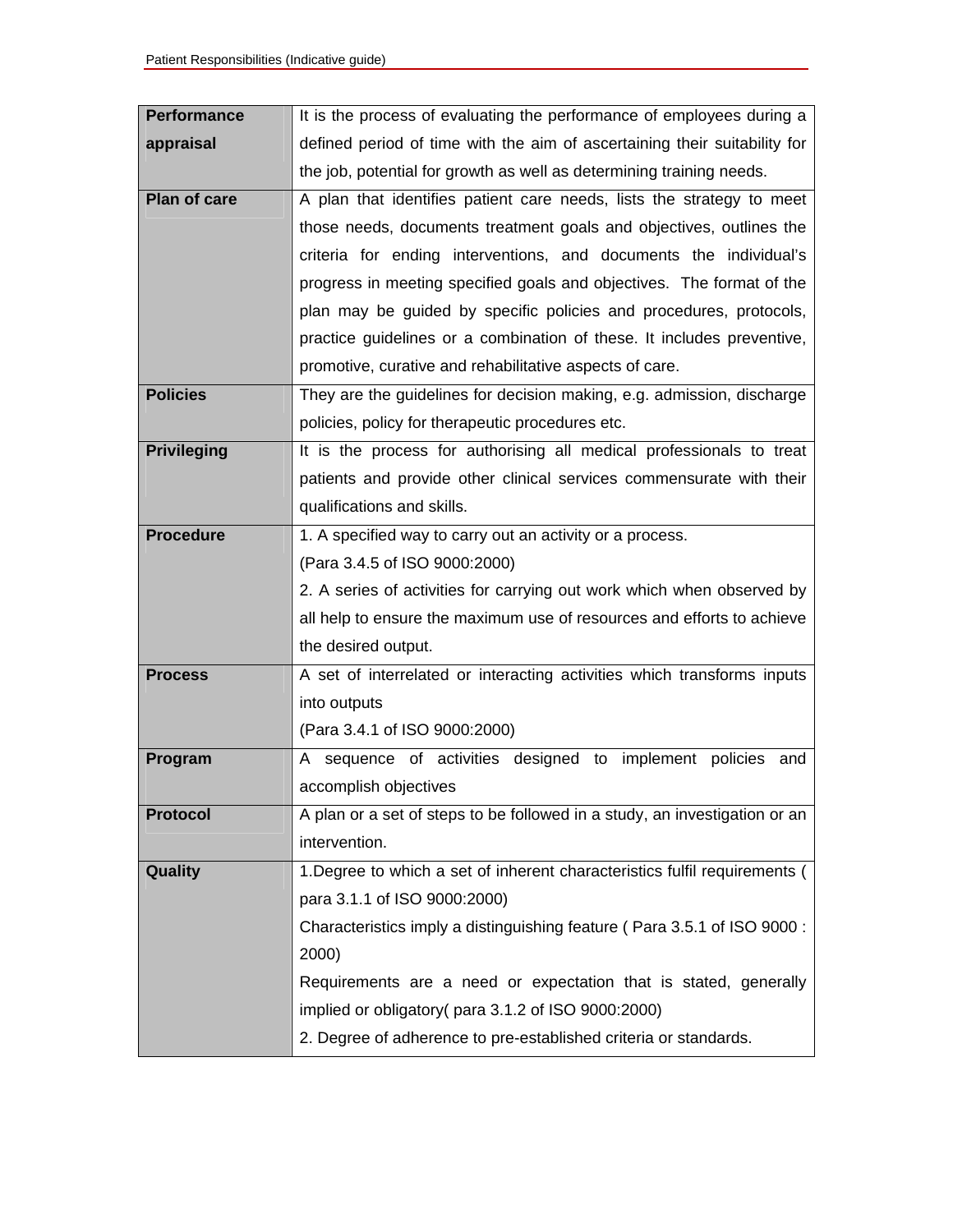| Term | Definition |
|---|---|
| **Performance appraisal** | It is the process of evaluating the performance of employees during a defined period of time with the aim of ascertaining their suitability for the job, potential for growth as well as determining training needs. |
| **Plan of care** | A plan that identifies patient care needs, lists the strategy to meet those needs, documents treatment goals and objectives, outlines the criteria for ending interventions, and documents the individual's progress in meeting specified goals and objectives. The format of the plan may be guided by specific policies and procedures, protocols, practice guidelines or a combination of these. It includes preventive, promotive, curative and rehabilitative aspects of care. |
| **Policies** | They are the guidelines for decision making, e.g. admission, discharge policies, policy for therapeutic procedures etc. |
| **Privileging** | It is the process for authorising all medical professionals to treat patients and provide other clinical services commensurate with their qualifications and skills. |
| **Procedure** | 1. A specified way to carry out an activity or a process. (Para 3.4.5 of ISO 9000:2000)<br>2. A series of activities for carrying out work which when observed by all help to ensure the maximum use of resources and efforts to achieve the desired output. |
| **Process** | A set of interrelated or interacting activities which transforms inputs into outputs<br>(Para 3.4.1 of ISO 9000:2000) |
| **Program** | A sequence of activities designed to implement policies and accomplish objectives |
| **Protocol** | A plan or a set of steps to be followed in a study, an investigation or an intervention. |
| **Quality** | 1.Degree to which a set of inherent characteristics fulfil requirements ( para 3.1.1 of ISO 9000:2000)<br>Characteristics imply a distinguishing feature ( Para 3.5.1 of ISO 9000 : 2000)<br>Requirements are a need or expectation that is stated, generally implied or obligatory( para 3.1.2 of ISO 9000:2000)<br>2. Degree of adherence to pre-established criteria or standards. |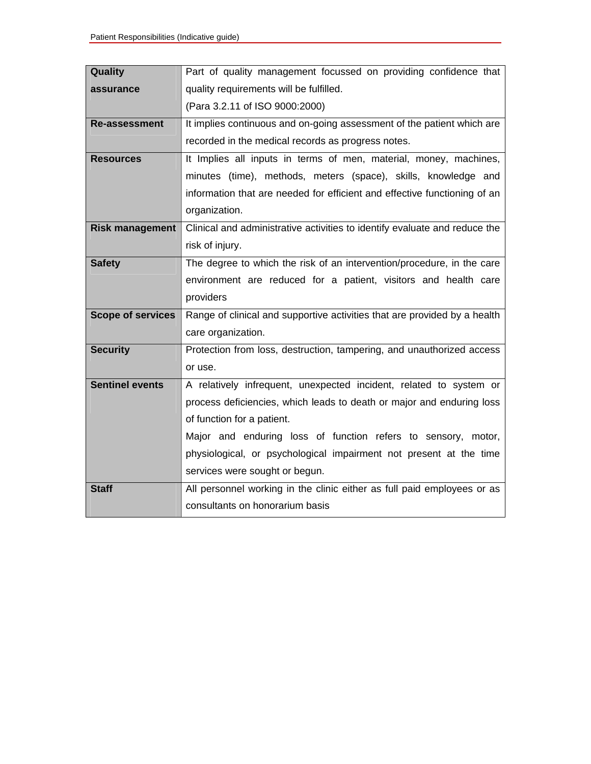| | |
|---|---|
| **Quality assurance** | Part of quality management focussed on providing confidence that quality requirements will be fulfilled. (Para 3.2.11 of ISO 9000:2000) |
| **Re-assessment** | It implies continuous and on-going assessment of the patient which are recorded in the medical records as progress notes. |
| **Resources** | It Implies all inputs in terms of men, material, money, machines, minutes (time), methods, meters (space), skills, knowledge and information that are needed for efficient and effective functioning of an organization. |
| **Risk management** | Clinical and administrative activities to identify evaluate and reduce the risk of injury. |
| **Safety** | The degree to which the risk of an intervention/procedure, in the care environment are reduced for a patient, visitors and health care providers |
| **Scope of services** | Range of clinical and supportive activities that are provided by a health care organization. |
| **Security** | Protection from loss, destruction, tampering, and unauthorized access or use. |
| **Sentinel events** | A relatively infrequent, unexpected incident, related to system or process deficiencies, which leads to death or major and enduring loss of function for a patient. Major and enduring loss of function refers to sensory, motor, physiological, or psychological impairment not present at the time services were sought or begun. |
| **Staff** | All personnel working in the clinic either as full paid employees or as consultants on honorarium basis |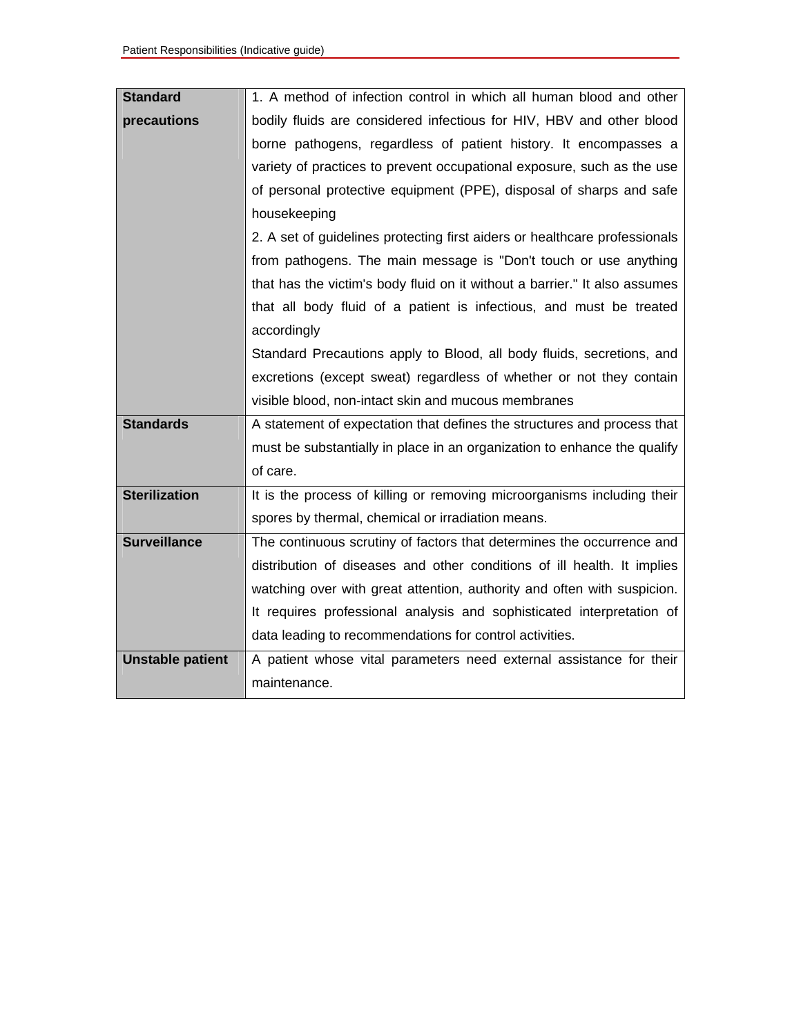| | |
|---|---|
| **Standard precautions** | 1. A method of infection control in which all human blood and other bodily fluids are considered infectious for HIV, HBV and other blood borne pathogens, regardless of patient history. It encompasses a variety of practices to prevent occupational exposure, such as the use of personal protective equipment (PPE), disposal of sharps and safe housekeeping<br>2. A set of guidelines protecting first aiders or healthcare professionals from pathogens. The main message is "Don't touch or use anything that has the victim's body fluid on it without a barrier." It also assumes that all body fluid of a patient is infectious, and must be treated accordingly<br>Standard Precautions apply to Blood, all body fluids, secretions, and excretions (except sweat) regardless of whether or not they contain visible blood, non-intact skin and mucous membranes |
| **Standards** | A statement of expectation that defines the structures and process that must be substantially in place in an organization to enhance the qualify of care. |
| **Sterilization** | It is the process of killing or removing microorganisms including their spores by thermal, chemical or irradiation means. |
| **Surveillance** | The continuous scrutiny of factors that determines the occurrence and distribution of diseases and other conditions of ill health. It implies watching over with great attention, authority and often with suspicion. It requires professional analysis and sophisticated interpretation of data leading to recommendations for control activities. |
| **Unstable patient** | A patient whose vital parameters need external assistance for their maintenance. |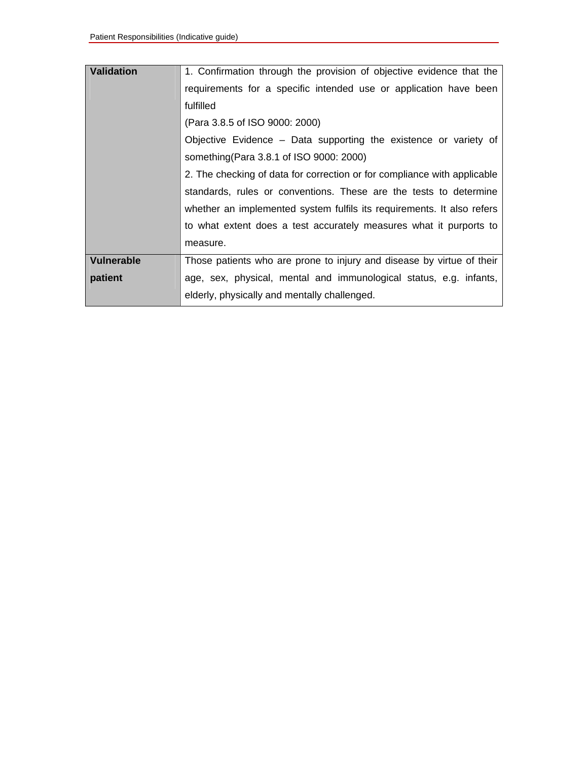| | |
|---|---|
| **Validation** | 1. Confirmation through the provision of objective evidence that the requirements for a specific intended use or application have been fulfilled<br>(Para 3.8.5 of ISO 9000: 2000)<br>Objective Evidence – Data supporting the existence or variety of something(Para 3.8.1 of ISO 9000: 2000)<br>2. The checking of data for correction or for compliance with applicable standards, rules or conventions. These are the tests to determine whether an implemented system fulfils its requirements. It also refers to what extent does a test accurately measures what it purports to measure. |
| **Vulnerable patient** | Those patients who are prone to injury and disease by virtue of their age, sex, physical, mental and immunological status, e.g. infants, elderly, physically and mentally challenged. |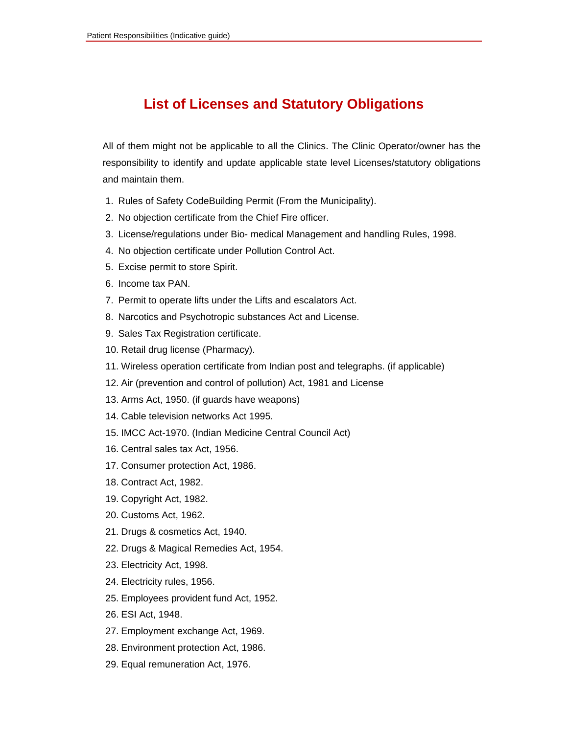# List of Licenses and Statutory Obligations

All of them might not be applicable to all the Clinics. The Clinic Operator/owner has the responsibility to identify and update applicable state level Licenses/statutory obligations and maintain them.

1. Rules of Safety CodeBuilding Permit (From the Municipality).
2. No objection certificate from the Chief Fire officer.
3. License/regulations under Bio- medical Management and handling Rules, 1998.
4. No objection certificate under Pollution Control Act.
5. Excise permit to store Spirit.
6. Income tax PAN.
7. Permit to operate lifts under the Lifts and escalators Act.
8. Narcotics and Psychotropic substances Act and License.
9. Sales Tax Registration certificate.
10. Retail drug license (Pharmacy).
11. Wireless operation certificate from Indian post and telegraphs. (if applicable)
12. Air (prevention and control of pollution) Act, 1981 and License
13. Arms Act, 1950. (if guards have weapons)
14. Cable television networks Act 1995.
15. IMCC Act-1970. (Indian Medicine Central Council Act)
16. Central sales tax Act, 1956.
17. Consumer protection Act, 1986.
18. Contract Act, 1982.
19. Copyright Act, 1982.
20. Customs Act, 1962.
21. Drugs & cosmetics Act, 1940.
22. Drugs & Magical Remedies Act, 1954.
23. Electricity Act, 1998.
24. Electricity rules, 1956.
25. Employees provident fund Act, 1952.
26. ESI Act, 1948.
27. Employment exchange Act, 1969.
28. Environment protection Act, 1986.
29. Equal remuneration Act, 1976.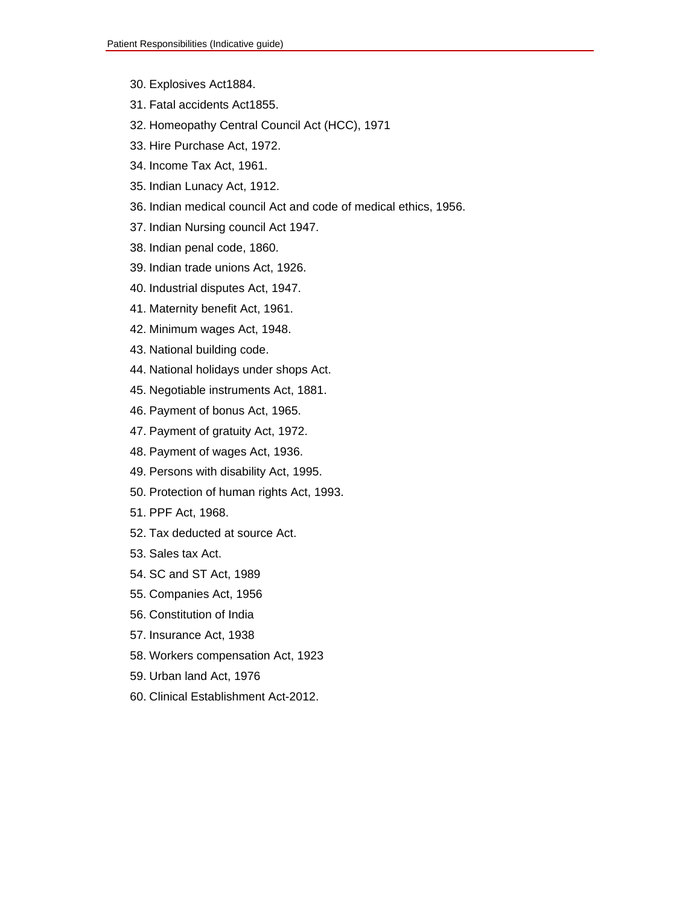30. Explosives Act1884.
31. Fatal accidents Act1855.
32. Homeopathy Central Council Act (HCC), 1971
33. Hire Purchase Act, 1972.
34. Income Tax Act, 1961.
35. Indian Lunacy Act, 1912.
36. Indian medical council Act and code of medical ethics, 1956.
37. Indian Nursing council Act 1947.
38. Indian penal code, 1860.
39. Indian trade unions Act, 1926.
40. Industrial disputes Act, 1947.
41. Maternity benefit Act, 1961.
42. Minimum wages Act, 1948.
43. National building code.
44. National holidays under shops Act.
45. Negotiable instruments Act, 1881.
46. Payment of bonus Act, 1965.
47. Payment of gratuity Act, 1972.
48. Payment of wages Act, 1936.
49. Persons with disability Act, 1995.
50. Protection of human rights Act, 1993.
51. PPF Act, 1968.
52. Tax deducted at source Act.
53. Sales tax Act.
54. SC and ST Act, 1989
55. Companies Act, 1956
56. Constitution of India
57. Insurance Act, 1938
58. Workers compensation Act, 1923
59. Urban land Act, 1976
60. Clinical Establishment Act-2012.